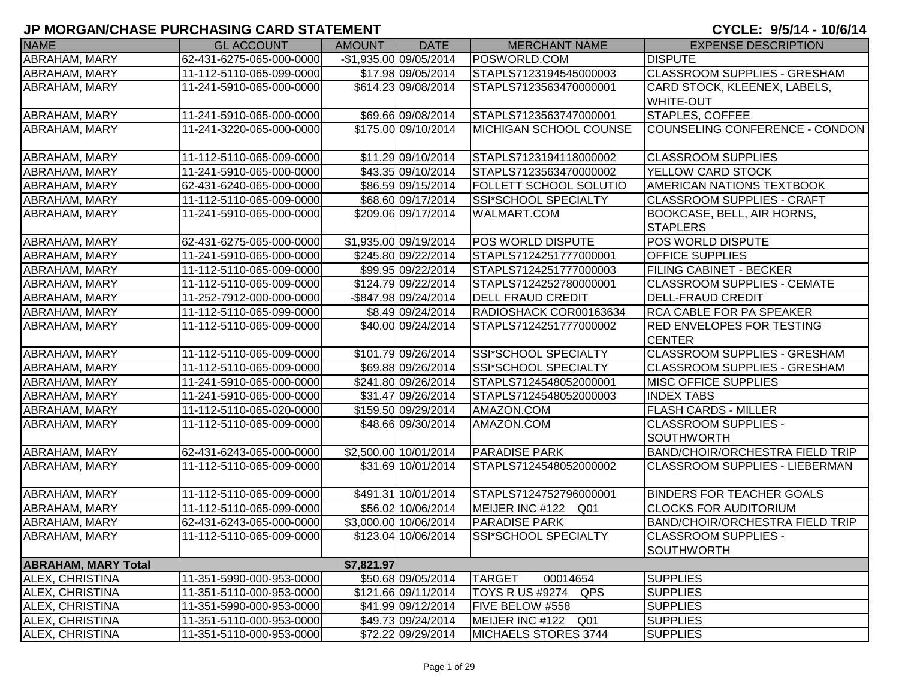# JP MORGAN/CHASE PURCHASING CARD STATEMENT

**CYCLE: 9/5/14 - 10/6/14**

| NAME | GL ACCOUNT | AMOUNT | DATE | MERCHANT NAME | EXPENSE DESCRIPTION |
|---|---|---|---|---|---|
| ABRAHAM, MARY | 62-431-6275-065-000-0000 | -$1,935.00 | 09/05/2014 | POSWORLD.COM | DISPUTE |
| ABRAHAM, MARY | 11-112-5110-065-099-0000 | $17.98 | 09/05/2014 | STAPLS7123194545000003 | CLASSROOM SUPPLIES - GRESHAM |
| ABRAHAM, MARY | 11-241-5910-065-000-0000 | $614.23 | 09/08/2014 | STAPLS7123563470000001 | CARD STOCK, KLEENEX, LABELS, WHITE-OUT |
| ABRAHAM, MARY | 11-241-5910-065-000-0000 | $69.66 | 09/08/2014 | STAPLS7123563747000001 | STAPLES, COFFEE |
| ABRAHAM, MARY | 11-241-3220-065-000-0000 | $175.00 | 09/10/2014 | MICHIGAN SCHOOL COUNSE | COUNSELING CONFERENCE - CONDON |
| ABRAHAM, MARY | 11-112-5110-065-009-0000 | $11.29 | 09/10/2014 | STAPLS7123194118000002 | CLASSROOM SUPPLIES |
| ABRAHAM, MARY | 11-241-5910-065-000-0000 | $43.35 | 09/10/2014 | STAPLS7123563470000002 | YELLOW CARD STOCK |
| ABRAHAM, MARY | 62-431-6240-065-000-0000 | $86.59 | 09/15/2014 | FOLLETT SCHOOL SOLUTIO | AMERICAN NATIONS TEXTBOOK |
| ABRAHAM, MARY | 11-112-5110-065-009-0000 | $68.60 | 09/17/2014 | SSI*SCHOOL SPECIALTY | CLASSROOM SUPPLIES - CRAFT |
| ABRAHAM, MARY | 11-241-5910-065-000-0000 | $209.06 | 09/17/2014 | WALMART.COM | BOOKCASE, BELL, AIR HORNS, STAPLERS |
| ABRAHAM, MARY | 62-431-6275-065-000-0000 | $1,935.00 | 09/19/2014 | POS WORLD DISPUTE | POS WORLD DISPUTE |
| ABRAHAM, MARY | 11-241-5910-065-000-0000 | $245.80 | 09/22/2014 | STAPLS7124251777000001 | OFFICE SUPPLIES |
| ABRAHAM, MARY | 11-112-5110-065-009-0000 | $99.95 | 09/22/2014 | STAPLS7124251777000003 | FILING CABINET - BECKER |
| ABRAHAM, MARY | 11-112-5110-065-009-0000 | $124.79 | 09/22/2014 | STAPLS7124252780000001 | CLASSROOM SUPPLIES - CEMATE |
| ABRAHAM, MARY | 11-252-7912-000-000-0000 | -$847.98 | 09/24/2014 | DELL FRAUD CREDIT | DELL-FRAUD CREDIT |
| ABRAHAM, MARY | 11-112-5110-065-099-0000 | $8.49 | 09/24/2014 | RADIOSHACK COR00163634 | RCA CABLE FOR PA SPEAKER |
| ABRAHAM, MARY | 11-112-5110-065-009-0000 | $40.00 | 09/24/2014 | STAPLS7124251777000002 | RED ENVELOPES FOR TESTING CENTER |
| ABRAHAM, MARY | 11-112-5110-065-009-0000 | $101.79 | 09/26/2014 | SSI*SCHOOL SPECIALTY | CLASSROOM SUPPLIES - GRESHAM |
| ABRAHAM, MARY | 11-112-5110-065-009-0000 | $69.88 | 09/26/2014 | SSI*SCHOOL SPECIALTY | CLASSROOM SUPPLIES - GRESHAM |
| ABRAHAM, MARY | 11-241-5910-065-000-0000 | $241.80 | 09/26/2014 | STAPLS7124548052000001 | MISC OFFICE SUPPLIES |
| ABRAHAM, MARY | 11-241-5910-065-000-0000 | $31.47 | 09/26/2014 | STAPLS7124548052000003 | INDEX TABS |
| ABRAHAM, MARY | 11-112-5110-065-020-0000 | $159.50 | 09/29/2014 | AMAZON.COM | FLASH CARDS - MILLER |
| ABRAHAM, MARY | 11-112-5110-065-009-0000 | $48.66 | 09/30/2014 | AMAZON.COM | CLASSROOM SUPPLIES - SOUTHWORTH |
| ABRAHAM, MARY | 62-431-6243-065-000-0000 | $2,500.00 | 10/01/2014 | PARADISE PARK | BAND/CHOIR/ORCHESTRA FIELD TRIP |
| ABRAHAM, MARY | 11-112-5110-065-009-0000 | $31.69 | 10/01/2014 | STAPLS7124548052000002 | CLASSROOM SUPPLIES - LIEBERMAN |
| ABRAHAM, MARY | 11-112-5110-065-009-0000 | $491.31 | 10/01/2014 | STAPLS7124752796000001 | BINDERS FOR TEACHER GOALS |
| ABRAHAM, MARY | 11-112-5110-065-099-0000 | $56.02 | 10/06/2014 | MEIJER INC #122 Q01 | CLOCKS FOR AUDITORIUM |
| ABRAHAM, MARY | 62-431-6243-065-000-0000 | $3,000.00 | 10/06/2014 | PARADISE PARK | BAND/CHOIR/ORCHESTRA FIELD TRIP |
| ABRAHAM, MARY | 11-112-5110-065-009-0000 | $123.04 | 10/06/2014 | SSI*SCHOOL SPECIALTY | CLASSROOM SUPPLIES - SOUTHWORTH |
| **ABRAHAM, MARY Total** | | **$7,821.97** | | | |
| ALEX, CHRISTINA | 11-351-5990-000-953-0000 | $50.68 | 09/05/2014 | TARGET 00014654 | SUPPLIES |
| ALEX, CHRISTINA | 11-351-5110-000-953-0000 | $121.66 | 09/11/2014 | TOYS R US #9274 QPS | SUPPLIES |
| ALEX, CHRISTINA | 11-351-5990-000-953-0000 | $41.99 | 09/12/2014 | FIVE BELOW #558 | SUPPLIES |
| ALEX, CHRISTINA | 11-351-5110-000-953-0000 | $49.73 | 09/24/2014 | MEIJER INC #122 Q01 | SUPPLIES |
| ALEX, CHRISTINA | 11-351-5110-000-953-0000 | $72.22 | 09/29/2014 | MICHAELS STORES 3744 | SUPPLIES |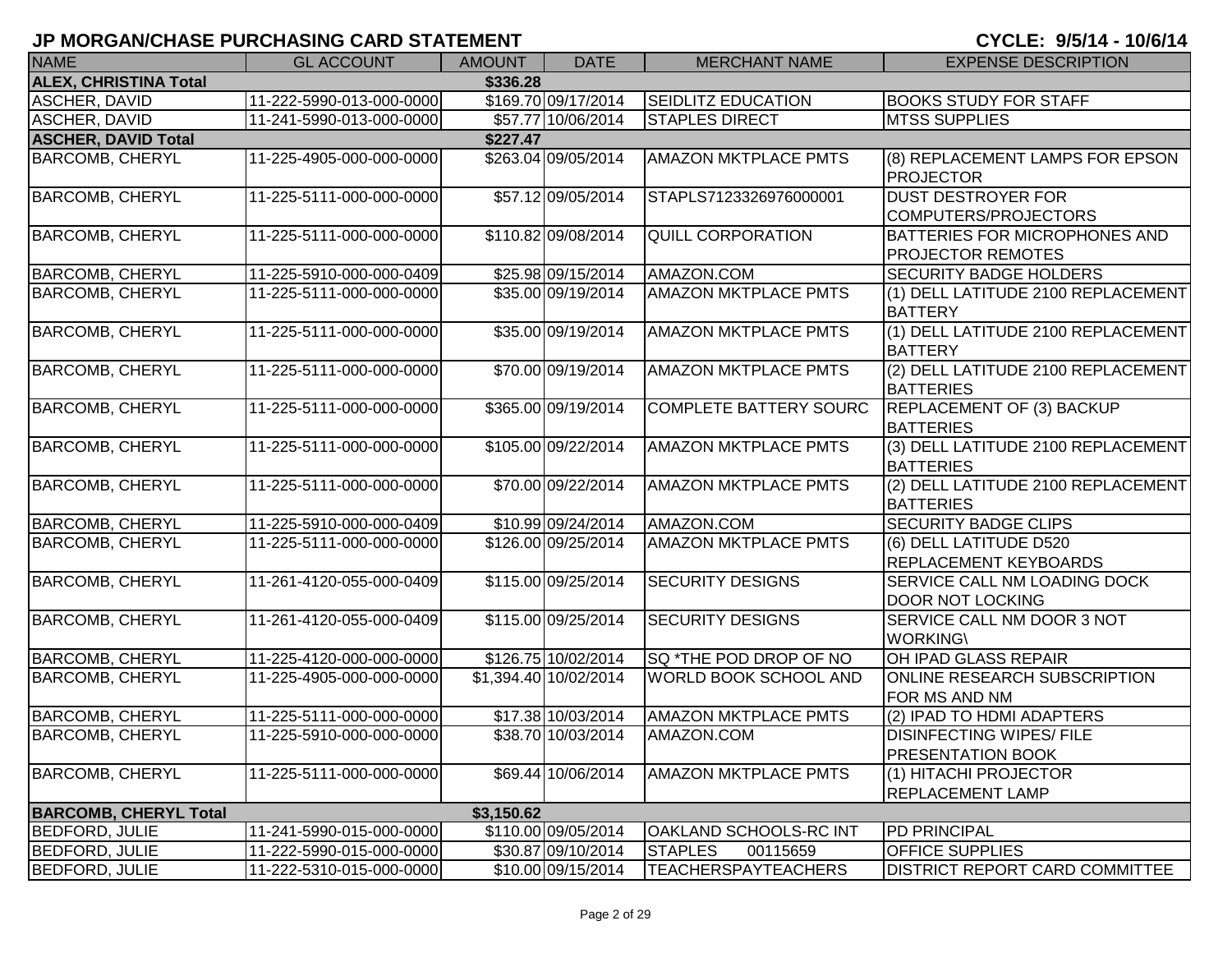## JP MORGAN/CHASE PURCHASING CARD STATEMENT

## CYCLE: 9/5/14 - 10/6/14

| NAME | GL ACCOUNT | AMOUNT | DATE | MERCHANT NAME | EXPENSE DESCRIPTION |
|---|---|---|---|---|---|
| **ALEX, CHRISTINA Total** | | **$336.28** | | | |
| ASCHER, DAVID | 11-222-5990-013-000-0000 | $169.70 | 09/17/2014 | SEIDLITZ EDUCATION | BOOKS STUDY FOR STAFF |
| ASCHER, DAVID | 11-241-5990-013-000-0000 | $57.77 | 10/06/2014 | STAPLES DIRECT | MTSS SUPPLIES |
| **ASCHER, DAVID Total** | | **$227.47** | | | |
| BARCOMB, CHERYL | 11-225-4905-000-000-0000 | $263.04 | 09/05/2014 | AMAZON MKTPLACE PMTS | (8) REPLACEMENT LAMPS FOR EPSON PROJECTOR |
| BARCOMB, CHERYL | 11-225-5111-000-000-0000 | $57.12 | 09/05/2014 | STAPLS7123326976000001 | DUST DESTROYER FOR COMPUTERS/PROJECTORS |
| BARCOMB, CHERYL | 11-225-5111-000-000-0000 | $110.82 | 09/08/2014 | QUILL CORPORATION | BATTERIES FOR MICROPHONES AND PROJECTOR REMOTES |
| BARCOMB, CHERYL | 11-225-5910-000-000-0409 | $25.98 | 09/15/2014 | AMAZON.COM | SECURITY BADGE HOLDERS |
| BARCOMB, CHERYL | 11-225-5111-000-000-0000 | $35.00 | 09/19/2014 | AMAZON MKTPLACE PMTS | (1) DELL LATITUDE 2100 REPLACEMENT BATTERY |
| BARCOMB, CHERYL | 11-225-5111-000-000-0000 | $35.00 | 09/19/2014 | AMAZON MKTPLACE PMTS | (1) DELL LATITUDE 2100 REPLACEMENT BATTERY |
| BARCOMB, CHERYL | 11-225-5111-000-000-0000 | $70.00 | 09/19/2014 | AMAZON MKTPLACE PMTS | (2) DELL LATITUDE 2100 REPLACEMENT BATTERIES |
| BARCOMB, CHERYL | 11-225-5111-000-000-0000 | $365.00 | 09/19/2014 | COMPLETE BATTERY SOURC | REPLACEMENT OF (3) BACKUP BATTERIES |
| BARCOMB, CHERYL | 11-225-5111-000-000-0000 | $105.00 | 09/22/2014 | AMAZON MKTPLACE PMTS | (3) DELL LATITUDE 2100 REPLACEMENT BATTERIES |
| BARCOMB, CHERYL | 11-225-5111-000-000-0000 | $70.00 | 09/22/2014 | AMAZON MKTPLACE PMTS | (2) DELL LATITUDE 2100 REPLACEMENT BATTERIES |
| BARCOMB, CHERYL | 11-225-5910-000-000-0409 | $10.99 | 09/24/2014 | AMAZON.COM | SECURITY BADGE CLIPS |
| BARCOMB, CHERYL | 11-225-5111-000-000-0000 | $126.00 | 09/25/2014 | AMAZON MKTPLACE PMTS | (6) DELL LATITUDE D520 REPLACEMENT KEYBOARDS |
| BARCOMB, CHERYL | 11-261-4120-055-000-0409 | $115.00 | 09/25/2014 | SECURITY DESIGNS | SERVICE CALL NM LOADING DOCK DOOR NOT LOCKING |
| BARCOMB, CHERYL | 11-261-4120-055-000-0409 | $115.00 | 09/25/2014 | SECURITY DESIGNS | SERVICE CALL NM DOOR 3 NOT WORKING\ |
| BARCOMB, CHERYL | 11-225-4120-000-000-0000 | $126.75 | 10/02/2014 | SQ *THE POD DROP OF NO | OH IPAD GLASS REPAIR |
| BARCOMB, CHERYL | 11-225-4905-000-000-0000 | $1,394.40 | 10/02/2014 | WORLD BOOK SCHOOL AND | ONLINE RESEARCH SUBSCRIPTION FOR MS AND NM |
| BARCOMB, CHERYL | 11-225-5111-000-000-0000 | $17.38 | 10/03/2014 | AMAZON MKTPLACE PMTS | (2) IPAD TO HDMI ADAPTERS |
| BARCOMB, CHERYL | 11-225-5910-000-000-0000 | $38.70 | 10/03/2014 | AMAZON.COM | DISINFECTING WIPES/ FILE PRESENTATION BOOK |
| BARCOMB, CHERYL | 11-225-5111-000-000-0000 | $69.44 | 10/06/2014 | AMAZON MKTPLACE PMTS | (1) HITACHI PROJECTOR REPLACEMENT LAMP |
| **BARCOMB, CHERYL Total** | | **$3,150.62** | | | |
| BEDFORD, JULIE | 11-241-5990-015-000-0000 | $110.00 | 09/05/2014 | OAKLAND SCHOOLS-RC INT | PD PRINCIPAL |
| BEDFORD, JULIE | 11-222-5990-015-000-0000 | $30.87 | 09/10/2014 | STAPLES 00115659 | OFFICE SUPPLIES |
| BEDFORD, JULIE | 11-222-5310-015-000-0000 | $10.00 | 09/15/2014 | TEACHERSPAYTEACHERS | DISTRICT REPORT CARD COMMITTEE |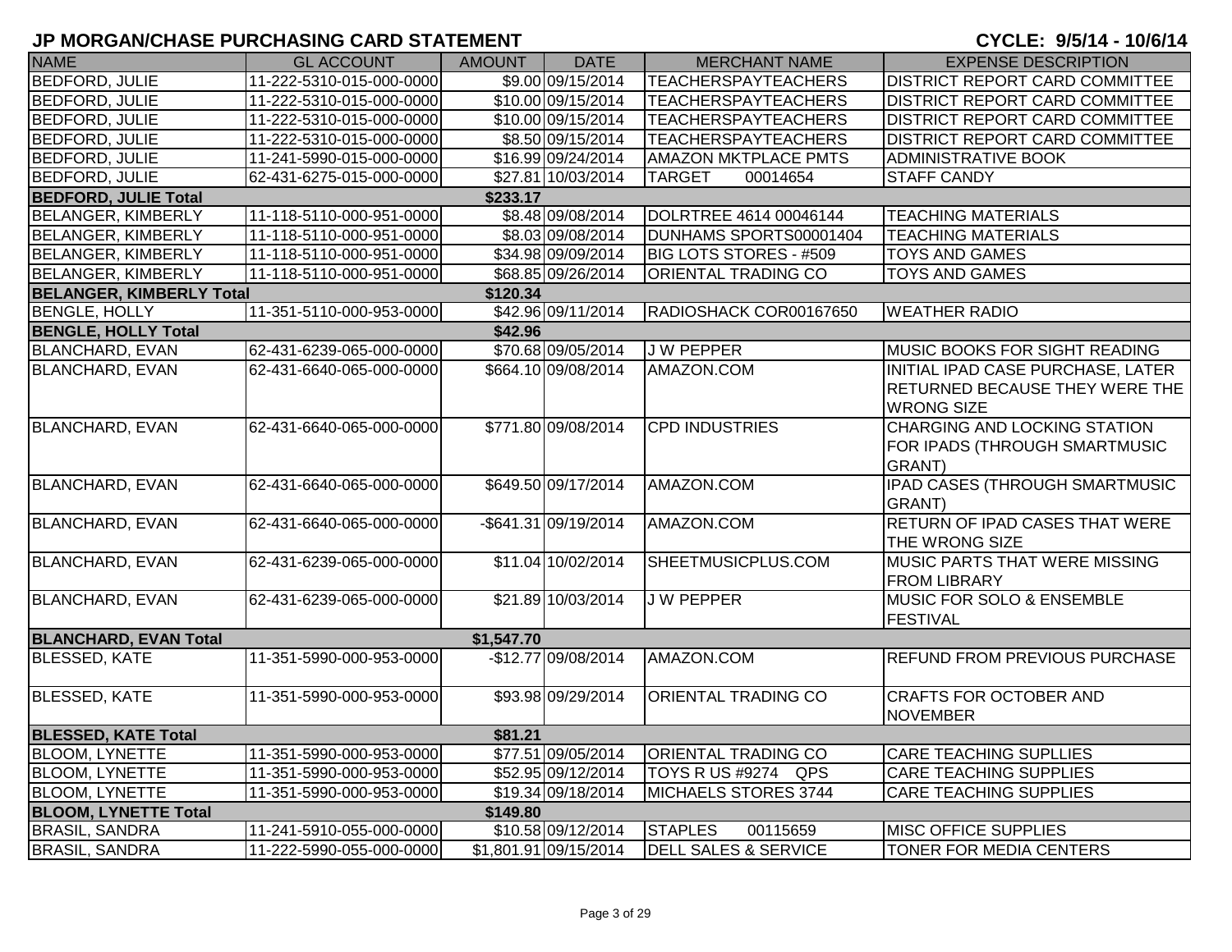## JP MORGAN/CHASE PURCHASING CARD STATEMENT

## CYCLE: 9/5/14 - 10/6/14

| NAME | GL ACCOUNT | AMOUNT | DATE | MERCHANT NAME | EXPENSE DESCRIPTION |
|---|---|---|---|---|---|
| BEDFORD, JULIE | 11-222-5310-015-000-0000 | $9.00 | 09/15/2014 | TEACHERSPAYTEACHERS | DISTRICT REPORT CARD COMMITTEE |
| BEDFORD, JULIE | 11-222-5310-015-000-0000 | $10.00 | 09/15/2014 | TEACHERSPAYTEACHERS | DISTRICT REPORT CARD COMMITTEE |
| BEDFORD, JULIE | 11-222-5310-015-000-0000 | $10.00 | 09/15/2014 | TEACHERSPAYTEACHERS | DISTRICT REPORT CARD COMMITTEE |
| BEDFORD, JULIE | 11-222-5310-015-000-0000 | $8.50 | 09/15/2014 | TEACHERSPAYTEACHERS | DISTRICT REPORT CARD COMMITTEE |
| BEDFORD, JULIE | 11-241-5990-015-000-0000 | $16.99 | 09/24/2014 | AMAZON MKTPLACE PMTS | ADMINISTRATIVE BOOK |
| BEDFORD, JULIE | 62-431-6275-015-000-0000 | $27.81 | 10/03/2014 | TARGET 00014654 | STAFF CANDY |
| **BEDFORD, JULIE Total** | | **$233.17** | | | |
| BELANGER, KIMBERLY | 11-118-5110-000-951-0000 | $8.48 | 09/08/2014 | DOLRTREE 4614 00046144 | TEACHING MATERIALS |
| BELANGER, KIMBERLY | 11-118-5110-000-951-0000 | $8.03 | 09/08/2014 | DUNHAMS SPORTS00001404 | TEACHING MATERIALS |
| BELANGER, KIMBERLY | 11-118-5110-000-951-0000 | $34.98 | 09/09/2014 | BIG LOTS STORES - #509 | TOYS AND GAMES |
| BELANGER, KIMBERLY | 11-118-5110-000-951-0000 | $68.85 | 09/26/2014 | ORIENTAL TRADING CO | TOYS AND GAMES |
| **BELANGER, KIMBERLY Total** | | **$120.34** | | | |
| BENGLE, HOLLY | 11-351-5110-000-953-0000 | $42.96 | 09/11/2014 | RADIOSHACK COR00167650 | WEATHER RADIO |
| **BENGLE, HOLLY Total** | | **$42.96** | | | |
| BLANCHARD, EVAN | 62-431-6239-065-000-0000 | $70.68 | 09/05/2014 | J W PEPPER | MUSIC BOOKS FOR SIGHT READING |
| BLANCHARD, EVAN | 62-431-6640-065-000-0000 | $664.10 | 09/08/2014 | AMAZON.COM | INITIAL IPAD CASE PURCHASE, LATER RETURNED BECAUSE THEY WERE THE WRONG SIZE |
| BLANCHARD, EVAN | 62-431-6640-065-000-0000 | $771.80 | 09/08/2014 | CPD INDUSTRIES | CHARGING AND LOCKING STATION FOR IPADS (THROUGH SMARTMUSIC GRANT) |
| BLANCHARD, EVAN | 62-431-6640-065-000-0000 | $649.50 | 09/17/2014 | AMAZON.COM | IPAD CASES (THROUGH SMARTMUSIC GRANT) |
| BLANCHARD, EVAN | 62-431-6640-065-000-0000 | -$641.31 | 09/19/2014 | AMAZON.COM | RETURN OF IPAD CASES THAT WERE THE WRONG SIZE |
| BLANCHARD, EVAN | 62-431-6239-065-000-0000 | $11.04 | 10/02/2014 | SHEETMUSICPLUS.COM | MUSIC PARTS THAT WERE MISSING FROM LIBRARY |
| BLANCHARD, EVAN | 62-431-6239-065-000-0000 | $21.89 | 10/03/2014 | J W PEPPER | MUSIC FOR SOLO & ENSEMBLE FESTIVAL |
| **BLANCHARD, EVAN Total** | | **$1,547.70** | | | |
| BLESSED, KATE | 11-351-5990-000-953-0000 | -$12.77 | 09/08/2014 | AMAZON.COM | REFUND FROM PREVIOUS PURCHASE |
| BLESSED, KATE | 11-351-5990-000-953-0000 | $93.98 | 09/29/2014 | ORIENTAL TRADING CO | CRAFTS FOR OCTOBER AND NOVEMBER |
| **BLESSED, KATE Total** | | **$81.21** | | | |
| BLOOM, LYNETTE | 11-351-5990-000-953-0000 | $77.51 | 09/05/2014 | ORIENTAL TRADING CO | CARE TEACHING SUPLLIES |
| BLOOM, LYNETTE | 11-351-5990-000-953-0000 | $52.95 | 09/12/2014 | TOYS R US #9274 QPS | CARE TEACHING SUPPLIES |
| BLOOM, LYNETTE | 11-351-5990-000-953-0000 | $19.34 | 09/18/2014 | MICHAELS STORES 3744 | CARE TEACHING SUPPLIES |
| **BLOOM, LYNETTE Total** | | **$149.80** | | | |
| BRASIL, SANDRA | 11-241-5910-055-000-0000 | $10.58 | 09/12/2014 | STAPLES 00115659 | MISC OFFICE SUPPLIES |
| BRASIL, SANDRA | 11-222-5990-055-000-0000 | $1,801.91 | 09/15/2014 | DELL SALES & SERVICE | TONER FOR MEDIA CENTERS |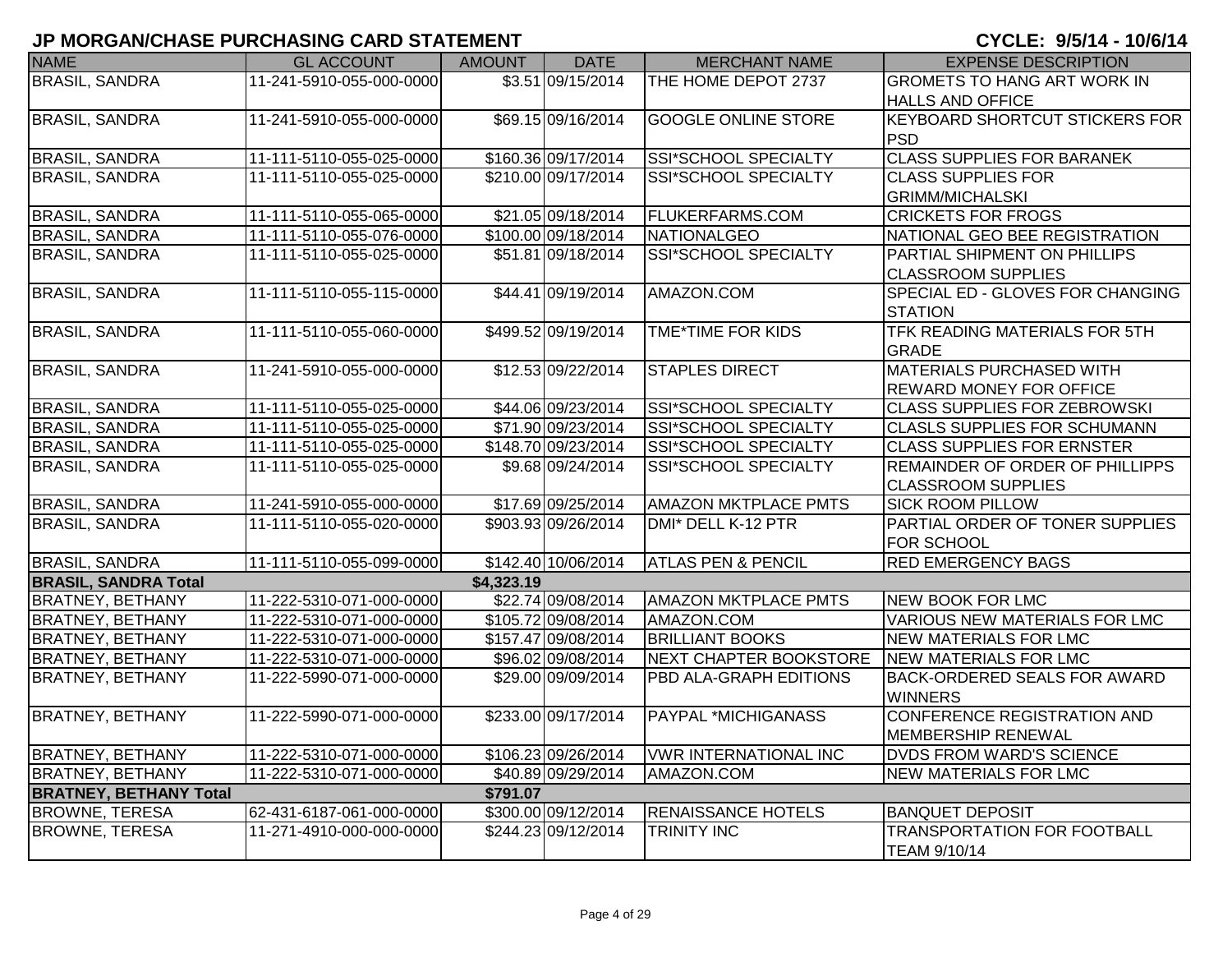## JP MORGAN/CHASE PURCHASING CARD STATEMENT

## CYCLE: 9/5/14 - 10/6/14

| NAME | GL ACCOUNT | AMOUNT | DATE | MERCHANT NAME | EXPENSE DESCRIPTION |
|---|---|---|---|---|---|
| BRASIL, SANDRA | 11-241-5910-055-000-0000 | $3.51 | 09/15/2014 | THE HOME DEPOT 2737 | GROMETS TO HANG ART WORK IN HALLS AND OFFICE |
| BRASIL, SANDRA | 11-241-5910-055-000-0000 | $69.15 | 09/16/2014 | GOOGLE ONLINE STORE | KEYBOARD SHORTCUT STICKERS FOR PSD |
| BRASIL, SANDRA | 11-111-5110-055-025-0000 | $160.36 | 09/17/2014 | SSI*SCHOOL SPECIALTY | CLASS SUPPLIES FOR BARANEK |
| BRASIL, SANDRA | 11-111-5110-055-025-0000 | $210.00 | 09/17/2014 | SSI*SCHOOL SPECIALTY | CLASS SUPPLIES FOR GRIMM/MICHALSKI |
| BRASIL, SANDRA | 11-111-5110-055-065-0000 | $21.05 | 09/18/2014 | FLUKERFARMS.COM | CRICKETS FOR FROGS |
| BRASIL, SANDRA | 11-111-5110-055-076-0000 | $100.00 | 09/18/2014 | NATIONALGEO | NATIONAL GEO BEE REGISTRATION |
| BRASIL, SANDRA | 11-111-5110-055-025-0000 | $51.81 | 09/18/2014 | SSI*SCHOOL SPECIALTY | PARTIAL SHIPMENT ON PHILLIPS CLASSROOM SUPPLIES |
| BRASIL, SANDRA | 11-111-5110-055-115-0000 | $44.41 | 09/19/2014 | AMAZON.COM | SPECIAL ED - GLOVES FOR CHANGING STATION |
| BRASIL, SANDRA | 11-111-5110-055-060-0000 | $499.52 | 09/19/2014 | TME*TIME FOR KIDS | TFK READING MATERIALS FOR 5TH GRADE |
| BRASIL, SANDRA | 11-241-5910-055-000-0000 | $12.53 | 09/22/2014 | STAPLES DIRECT | MATERIALS PURCHASED WITH REWARD MONEY FOR OFFICE |
| BRASIL, SANDRA | 11-111-5110-055-025-0000 | $44.06 | 09/23/2014 | SSI*SCHOOL SPECIALTY | CLASS SUPPLIES FOR ZEBROWSKI |
| BRASIL, SANDRA | 11-111-5110-055-025-0000 | $71.90 | 09/23/2014 | SSI*SCHOOL SPECIALTY | CLASLS SUPPLIES FOR SCHUMANN |
| BRASIL, SANDRA | 11-111-5110-055-025-0000 | $148.70 | 09/23/2014 | SSI*SCHOOL SPECIALTY | CLASS SUPPLIES FOR ERNSTER |
| BRASIL, SANDRA | 11-111-5110-055-025-0000 | $9.68 | 09/24/2014 | SSI*SCHOOL SPECIALTY | REMAINDER OF ORDER OF PHILLIPPS CLASSROOM SUPPLIES |
| BRASIL, SANDRA | 11-241-5910-055-000-0000 | $17.69 | 09/25/2014 | AMAZON MKTPLACE PMTS | SICK ROOM PILLOW |
| BRASIL, SANDRA | 11-111-5110-055-020-0000 | $903.93 | 09/26/2014 | DMI* DELL K-12 PTR | PARTIAL ORDER OF TONER SUPPLIES FOR SCHOOL |
| BRASIL, SANDRA | 11-111-5110-055-099-0000 | $142.40 | 10/06/2014 | ATLAS PEN & PENCIL | RED EMERGENCY BAGS |
| **BRASIL, SANDRA Total** | | **$4,323.19** | | | |
| BRATNEY, BETHANY | 11-222-5310-071-000-0000 | $22.74 | 09/08/2014 | AMAZON MKTPLACE PMTS | NEW BOOK FOR LMC |
| BRATNEY, BETHANY | 11-222-5310-071-000-0000 | $105.72 | 09/08/2014 | AMAZON.COM | VARIOUS NEW MATERIALS FOR LMC |
| BRATNEY, BETHANY | 11-222-5310-071-000-0000 | $157.47 | 09/08/2014 | BRILLIANT BOOKS | NEW MATERIALS FOR LMC |
| BRATNEY, BETHANY | 11-222-5310-071-000-0000 | $96.02 | 09/08/2014 | NEXT CHAPTER BOOKSTORE | NEW MATERIALS FOR LMC |
| BRATNEY, BETHANY | 11-222-5990-071-000-0000 | $29.00 | 09/09/2014 | PBD ALA-GRAPH EDITIONS | BACK-ORDERED SEALS FOR AWARD WINNERS |
| BRATNEY, BETHANY | 11-222-5990-071-000-0000 | $233.00 | 09/17/2014 | PAYPAL *MICHIGANASS | CONFERENCE REGISTRATION AND MEMBERSHIP RENEWAL |
| BRATNEY, BETHANY | 11-222-5310-071-000-0000 | $106.23 | 09/26/2014 | VWR INTERNATIONAL INC | DVDS FROM WARD'S SCIENCE |
| BRATNEY, BETHANY | 11-222-5310-071-000-0000 | $40.89 | 09/29/2014 | AMAZON.COM | NEW MATERIALS FOR LMC |
| **BRATNEY, BETHANY Total** | | **$791.07** | | | |
| BROWNE, TERESA | 62-431-6187-061-000-0000 | $300.00 | 09/12/2014 | RENAISSANCE HOTELS | BANQUET DEPOSIT |
| BROWNE, TERESA | 11-271-4910-000-000-0000 | $244.23 | 09/12/2014 | TRINITY INC | TRANSPORTATION FOR FOOTBALL TEAM 9/10/14 |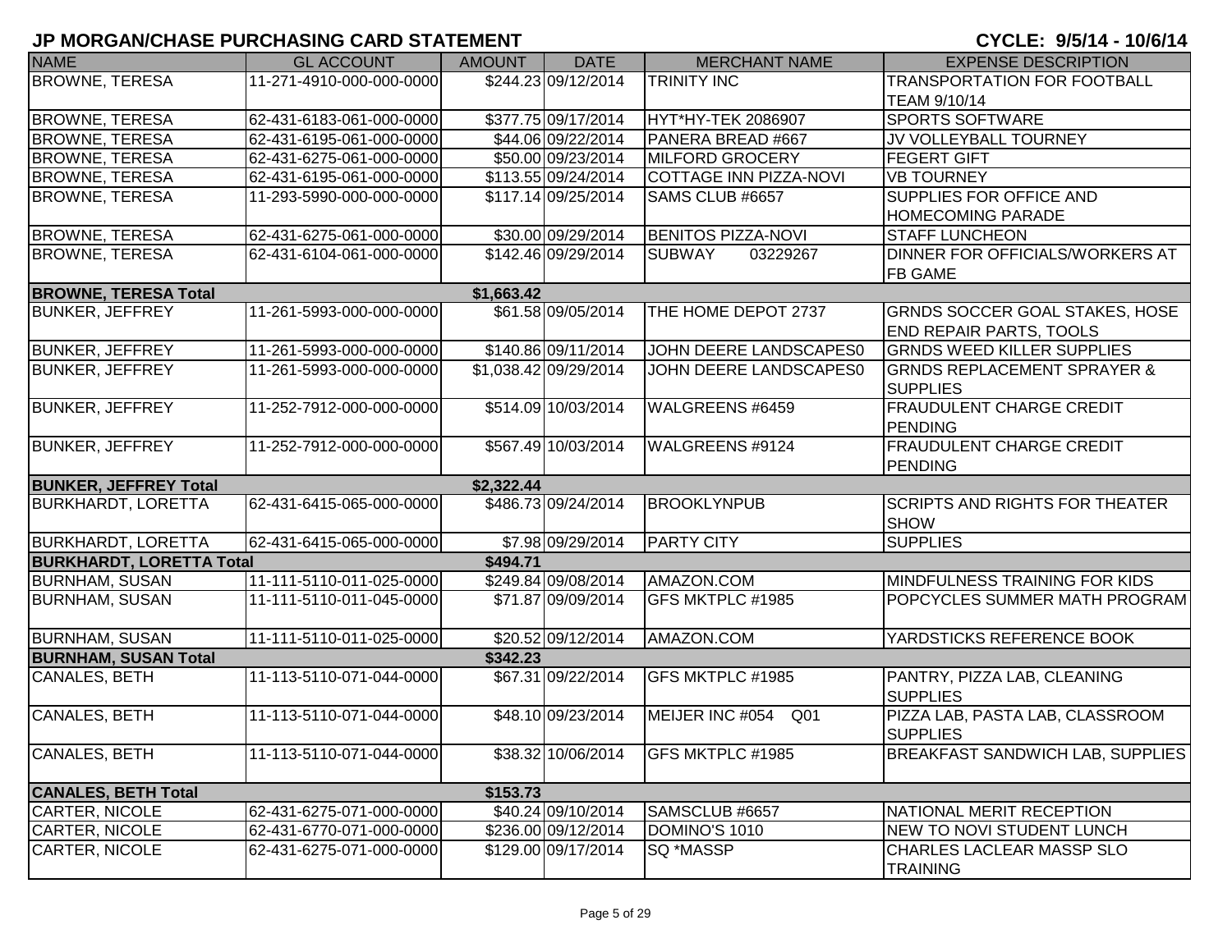# JP MORGAN/CHASE PURCHASING CARD STATEMENT

**CYCLE: 9/5/14 - 10/6/14**

| NAME | GL ACCOUNT | AMOUNT | DATE | MERCHANT NAME | EXPENSE DESCRIPTION |
|---|---|---|---|---|---|
| BROWNE, TERESA | 11-271-4910-000-000-0000 | $244.23 | 09/12/2014 | TRINITY INC | TRANSPORTATION FOR FOOTBALL TEAM 9/10/14 |
| BROWNE, TERESA | 62-431-6183-061-000-0000 | $377.75 | 09/17/2014 | HYT*HY-TEK 2086907 | SPORTS SOFTWARE |
| BROWNE, TERESA | 62-431-6195-061-000-0000 | $44.06 | 09/22/2014 | PANERA BREAD #667 | JV VOLLEYBALL TOURNEY |
| BROWNE, TERESA | 62-431-6275-061-000-0000 | $50.00 | 09/23/2014 | MILFORD GROCERY | FEGERT GIFT |
| BROWNE, TERESA | 62-431-6195-061-000-0000 | $113.55 | 09/24/2014 | COTTAGE INN PIZZA-NOVI | VB TOURNEY |
| BROWNE, TERESA | 11-293-5990-000-000-0000 | $117.14 | 09/25/2014 | SAMS CLUB #6657 | SUPPLIES FOR OFFICE AND HOMECOMING PARADE |
| BROWNE, TERESA | 62-431-6275-061-000-0000 | $30.00 | 09/29/2014 | BENITOS PIZZA-NOVI | STAFF LUNCHEON |
| BROWNE, TERESA | 62-431-6104-061-000-0000 | $142.46 | 09/29/2014 | SUBWAY 03229267 | DINNER FOR OFFICIALS/WORKERS AT FB GAME |
| **BROWNE, TERESA Total** | | **$1,663.42** | | | |
| BUNKER, JEFFREY | 11-261-5993-000-000-0000 | $61.58 | 09/05/2014 | THE HOME DEPOT 2737 | GRNDS SOCCER GOAL STAKES, HOSE END REPAIR PARTS, TOOLS |
| BUNKER, JEFFREY | 11-261-5993-000-000-0000 | $140.86 | 09/11/2014 | JOHN DEERE LANDSCAPES0 | GRNDS WEED KILLER SUPPLIES |
| BUNKER, JEFFREY | 11-261-5993-000-000-0000 | $1,038.42 | 09/29/2014 | JOHN DEERE LANDSCAPES0 | GRNDS REPLACEMENT SPRAYER & SUPPLIES |
| BUNKER, JEFFREY | 11-252-7912-000-000-0000 | $514.09 | 10/03/2014 | WALGREENS #6459 | FRAUDULENT CHARGE CREDIT PENDING |
| BUNKER, JEFFREY | 11-252-7912-000-000-0000 | $567.49 | 10/03/2014 | WALGREENS #9124 | FRAUDULENT CHARGE CREDIT PENDING |
| **BUNKER, JEFFREY Total** | | **$2,322.44** | | | |
| BURKHARDT, LORETTA | 62-431-6415-065-000-0000 | $486.73 | 09/24/2014 | BROOKLYNPUB | SCRIPTS AND RIGHTS FOR THEATER SHOW |
| BURKHARDT, LORETTA | 62-431-6415-065-000-0000 | $7.98 | 09/29/2014 | PARTY CITY | SUPPLIES |
| **BURKHARDT, LORETTA Total** | | **$494.71** | | | |
| BURNHAM, SUSAN | 11-111-5110-011-025-0000 | $249.84 | 09/08/2014 | AMAZON.COM | MINDFULNESS TRAINING FOR KIDS |
| BURNHAM, SUSAN | 11-111-5110-011-045-0000 | $71.87 | 09/09/2014 | GFS MKTPLC #1985 | POPCYCLES SUMMER MATH PROGRAM |
| BURNHAM, SUSAN | 11-111-5110-011-025-0000 | $20.52 | 09/12/2014 | AMAZON.COM | YARDSTICKS REFERENCE BOOK |
| **BURNHAM, SUSAN Total** | | **$342.23** | | | |
| CANALES, BETH | 11-113-5110-071-044-0000 | $67.31 | 09/22/2014 | GFS MKTPLC #1985 | PANTRY, PIZZA LAB, CLEANING SUPPLIES |
| CANALES, BETH | 11-113-5110-071-044-0000 | $48.10 | 09/23/2014 | MEIJER INC #054 Q01 | PIZZA LAB, PASTA LAB, CLASSROOM SUPPLIES |
| CANALES, BETH | 11-113-5110-071-044-0000 | $38.32 | 10/06/2014 | GFS MKTPLC #1985 | BREAKFAST SANDWICH LAB, SUPPLIES |
| **CANALES, BETH Total** | | **$153.73** | | | |
| CARTER, NICOLE | 62-431-6275-071-000-0000 | $40.24 | 09/10/2014 | SAMSCLUB #6657 | NATIONAL MERIT RECEPTION |
| CARTER, NICOLE | 62-431-6770-071-000-0000 | $236.00 | 09/12/2014 | DOMINO'S 1010 | NEW TO NOVI STUDENT LUNCH |
| CARTER, NICOLE | 62-431-6275-071-000-0000 | $129.00 | 09/17/2014 | SQ *MASSP | CHARLES LACLEAR MASSP SLO TRAINING |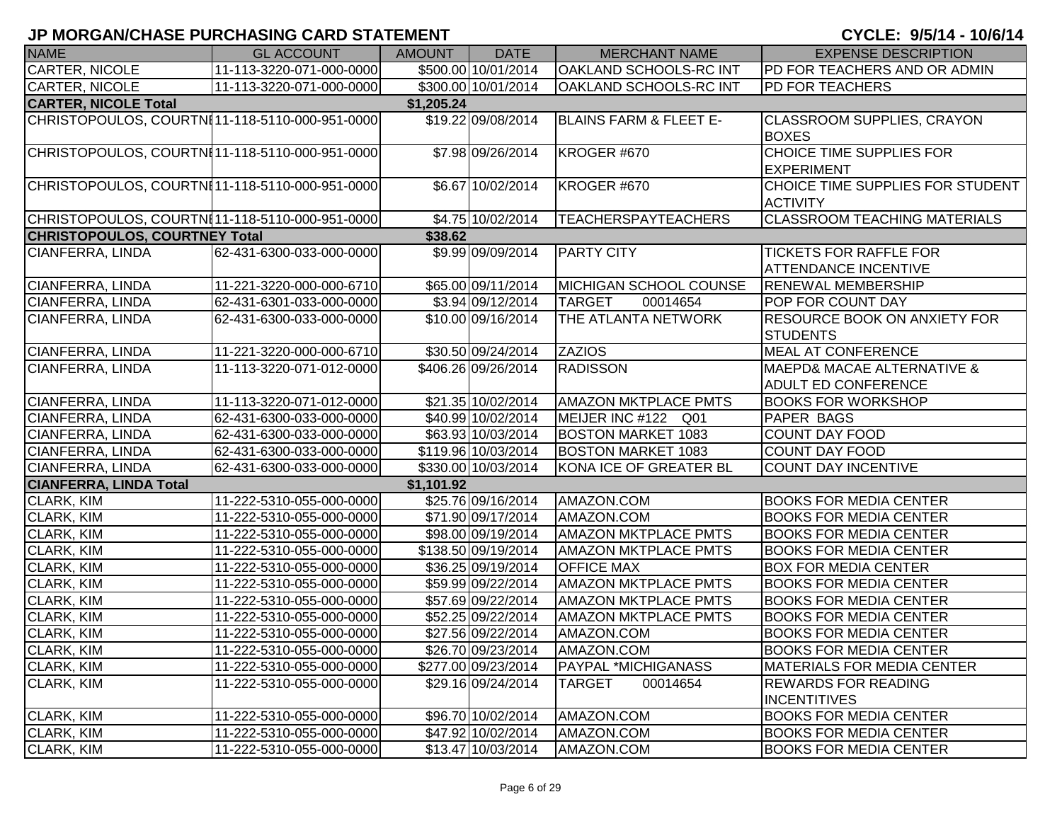## JP MORGAN/CHASE PURCHASING CARD STATEMENT

**CYCLE: 9/5/14 - 10/6/14**

| NAME | GL ACCOUNT | AMOUNT | DATE | MERCHANT NAME | EXPENSE DESCRIPTION |
|---|---|---|---|---|---|
| CARTER, NICOLE | 11-113-3220-071-000-0000 | $500.00 | 10/01/2014 | OAKLAND SCHOOLS-RC INT | PD FOR TEACHERS AND OR ADMIN |
| CARTER, NICOLE | 11-113-3220-071-000-0000 | $300.00 | 10/01/2014 | OAKLAND SCHOOLS-RC INT | PD FOR TEACHERS |
| **CARTER, NICOLE Total** | | **$1,205.24** | | | |
| CHRISTOPOULOS, COURTNE | 11-118-5110-000-951-0000 | $19.22 | 09/08/2014 | BLAINS FARM & FLEET E- | CLASSROOM SUPPLIES, CRAYON BOXES |
| CHRISTOPOULOS, COURTNE | 11-118-5110-000-951-0000 | $7.98 | 09/26/2014 | KROGER #670 | CHOICE TIME SUPPLIES FOR EXPERIMENT |
| CHRISTOPOULOS, COURTNE | 11-118-5110-000-951-0000 | $6.67 | 10/02/2014 | KROGER #670 | CHOICE TIME SUPPLIES FOR STUDENT ACTIVITY |
| CHRISTOPOULOS, COURTNE | 11-118-5110-000-951-0000 | $4.75 | 10/02/2014 | TEACHERSPAYTEACHERS | CLASSROOM TEACHING MATERIALS |
| **CHRISTOPOULOS, COURTNEY Total** | | **$38.62** | | | |
| CIANFERRA, LINDA | 62-431-6300-033-000-0000 | $9.99 | 09/09/2014 | PARTY CITY | TICKETS FOR RAFFLE FOR ATTENDANCE INCENTIVE |
| CIANFERRA, LINDA | 11-221-3220-000-000-6710 | $65.00 | 09/11/2014 | MICHIGAN SCHOOL COUNSE | RENEWAL MEMBERSHIP |
| CIANFERRA, LINDA | 62-431-6301-033-000-0000 | $3.94 | 09/12/2014 | TARGET 00014654 | POP FOR COUNT DAY |
| CIANFERRA, LINDA | 62-431-6300-033-000-0000 | $10.00 | 09/16/2014 | THE ATLANTA NETWORK | RESOURCE BOOK ON ANXIETY FOR STUDENTS |
| CIANFERRA, LINDA | 11-221-3220-000-000-6710 | $30.50 | 09/24/2014 | ZAZIOS | MEAL AT CONFERENCE |
| CIANFERRA, LINDA | 11-113-3220-071-012-0000 | $406.26 | 09/26/2014 | RADISSON | MAEPD& MACAE ALTERNATIVE & ADULT ED CONFERENCE |
| CIANFERRA, LINDA | 11-113-3220-071-012-0000 | $21.35 | 10/02/2014 | AMAZON MKTPLACE PMTS | BOOKS FOR WORKSHOP |
| CIANFERRA, LINDA | 62-431-6300-033-000-0000 | $40.99 | 10/02/2014 | MEIJER INC #122 Q01 | PAPER BAGS |
| CIANFERRA, LINDA | 62-431-6300-033-000-0000 | $63.93 | 10/03/2014 | BOSTON MARKET 1083 | COUNT DAY FOOD |
| CIANFERRA, LINDA | 62-431-6300-033-000-0000 | $119.96 | 10/03/2014 | BOSTON MARKET 1083 | COUNT DAY FOOD |
| CIANFERRA, LINDA | 62-431-6300-033-000-0000 | $330.00 | 10/03/2014 | KONA ICE OF GREATER BL | COUNT DAY INCENTIVE |
| **CIANFERRA, LINDA Total** | | **$1,101.92** | | | |
| CLARK, KIM | 11-222-5310-055-000-0000 | $25.76 | 09/16/2014 | AMAZON.COM | BOOKS FOR MEDIA CENTER |
| CLARK, KIM | 11-222-5310-055-000-0000 | $71.90 | 09/17/2014 | AMAZON.COM | BOOKS FOR MEDIA CENTER |
| CLARK, KIM | 11-222-5310-055-000-0000 | $98.00 | 09/19/2014 | AMAZON MKTPLACE PMTS | BOOKS FOR MEDIA CENTER |
| CLARK, KIM | 11-222-5310-055-000-0000 | $138.50 | 09/19/2014 | AMAZON MKTPLACE PMTS | BOOKS FOR MEDIA CENTER |
| CLARK, KIM | 11-222-5310-055-000-0000 | $36.25 | 09/19/2014 | OFFICE MAX | BOX FOR MEDIA CENTER |
| CLARK, KIM | 11-222-5310-055-000-0000 | $59.99 | 09/22/2014 | AMAZON MKTPLACE PMTS | BOOKS FOR MEDIA CENTER |
| CLARK, KIM | 11-222-5310-055-000-0000 | $57.69 | 09/22/2014 | AMAZON MKTPLACE PMTS | BOOKS FOR MEDIA CENTER |
| CLARK, KIM | 11-222-5310-055-000-0000 | $52.25 | 09/22/2014 | AMAZON MKTPLACE PMTS | BOOKS FOR MEDIA CENTER |
| CLARK, KIM | 11-222-5310-055-000-0000 | $27.56 | 09/22/2014 | AMAZON.COM | BOOKS FOR MEDIA CENTER |
| CLARK, KIM | 11-222-5310-055-000-0000 | $26.70 | 09/23/2014 | AMAZON.COM | BOOKS FOR MEDIA CENTER |
| CLARK, KIM | 11-222-5310-055-000-0000 | $277.00 | 09/23/2014 | PAYPAL *MICHIGANASS | MATERIALS FOR MEDIA CENTER |
| CLARK, KIM | 11-222-5310-055-000-0000 | $29.16 | 09/24/2014 | TARGET 00014654 | REWARDS FOR READING INCENTITIVES |
| CLARK, KIM | 11-222-5310-055-000-0000 | $96.70 | 10/02/2014 | AMAZON.COM | BOOKS FOR MEDIA CENTER |
| CLARK, KIM | 11-222-5310-055-000-0000 | $47.92 | 10/02/2014 | AMAZON.COM | BOOKS FOR MEDIA CENTER |
| CLARK, KIM | 11-222-5310-055-000-0000 | $13.47 | 10/03/2014 | AMAZON.COM | BOOKS FOR MEDIA CENTER |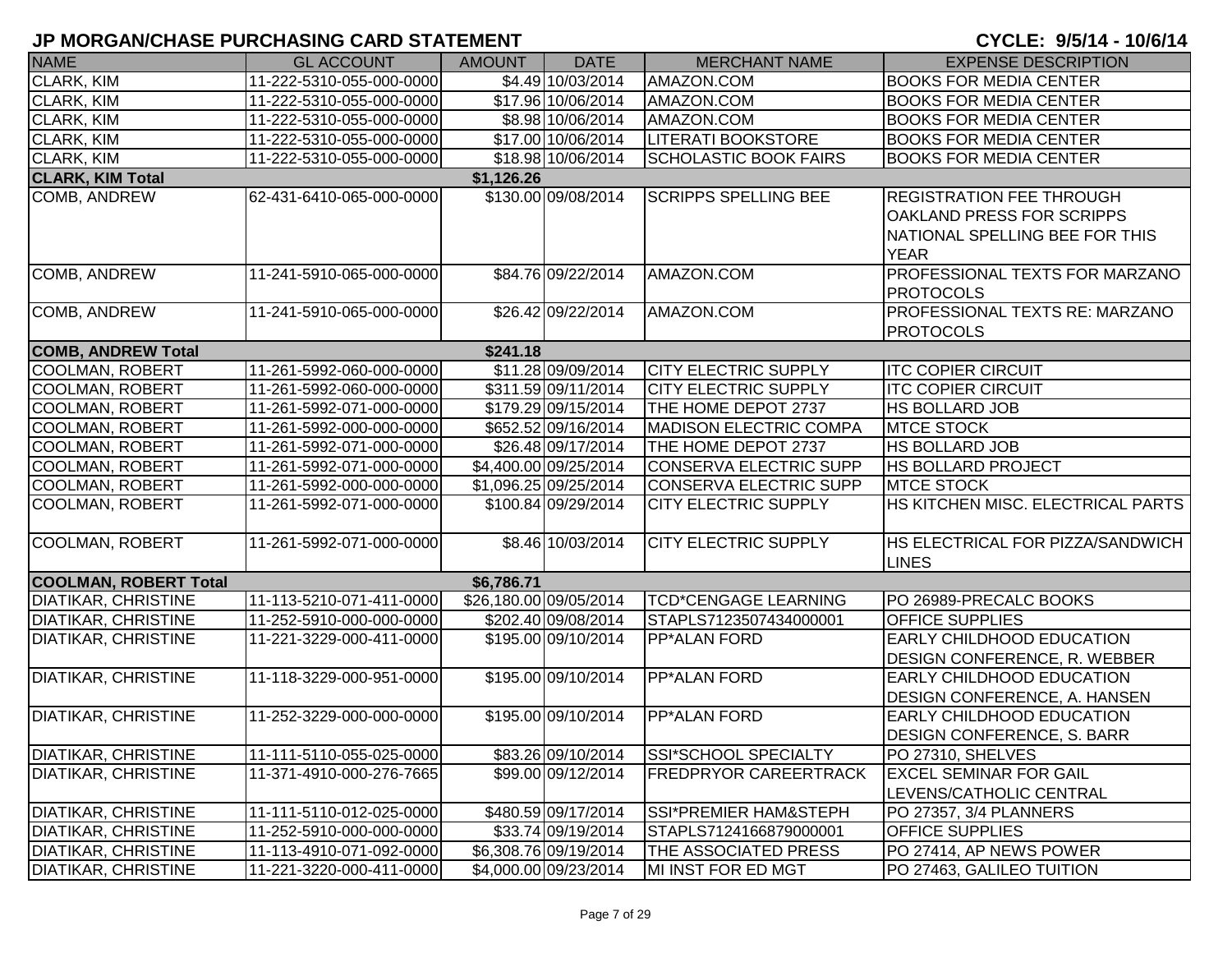# JP MORGAN/CHASE PURCHASING CARD STATEMENT

**CYCLE: 9/5/14 - 10/6/14**

| NAME | GL ACCOUNT | AMOUNT | DATE | MERCHANT NAME | EXPENSE DESCRIPTION |
|---|---|---|---|---|---|
| CLARK, KIM | 11-222-5310-055-000-0000 | $4.49 | 10/03/2014 | AMAZON.COM | BOOKS FOR MEDIA CENTER |
| CLARK, KIM | 11-222-5310-055-000-0000 | $17.96 | 10/06/2014 | AMAZON.COM | BOOKS FOR MEDIA CENTER |
| CLARK, KIM | 11-222-5310-055-000-0000 | $8.98 | 10/06/2014 | AMAZON.COM | BOOKS FOR MEDIA CENTER |
| CLARK, KIM | 11-222-5310-055-000-0000 | $17.00 | 10/06/2014 | LITERATI BOOKSTORE | BOOKS FOR MEDIA CENTER |
| CLARK, KIM | 11-222-5310-055-000-0000 | $18.98 | 10/06/2014 | SCHOLASTIC BOOK FAIRS | BOOKS FOR MEDIA CENTER |
| **CLARK, KIM Total** | | **$1,126.26** | | | |
| COMB, ANDREW | 62-431-6410-065-000-0000 | $130.00 | 09/08/2014 | SCRIPPS SPELLING BEE | REGISTRATION FEE THROUGH OAKLAND PRESS FOR SCRIPPS NATIONAL SPELLING BEE FOR THIS YEAR |
| COMB, ANDREW | 11-241-5910-065-000-0000 | $84.76 | 09/22/2014 | AMAZON.COM | PROFESSIONAL TEXTS FOR MARZANO PROTOCOLS |
| COMB, ANDREW | 11-241-5910-065-000-0000 | $26.42 | 09/22/2014 | AMAZON.COM | PROFESSIONAL TEXTS RE: MARZANO PROTOCOLS |
| **COMB, ANDREW Total** | | **$241.18** | | | |
| COOLMAN, ROBERT | 11-261-5992-060-000-0000 | $11.28 | 09/09/2014 | CITY ELECTRIC SUPPLY | ITC COPIER CIRCUIT |
| COOLMAN, ROBERT | 11-261-5992-060-000-0000 | $311.59 | 09/11/2014 | CITY ELECTRIC SUPPLY | ITC COPIER CIRCUIT |
| COOLMAN, ROBERT | 11-261-5992-071-000-0000 | $179.29 | 09/15/2014 | THE HOME DEPOT 2737 | HS BOLLARD JOB |
| COOLMAN, ROBERT | 11-261-5992-000-000-0000 | $652.52 | 09/16/2014 | MADISON ELECTRIC COMPA | MTCE STOCK |
| COOLMAN, ROBERT | 11-261-5992-071-000-0000 | $26.48 | 09/17/2014 | THE HOME DEPOT 2737 | HS BOLLARD JOB |
| COOLMAN, ROBERT | 11-261-5992-071-000-0000 | $4,400.00 | 09/25/2014 | CONSERVA ELECTRIC SUPP | HS BOLLARD PROJECT |
| COOLMAN, ROBERT | 11-261-5992-000-000-0000 | $1,096.25 | 09/25/2014 | CONSERVA ELECTRIC SUPP | MTCE STOCK |
| COOLMAN, ROBERT | 11-261-5992-071-000-0000 | $100.84 | 09/29/2014 | CITY ELECTRIC SUPPLY | HS KITCHEN MISC. ELECTRICAL PARTS |
| COOLMAN, ROBERT | 11-261-5992-071-000-0000 | $8.46 | 10/03/2014 | CITY ELECTRIC SUPPLY | HS ELECTRICAL FOR PIZZA/SANDWICH LINES |
| **COOLMAN, ROBERT Total** | | **$6,786.71** | | | |
| DIATIKAR, CHRISTINE | 11-113-5210-071-411-0000 | $26,180.00 | 09/05/2014 | TCD*CENGAGE LEARNING | PO 26989-PRECALC BOOKS |
| DIATIKAR, CHRISTINE | 11-252-5910-000-000-0000 | $202.40 | 09/08/2014 | STAPLS7123507434000001 | OFFICE SUPPLIES |
| DIATIKAR, CHRISTINE | 11-221-3229-000-411-0000 | $195.00 | 09/10/2014 | PP*ALAN FORD | EARLY CHILDHOOD EDUCATION DESIGN CONFERENCE, R. WEBBER |
| DIATIKAR, CHRISTINE | 11-118-3229-000-951-0000 | $195.00 | 09/10/2014 | PP*ALAN FORD | EARLY CHILDHOOD EDUCATION DESIGN CONFERENCE, A. HANSEN |
| DIATIKAR, CHRISTINE | 11-252-3229-000-000-0000 | $195.00 | 09/10/2014 | PP*ALAN FORD | EARLY CHILDHOOD EDUCATION DESIGN CONFERENCE, S. BARR |
| DIATIKAR, CHRISTINE | 11-111-5110-055-025-0000 | $83.26 | 09/10/2014 | SSI*SCHOOL SPECIALTY | PO 27310, SHELVES |
| DIATIKAR, CHRISTINE | 11-371-4910-000-276-7665 | $99.00 | 09/12/2014 | FREDPRYOR CAREERTRACK | EXCEL SEMINAR FOR GAIL LEVENS/CATHOLIC CENTRAL |
| DIATIKAR, CHRISTINE | 11-111-5110-012-025-0000 | $480.59 | 09/17/2014 | SSI*PREMIER HAM&STEPH | PO 27357, 3/4 PLANNERS |
| DIATIKAR, CHRISTINE | 11-252-5910-000-000-0000 | $33.74 | 09/19/2014 | STAPLS7124166879000001 | OFFICE SUPPLIES |
| DIATIKAR, CHRISTINE | 11-113-4910-071-092-0000 | $6,308.76 | 09/19/2014 | THE ASSOCIATED PRESS | PO 27414, AP NEWS POWER |
| DIATIKAR, CHRISTINE | 11-221-3220-000-411-0000 | $4,000.00 | 09/23/2014 | MI INST FOR ED MGT | PO 27463, GALILEO TUITION |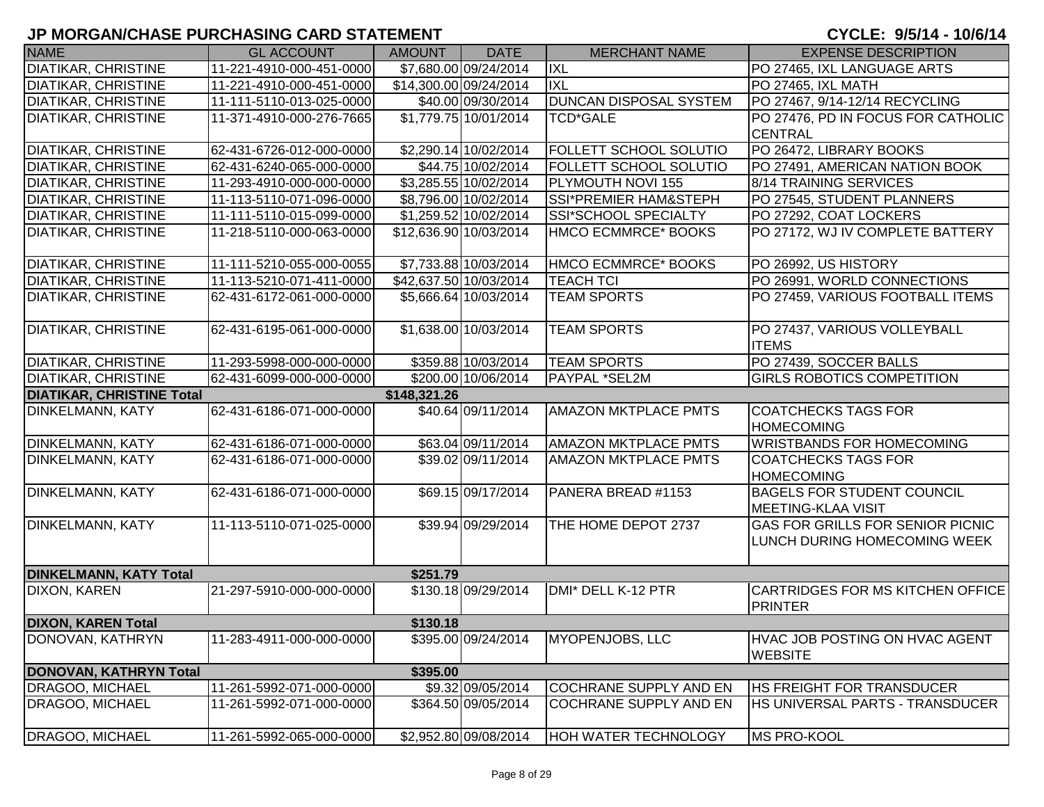# JP MORGAN/CHASE PURCHASING CARD STATEMENT

**CYCLE: 9/5/14 - 10/6/14**

| NAME | GL ACCOUNT | AMOUNT | DATE | MERCHANT NAME | EXPENSE DESCRIPTION |
|---|---|---|---|---|---|
| DIATIKAR, CHRISTINE | 11-221-4910-000-451-0000 | $7,680.00 | 09/24/2014 | IXL | PO 27465, IXL LANGUAGE ARTS |
| DIATIKAR, CHRISTINE | 11-221-4910-000-451-0000 | $14,300.00 | 09/24/2014 | IXL | PO 27465, IXL MATH |
| DIATIKAR, CHRISTINE | 11-111-5110-013-025-0000 | $40.00 | 09/30/2014 | DUNCAN DISPOSAL SYSTEM | PO 27467, 9/14-12/14 RECYCLING |
| DIATIKAR, CHRISTINE | 11-371-4910-000-276-7665 | $1,779.75 | 10/01/2014 | TCD*GALE | PO 27476, PD IN FOCUS FOR CATHOLIC CENTRAL |
| DIATIKAR, CHRISTINE | 62-431-6726-012-000-0000 | $2,290.14 | 10/02/2014 | FOLLETT SCHOOL SOLUTIO | PO 26472, LIBRARY BOOKS |
| DIATIKAR, CHRISTINE | 62-431-6240-065-000-0000 | $44.75 | 10/02/2014 | FOLLETT SCHOOL SOLUTIO | PO 27491, AMERICAN NATION BOOK |
| DIATIKAR, CHRISTINE | 11-293-4910-000-000-0000 | $3,285.55 | 10/02/2014 | PLYMOUTH NOVI 155 | 8/14 TRAINING SERVICES |
| DIATIKAR, CHRISTINE | 11-113-5110-071-096-0000 | $8,796.00 | 10/02/2014 | SSI*PREMIER HAM&STEPH | PO 27545, STUDENT PLANNERS |
| DIATIKAR, CHRISTINE | 11-111-5110-015-099-0000 | $1,259.52 | 10/02/2014 | SSI*SCHOOL SPECIALTY | PO 27292, COAT LOCKERS |
| DIATIKAR, CHRISTINE | 11-218-5110-000-063-0000 | $12,636.90 | 10/03/2014 | HMCO ECMMRCE* BOOKS | PO 27172, WJ IV COMPLETE BATTERY |
| DIATIKAR, CHRISTINE | 11-111-5210-055-000-0055 | $7,733.88 | 10/03/2014 | HMCO ECMMRCE* BOOKS | PO 26992, US HISTORY |
| DIATIKAR, CHRISTINE | 11-113-5210-071-411-0000 | $42,637.50 | 10/03/2014 | TEACH TCI | PO 26991, WORLD CONNECTIONS |
| DIATIKAR, CHRISTINE | 62-431-6172-061-000-0000 | $5,666.64 | 10/03/2014 | TEAM SPORTS | PO 27459, VARIOUS FOOTBALL ITEMS |
| DIATIKAR, CHRISTINE | 62-431-6195-061-000-0000 | $1,638.00 | 10/03/2014 | TEAM SPORTS | PO 27437, VARIOUS VOLLEYBALL ITEMS |
| DIATIKAR, CHRISTINE | 11-293-5998-000-000-0000 | $359.88 | 10/03/2014 | TEAM SPORTS | PO 27439, SOCCER BALLS |
| DIATIKAR, CHRISTINE | 62-431-6099-000-000-0000 | $200.00 | 10/06/2014 | PAYPAL *SEL2M | GIRLS ROBOTICS COMPETITION |
| **DIATIKAR, CHRISTINE Total** | | **$148,321.26** | | | |
| DINKELMANN, KATY | 62-431-6186-071-000-0000 | $40.64 | 09/11/2014 | AMAZON MKTPLACE PMTS | COATCHECKS TAGS FOR HOMECOMING |
| DINKELMANN, KATY | 62-431-6186-071-000-0000 | $63.04 | 09/11/2014 | AMAZON MKTPLACE PMTS | WRISTBANDS FOR HOMECOMING |
| DINKELMANN, KATY | 62-431-6186-071-000-0000 | $39.02 | 09/11/2014 | AMAZON MKTPLACE PMTS | COATCHECKS TAGS FOR HOMECOMING |
| DINKELMANN, KATY | 62-431-6186-071-000-0000 | $69.15 | 09/17/2014 | PANERA BREAD #1153 | BAGELS FOR STUDENT COUNCIL MEETING-KLAA VISIT |
| DINKELMANN, KATY | 11-113-5110-071-025-0000 | $39.94 | 09/29/2014 | THE HOME DEPOT 2737 | GAS FOR GRILLS FOR SENIOR PICNIC LUNCH DURING HOMECOMING WEEK |
| **DINKELMANN, KATY Total** | | **$251.79** | | | |
| DIXON, KAREN | 21-297-5910-000-000-0000 | $130.18 | 09/29/2014 | DMI* DELL K-12 PTR | CARTRIDGES FOR MS KITCHEN OFFICE PRINTER |
| **DIXON, KAREN Total** | | **$130.18** | | | |
| DONOVAN, KATHRYN | 11-283-4911-000-000-0000 | $395.00 | 09/24/2014 | MYOPENJOBS, LLC | HVAC JOB POSTING ON HVAC AGENT WEBSITE |
| **DONOVAN, KATHRYN Total** | | **$395.00** | | | |
| DRAGOO, MICHAEL | 11-261-5992-071-000-0000 | $9.32 | 09/05/2014 | COCHRANE SUPPLY AND EN | HS FREIGHT FOR TRANSDUCER |
| DRAGOO, MICHAEL | 11-261-5992-071-000-0000 | $364.50 | 09/05/2014 | COCHRANE SUPPLY AND EN | HS UNIVERSAL PARTS - TRANSDUCER |
| DRAGOO, MICHAEL | 11-261-5992-065-000-0000 | $2,952.80 | 09/08/2014 | HOH WATER TECHNOLOGY | MS PRO-KOOL |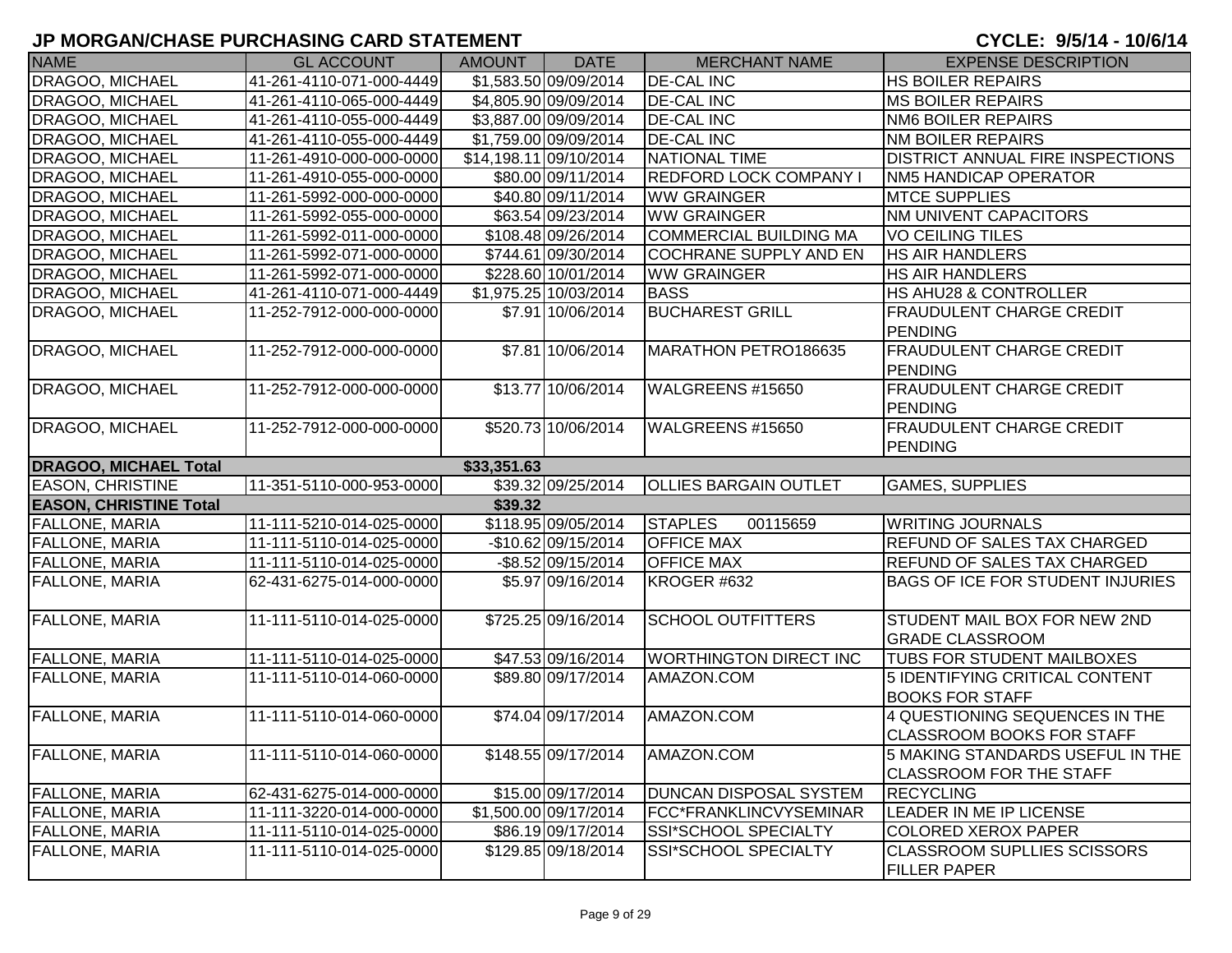## JP MORGAN/CHASE PURCHASING CARD STATEMENT

**CYCLE: 9/5/14 - 10/6/14**

| NAME | GL ACCOUNT | AMOUNT | DATE | MERCHANT NAME | EXPENSE DESCRIPTION |
|---|---|---|---|---|---|
| DRAGOO, MICHAEL | 41-261-4110-071-000-4449 | $1,583.50 | 09/09/2014 | DE-CAL INC | HS BOILER REPAIRS |
| DRAGOO, MICHAEL | 41-261-4110-065-000-4449 | $4,805.90 | 09/09/2014 | DE-CAL INC | MS BOILER REPAIRS |
| DRAGOO, MICHAEL | 41-261-4110-055-000-4449 | $3,887.00 | 09/09/2014 | DE-CAL INC | NM6 BOILER REPAIRS |
| DRAGOO, MICHAEL | 41-261-4110-055-000-4449 | $1,759.00 | 09/09/2014 | DE-CAL INC | NM BOILER REPAIRS |
| DRAGOO, MICHAEL | 11-261-4910-000-000-0000 | $14,198.11 | 09/10/2014 | NATIONAL TIME | DISTRICT ANNUAL FIRE INSPECTIONS |
| DRAGOO, MICHAEL | 11-261-4910-055-000-0000 | $80.00 | 09/11/2014 | REDFORD LOCK COMPANY I | NM5 HANDICAP OPERATOR |
| DRAGOO, MICHAEL | 11-261-5992-000-000-0000 | $40.80 | 09/11/2014 | WW GRAINGER | MTCE SUPPLIES |
| DRAGOO, MICHAEL | 11-261-5992-055-000-0000 | $63.54 | 09/23/2014 | WW GRAINGER | NM UNIVENT CAPACITORS |
| DRAGOO, MICHAEL | 11-261-5992-011-000-0000 | $108.48 | 09/26/2014 | COMMERCIAL BUILDING MA | VO CEILING TILES |
| DRAGOO, MICHAEL | 11-261-5992-071-000-0000 | $744.61 | 09/30/2014 | COCHRANE SUPPLY AND EN | HS AIR HANDLERS |
| DRAGOO, MICHAEL | 11-261-5992-071-000-0000 | $228.60 | 10/01/2014 | WW GRAINGER | HS AIR HANDLERS |
| DRAGOO, MICHAEL | 41-261-4110-071-000-4449 | $1,975.25 | 10/03/2014 | BASS | HS AHU28 & CONTROLLER |
| DRAGOO, MICHAEL | 11-252-7912-000-000-0000 | $7.91 | 10/06/2014 | BUCHAREST GRILL | FRAUDULENT CHARGE CREDIT PENDING |
| DRAGOO, MICHAEL | 11-252-7912-000-000-0000 | $7.81 | 10/06/2014 | MARATHON PETRO186635 | FRAUDULENT CHARGE CREDIT PENDING |
| DRAGOO, MICHAEL | 11-252-7912-000-000-0000 | $13.77 | 10/06/2014 | WALGREENS #15650 | FRAUDULENT CHARGE CREDIT PENDING |
| DRAGOO, MICHAEL | 11-252-7912-000-000-0000 | $520.73 | 10/06/2014 | WALGREENS #15650 | FRAUDULENT CHARGE CREDIT PENDING |
| **DRAGOO, MICHAEL Total** | | **$33,351.63** | | | |
| EASON, CHRISTINE | 11-351-5110-000-953-0000 | $39.32 | 09/25/2014 | OLLIES BARGAIN OUTLET | GAMES, SUPPLIES |
| **EASON, CHRISTINE Total** | | **$39.32** | | | |
| FALLONE, MARIA | 11-111-5210-014-025-0000 | $118.95 | 09/05/2014 | STAPLES 00115659 | WRITING JOURNALS |
| FALLONE, MARIA | 11-111-5110-014-025-0000 | -$10.62 | 09/15/2014 | OFFICE MAX | REFUND OF SALES TAX CHARGED |
| FALLONE, MARIA | 11-111-5110-014-025-0000 | -$8.52 | 09/15/2014 | OFFICE MAX | REFUND OF SALES TAX CHARGED |
| FALLONE, MARIA | 62-431-6275-014-000-0000 | $5.97 | 09/16/2014 | KROGER #632 | BAGS OF ICE FOR STUDENT INJURIES |
| FALLONE, MARIA | 11-111-5110-014-025-0000 | $725.25 | 09/16/2014 | SCHOOL OUTFITTERS | STUDENT MAIL BOX FOR NEW 2ND GRADE CLASSROOM |
| FALLONE, MARIA | 11-111-5110-014-025-0000 | $47.53 | 09/16/2014 | WORTHINGTON DIRECT INC | TUBS FOR STUDENT MAILBOXES |
| FALLONE, MARIA | 11-111-5110-014-060-0000 | $89.80 | 09/17/2014 | AMAZON.COM | 5 IDENTIFYING CRITICAL CONTENT BOOKS FOR STAFF |
| FALLONE, MARIA | 11-111-5110-014-060-0000 | $74.04 | 09/17/2014 | AMAZON.COM | 4 QUESTIONING SEQUENCES IN THE CLASSROOM BOOKS FOR STAFF |
| FALLONE, MARIA | 11-111-5110-014-060-0000 | $148.55 | 09/17/2014 | AMAZON.COM | 5 MAKING STANDARDS USEFUL IN THE CLASSROOM FOR THE STAFF |
| FALLONE, MARIA | 62-431-6275-014-000-0000 | $15.00 | 09/17/2014 | DUNCAN DISPOSAL SYSTEM | RECYCLING |
| FALLONE, MARIA | 11-111-3220-014-000-0000 | $1,500.00 | 09/17/2014 | FCC*FRANKLINCVYSEMINAR | LEADER IN ME IP LICENSE |
| FALLONE, MARIA | 11-111-5110-014-025-0000 | $86.19 | 09/17/2014 | SSI*SCHOOL SPECIALTY | COLORED XEROX PAPER |
| FALLONE, MARIA | 11-111-5110-014-025-0000 | $129.85 | 09/18/2014 | SSI*SCHOOL SPECIALTY | CLASSROOM SUPLLIES SCISSORS FILLER PAPER |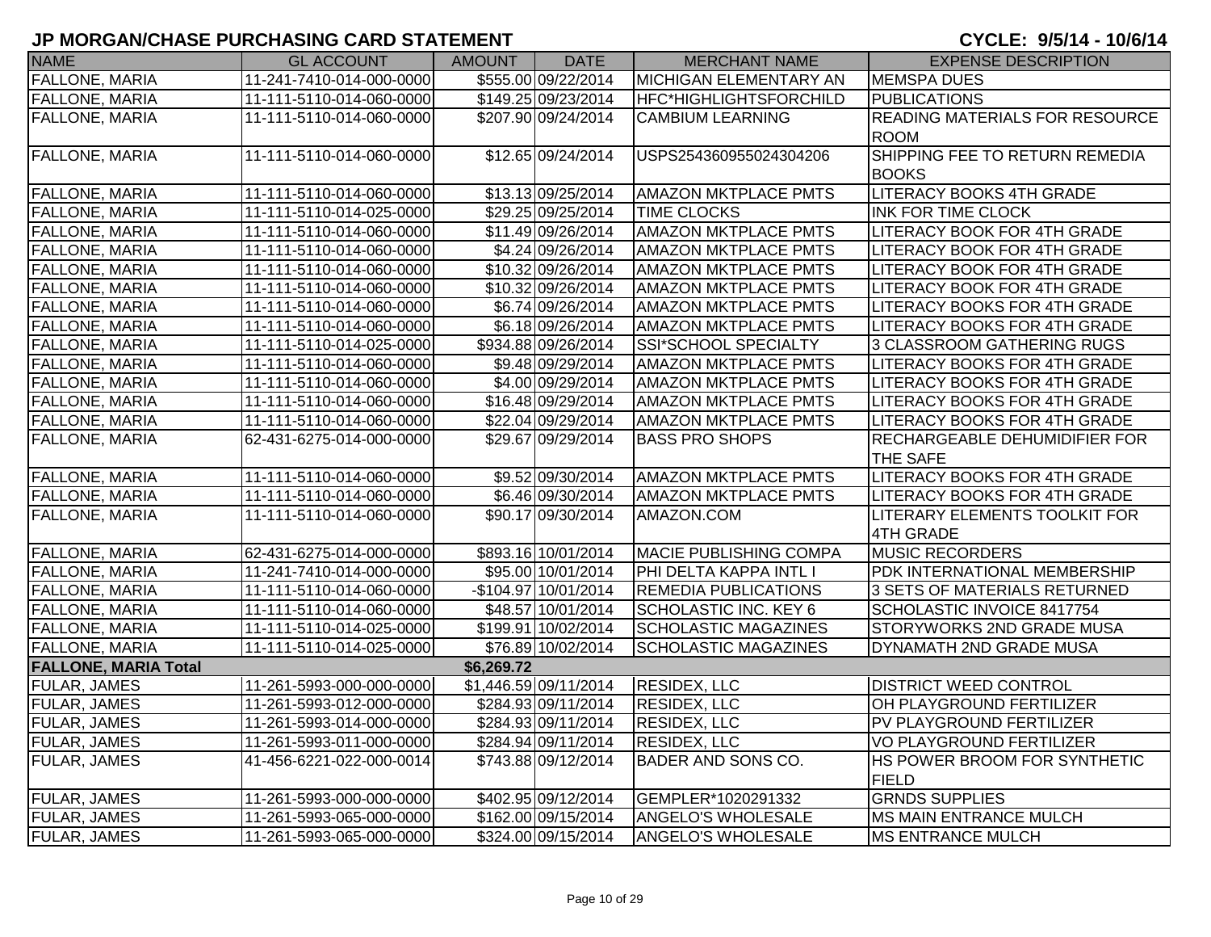## JP MORGAN/CHASE PURCHASING CARD STATEMENT

**CYCLE: 9/5/14 - 10/6/14**

| NAME | GL ACCOUNT | AMOUNT | DATE | MERCHANT NAME | EXPENSE DESCRIPTION |
|---|---|---|---|---|---|
| FALLONE, MARIA | 11-241-7410-014-000-0000 | $555.00 | 09/22/2014 | MICHIGAN ELEMENTARY AN | MEMSPA DUES |
| FALLONE, MARIA | 11-111-5110-014-060-0000 | $149.25 | 09/23/2014 | HFC*HIGHLIGHTSFORCHILD | PUBLICATIONS |
| FALLONE, MARIA | 11-111-5110-014-060-0000 | $207.90 | 09/24/2014 | CAMBIUM LEARNING | READING MATERIALS FOR RESOURCE ROOM |
| FALLONE, MARIA | 11-111-5110-014-060-0000 | $12.65 | 09/24/2014 | USPS254360955024304206 | SHIPPING FEE TO RETURN REMEDIA BOOKS |
| FALLONE, MARIA | 11-111-5110-014-060-0000 | $13.13 | 09/25/2014 | AMAZON MKTPLACE PMTS | LITERACY BOOKS 4TH GRADE |
| FALLONE, MARIA | 11-111-5110-014-025-0000 | $29.25 | 09/25/2014 | TIME CLOCKS | INK FOR TIME CLOCK |
| FALLONE, MARIA | 11-111-5110-014-060-0000 | $11.49 | 09/26/2014 | AMAZON MKTPLACE PMTS | LITERACY BOOK FOR 4TH GRADE |
| FALLONE, MARIA | 11-111-5110-014-060-0000 | $4.24 | 09/26/2014 | AMAZON MKTPLACE PMTS | LITERACY BOOK FOR 4TH GRADE |
| FALLONE, MARIA | 11-111-5110-014-060-0000 | $10.32 | 09/26/2014 | AMAZON MKTPLACE PMTS | LITERACY BOOK FOR 4TH GRADE |
| FALLONE, MARIA | 11-111-5110-014-060-0000 | $10.32 | 09/26/2014 | AMAZON MKTPLACE PMTS | LITERACY BOOK FOR 4TH GRADE |
| FALLONE, MARIA | 11-111-5110-014-060-0000 | $6.74 | 09/26/2014 | AMAZON MKTPLACE PMTS | LITERACY BOOKS FOR 4TH GRADE |
| FALLONE, MARIA | 11-111-5110-014-060-0000 | $6.18 | 09/26/2014 | AMAZON MKTPLACE PMTS | LITERACY BOOKS FOR 4TH GRADE |
| FALLONE, MARIA | 11-111-5110-014-025-0000 | $934.88 | 09/26/2014 | SSI*SCHOOL SPECIALTY | 3 CLASSROOM GATHERING RUGS |
| FALLONE, MARIA | 11-111-5110-014-060-0000 | $9.48 | 09/29/2014 | AMAZON MKTPLACE PMTS | LITERACY BOOKS FOR 4TH GRADE |
| FALLONE, MARIA | 11-111-5110-014-060-0000 | $4.00 | 09/29/2014 | AMAZON MKTPLACE PMTS | LITERACY BOOKS FOR 4TH GRADE |
| FALLONE, MARIA | 11-111-5110-014-060-0000 | $16.48 | 09/29/2014 | AMAZON MKTPLACE PMTS | LITERACY BOOKS FOR 4TH GRADE |
| FALLONE, MARIA | 11-111-5110-014-060-0000 | $22.04 | 09/29/2014 | AMAZON MKTPLACE PMTS | LITERACY BOOKS FOR 4TH GRADE |
| FALLONE, MARIA | 62-431-6275-014-000-0000 | $29.67 | 09/29/2014 | BASS PRO SHOPS | RECHARGEABLE DEHUMIDIFIER FOR THE SAFE |
| FALLONE, MARIA | 11-111-5110-014-060-0000 | $9.52 | 09/30/2014 | AMAZON MKTPLACE PMTS | LITERACY BOOKS FOR 4TH GRADE |
| FALLONE, MARIA | 11-111-5110-014-060-0000 | $6.46 | 09/30/2014 | AMAZON MKTPLACE PMTS | LITERACY BOOKS FOR 4TH GRADE |
| FALLONE, MARIA | 11-111-5110-014-060-0000 | $90.17 | 09/30/2014 | AMAZON.COM | LITERARY ELEMENTS TOOLKIT FOR 4TH GRADE |
| FALLONE, MARIA | 62-431-6275-014-000-0000 | $893.16 | 10/01/2014 | MACIE PUBLISHING COMPA | MUSIC RECORDERS |
| FALLONE, MARIA | 11-241-7410-014-000-0000 | $95.00 | 10/01/2014 | PHI DELTA KAPPA INTL I | PDK INTERNATIONAL MEMBERSHIP |
| FALLONE, MARIA | 11-111-5110-014-060-0000 | -$104.97 | 10/01/2014 | REMEDIA PUBLICATIONS | 3 SETS OF MATERIALS RETURNED |
| FALLONE, MARIA | 11-111-5110-014-060-0000 | $48.57 | 10/01/2014 | SCHOLASTIC INC. KEY 6 | SCHOLASTIC INVOICE 8417754 |
| FALLONE, MARIA | 11-111-5110-014-025-0000 | $199.91 | 10/02/2014 | SCHOLASTIC MAGAZINES | STORYWORKS 2ND GRADE MUSA |
| FALLONE, MARIA | 11-111-5110-014-025-0000 | $76.89 | 10/02/2014 | SCHOLASTIC MAGAZINES | DYNAMATH 2ND GRADE MUSA |
| **FALLONE, MARIA Total** | | **$6,269.72** | | | |
| FULAR, JAMES | 11-261-5993-000-000-0000 | $1,446.59 | 09/11/2014 | RESIDEX, LLC | DISTRICT WEED CONTROL |
| FULAR, JAMES | 11-261-5993-012-000-0000 | $284.93 | 09/11/2014 | RESIDEX, LLC | OH PLAYGROUND FERTILIZER |
| FULAR, JAMES | 11-261-5993-014-000-0000 | $284.93 | 09/11/2014 | RESIDEX, LLC | PV PLAYGROUND FERTILIZER |
| FULAR, JAMES | 11-261-5993-011-000-0000 | $284.94 | 09/11/2014 | RESIDEX, LLC | VO PLAYGROUND FERTILIZER |
| FULAR, JAMES | 41-456-6221-022-000-0014 | $743.88 | 09/12/2014 | BADER AND SONS CO. | HS POWER BROOM FOR SYNTHETIC FIELD |
| FULAR, JAMES | 11-261-5993-000-000-0000 | $402.95 | 09/12/2014 | GEMPLER*1020291332 | GRNDS SUPPLIES |
| FULAR, JAMES | 11-261-5993-065-000-0000 | $162.00 | 09/15/2014 | ANGELO'S WHOLESALE | MS MAIN ENTRANCE MULCH |
| FULAR, JAMES | 11-261-5993-065-000-0000 | $324.00 | 09/15/2014 | ANGELO'S WHOLESALE | MS ENTRANCE MULCH |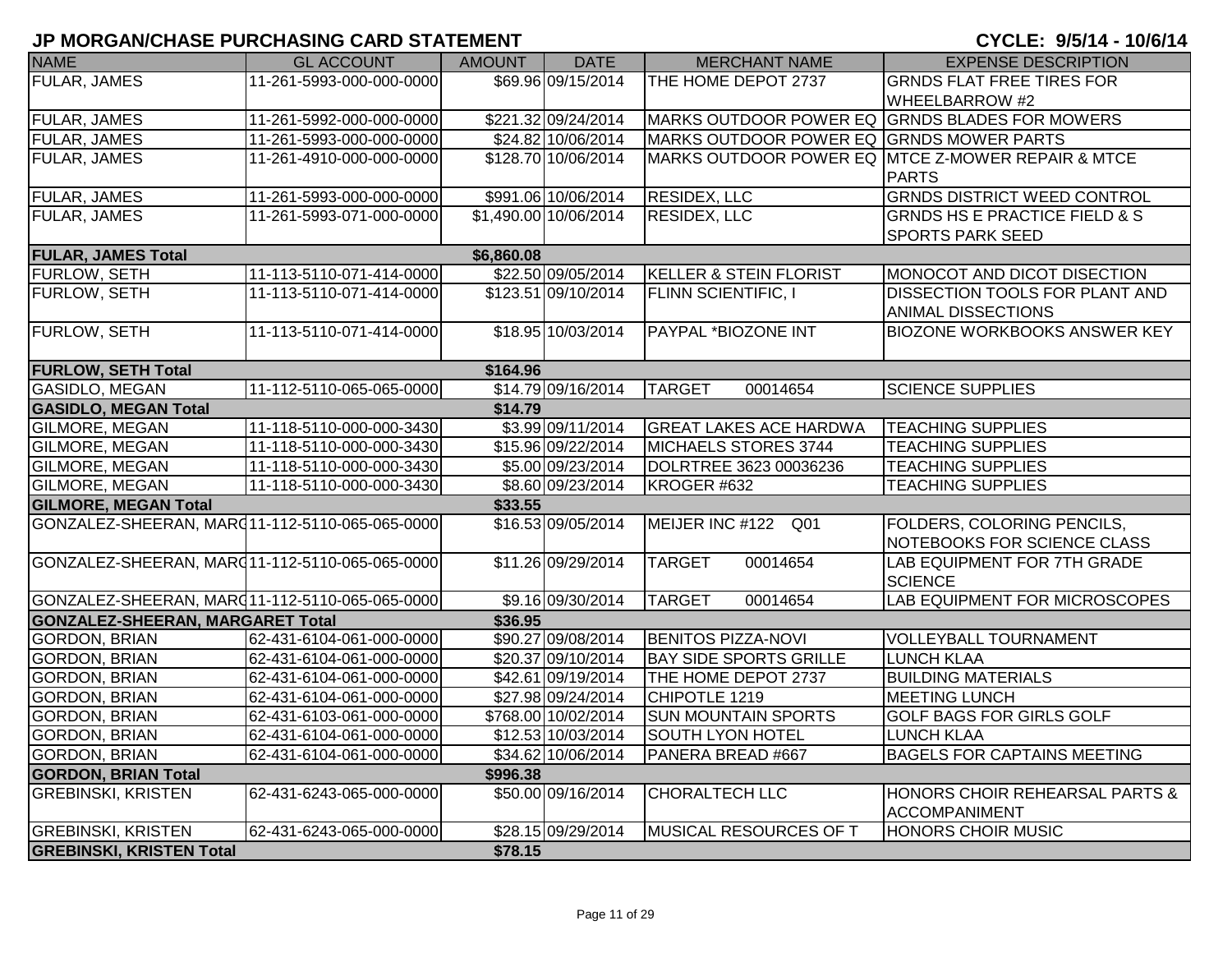## JP MORGAN/CHASE PURCHASING CARD STATEMENT

**CYCLE: 9/5/14 - 10/6/14**

| NAME | GL ACCOUNT | AMOUNT | DATE | MERCHANT NAME | EXPENSE DESCRIPTION |
|---|---|---|---|---|---|
| FULAR, JAMES | 11-261-5993-000-000-0000 | $69.96 | 09/15/2014 | THE HOME DEPOT 2737 | GRNDS FLAT FREE TIRES FOR WHEELBARROW #2 |
| FULAR, JAMES | 11-261-5992-000-000-0000 | $221.32 | 09/24/2014 | MARKS OUTDOOR POWER EQ | GRNDS BLADES FOR MOWERS |
| FULAR, JAMES | 11-261-5993-000-000-0000 | $24.82 | 10/06/2014 | MARKS OUTDOOR POWER EQ | GRNDS MOWER PARTS |
| FULAR, JAMES | 11-261-4910-000-000-0000 | $128.70 | 10/06/2014 | MARKS OUTDOOR POWER EQ | MTCE Z-MOWER REPAIR & MTCE PARTS |
| FULAR, JAMES | 11-261-5993-000-000-0000 | $991.06 | 10/06/2014 | RESIDEX, LLC | GRNDS DISTRICT WEED CONTROL |
| FULAR, JAMES | 11-261-5993-071-000-0000 | $1,490.00 | 10/06/2014 | RESIDEX, LLC | GRNDS HS E PRACTICE FIELD & S SPORTS PARK SEED |
| **FULAR, JAMES Total** | | **$6,860.08** | | | |
| FURLOW, SETH | 11-113-5110-071-414-0000 | $22.50 | 09/05/2014 | KELLER & STEIN FLORIST | MONOCOT AND DICOT DISECTION |
| FURLOW, SETH | 11-113-5110-071-414-0000 | $123.51 | 09/10/2014 | FLINN SCIENTIFIC, I | DISSECTION TOOLS FOR PLANT AND ANIMAL DISSECTIONS |
| FURLOW, SETH | 11-113-5110-071-414-0000 | $18.95 | 10/03/2014 | PAYPAL *BIOZONE INT | BIOZONE WORKBOOKS ANSWER KEY |
| **FURLOW, SETH Total** | | **$164.96** | | | |
| GASIDLO, MEGAN | 11-112-5110-065-065-0000 | $14.79 | 09/16/2014 | TARGET 00014654 | SCIENCE SUPPLIES |
| **GASIDLO, MEGAN Total** | | **$14.79** | | | |
| GILMORE, MEGAN | 11-118-5110-000-000-3430 | $3.99 | 09/11/2014 | GREAT LAKES ACE HARDWA | TEACHING SUPPLIES |
| GILMORE, MEGAN | 11-118-5110-000-000-3430 | $15.96 | 09/22/2014 | MICHAELS STORES 3744 | TEACHING SUPPLIES |
| GILMORE, MEGAN | 11-118-5110-000-000-3430 | $5.00 | 09/23/2014 | DOLRTREE 3623 00036236 | TEACHING SUPPLIES |
| GILMORE, MEGAN | 11-118-5110-000-000-3430 | $8.60 | 09/23/2014 | KROGER #632 | TEACHING SUPPLIES |
| **GILMORE, MEGAN Total** | | **$33.55** | | | |
| GONZALEZ-SHEERAN, MARG | 11-112-5110-065-065-0000 | $16.53 | 09/05/2014 | MEIJER INC #122 Q01 | FOLDERS, COLORING PENCILS, NOTEBOOKS FOR SCIENCE CLASS |
| GONZALEZ-SHEERAN, MARG | 11-112-5110-065-065-0000 | $11.26 | 09/29/2014 | TARGET 00014654 | LAB EQUIPMENT FOR 7TH GRADE SCIENCE |
| GONZALEZ-SHEERAN, MARG | 11-112-5110-065-065-0000 | $9.16 | 09/30/2014 | TARGET 00014654 | LAB EQUIPMENT FOR MICROSCOPES |
| **GONZALEZ-SHEERAN, MARGARET Total** | | **$36.95** | | | |
| GORDON, BRIAN | 62-431-6104-061-000-0000 | $90.27 | 09/08/2014 | BENITOS PIZZA-NOVI | VOLLEYBALL TOURNAMENT |
| GORDON, BRIAN | 62-431-6104-061-000-0000 | $20.37 | 09/10/2014 | BAY SIDE SPORTS GRILLE | LUNCH KLAA |
| GORDON, BRIAN | 62-431-6104-061-000-0000 | $42.61 | 09/19/2014 | THE HOME DEPOT 2737 | BUILDING MATERIALS |
| GORDON, BRIAN | 62-431-6104-061-000-0000 | $27.98 | 09/24/2014 | CHIPOTLE 1219 | MEETING LUNCH |
| GORDON, BRIAN | 62-431-6103-061-000-0000 | $768.00 | 10/02/2014 | SUN MOUNTAIN SPORTS | GOLF BAGS FOR GIRLS GOLF |
| GORDON, BRIAN | 62-431-6104-061-000-0000 | $12.53 | 10/03/2014 | SOUTH LYON HOTEL | LUNCH KLAA |
| GORDON, BRIAN | 62-431-6104-061-000-0000 | $34.62 | 10/06/2014 | PANERA BREAD #667 | BAGELS FOR CAPTAINS MEETING |
| **GORDON, BRIAN Total** | | **$996.38** | | | |
| GREBINSKI, KRISTEN | 62-431-6243-065-000-0000 | $50.00 | 09/16/2014 | CHORALTECH LLC | HONORS CHOIR REHEARSAL PARTS & ACCOMPANIMENT |
| GREBINSKI, KRISTEN | 62-431-6243-065-000-0000 | $28.15 | 09/29/2014 | MUSICAL RESOURCES OF T | HONORS CHOIR MUSIC |
| **GREBINSKI, KRISTEN Total** | | **$78.15** | | | |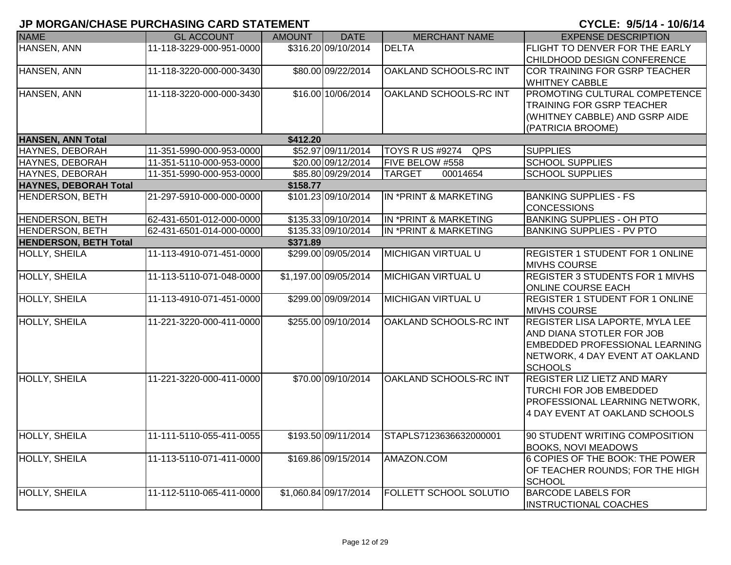## JP MORGAN/CHASE PURCHASING CARD STATEMENT

**CYCLE: 9/5/14 - 10/6/14**

| NAME | GL ACCOUNT | AMOUNT | DATE | MERCHANT NAME | EXPENSE DESCRIPTION |
|---|---|---|---|---|---|
| HANSEN, ANN | 11-118-3229-000-951-0000 | $316.20 | 09/10/2014 | DELTA | FLIGHT TO DENVER FOR THE EARLY CHILDHOOD DESIGN CONFERENCE |
| HANSEN, ANN | 11-118-3220-000-000-3430 | $80.00 | 09/22/2014 | OAKLAND SCHOOLS-RC INT | COR TRAINING FOR GSRP TEACHER WHITNEY CABBLE |
| HANSEN, ANN | 11-118-3220-000-000-3430 | $16.00 | 10/06/2014 | OAKLAND SCHOOLS-RC INT | PROMOTING CULTURAL COMPETENCE TRAINING FOR GSRP TEACHER (WHITNEY CABBLE) AND GSRP AIDE (PATRICIA BROOME) |
| **HANSEN, ANN Total** | | **$412.20** | | | |
| HAYNES, DEBORAH | 11-351-5990-000-953-0000 | $52.97 | 09/11/2014 | TOYS R US #9274 QPS | SUPPLIES |
| HAYNES, DEBORAH | 11-351-5110-000-953-0000 | $20.00 | 09/12/2014 | FIVE BELOW #558 | SCHOOL SUPPLIES |
| HAYNES, DEBORAH | 11-351-5990-000-953-0000 | $85.80 | 09/29/2014 | TARGET 00014654 | SCHOOL SUPPLIES |
| **HAYNES, DEBORAH Total** | | **$158.77** | | | |
| HENDERSON, BETH | 21-297-5910-000-000-0000 | $101.23 | 09/10/2014 | IN *PRINT & MARKETING | BANKING SUPPLIES - FS CONCESSIONS |
| HENDERSON, BETH | 62-431-6501-012-000-0000 | $135.33 | 09/10/2014 | IN *PRINT & MARKETING | BANKING SUPPLIES - OH PTO |
| HENDERSON, BETH | 62-431-6501-014-000-0000 | $135.33 | 09/10/2014 | IN *PRINT & MARKETING | BANKING SUPPLIES - PV PTO |
| **HENDERSON, BETH Total** | | **$371.89** | | | |
| HOLLY, SHEILA | 11-113-4910-071-451-0000 | $299.00 | 09/05/2014 | MICHIGAN VIRTUAL U | REGISTER 1 STUDENT FOR 1 ONLINE MIVHS COURSE |
| HOLLY, SHEILA | 11-113-5110-071-048-0000 | $1,197.00 | 09/05/2014 | MICHIGAN VIRTUAL U | REGISTER 3 STUDENTS FOR 1 MIVHS ONLINE COURSE EACH |
| HOLLY, SHEILA | 11-113-4910-071-451-0000 | $299.00 | 09/09/2014 | MICHIGAN VIRTUAL U | REGISTER 1 STUDENT FOR 1 ONLINE MIVHS COURSE |
| HOLLY, SHEILA | 11-221-3220-000-411-0000 | $255.00 | 09/10/2014 | OAKLAND SCHOOLS-RC INT | REGISTER LISA LAPORTE, MYLA LEE AND DIANA STOTLER FOR JOB EMBEDDED PROFESSIONAL LEARNING NETWORK, 4 DAY EVENT AT OAKLAND SCHOOLS |
| HOLLY, SHEILA | 11-221-3220-000-411-0000 | $70.00 | 09/10/2014 | OAKLAND SCHOOLS-RC INT | REGISTER LIZ LIETZ AND MARY TURCHI FOR JOB EMBEDDED PROFESSIONAL LEARNING NETWORK, 4 DAY EVENT AT OAKLAND SCHOOLS |
| HOLLY, SHEILA | 11-111-5110-055-411-0055 | $193.50 | 09/11/2014 | STAPLS7123636632000001 | 90 STUDENT WRITING COMPOSITION BOOKS, NOVI MEADOWS |
| HOLLY, SHEILA | 11-113-5110-071-411-0000 | $169.86 | 09/15/2014 | AMAZON.COM | 6 COPIES OF THE BOOK: THE POWER OF TEACHER ROUNDS; FOR THE HIGH SCHOOL |
| HOLLY, SHEILA | 11-112-5110-065-411-0000 | $1,060.84 | 09/17/2014 | FOLLETT SCHOOL SOLUTIO | BARCODE LABELS FOR INSTRUCTIONAL COACHES |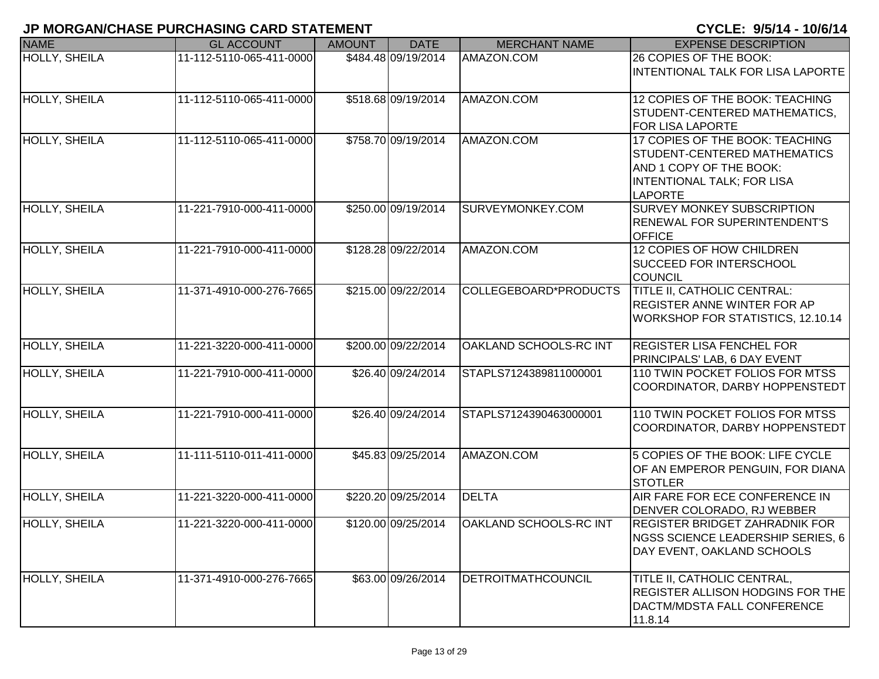## JP MORGAN/CHASE PURCHASING CARD STATEMENT

**CYCLE: 9/5/14 - 10/6/14**

| NAME | GL ACCOUNT | AMOUNT | DATE | MERCHANT NAME | EXPENSE DESCRIPTION |
|---|---|---|---|---|---|
| HOLLY, SHEILA | 11-112-5110-065-411-0000 | $484.48 | 09/19/2014 | AMAZON.COM | 26 COPIES OF THE BOOK: INTENTIONAL TALK FOR LISA LAPORTE |
| HOLLY, SHEILA | 11-112-5110-065-411-0000 | $518.68 | 09/19/2014 | AMAZON.COM | 12 COPIES OF THE BOOK: TEACHING STUDENT-CENTERED MATHEMATICS, FOR LISA LAPORTE |
| HOLLY, SHEILA | 11-112-5110-065-411-0000 | $758.70 | 09/19/2014 | AMAZON.COM | 17 COPIES OF THE BOOK: TEACHING STUDENT-CENTERED MATHEMATICS AND 1 COPY OF THE BOOK: INTENTIONAL TALK; FOR LISA LAPORTE |
| HOLLY, SHEILA | 11-221-7910-000-411-0000 | $250.00 | 09/19/2014 | SURVEYMONKEY.COM | SURVEY MONKEY SUBSCRIPTION RENEWAL FOR SUPERINTENDENT'S OFFICE |
| HOLLY, SHEILA | 11-221-7910-000-411-0000 | $128.28 | 09/22/2014 | AMAZON.COM | 12 COPIES OF HOW CHILDREN SUCCEED FOR INTERSCHOOL COUNCIL |
| HOLLY, SHEILA | 11-371-4910-000-276-7665 | $215.00 | 09/22/2014 | COLLEGEBOARD*PRODUCTS | TITLE II, CATHOLIC CENTRAL: REGISTER ANNE WINTER FOR AP WORKSHOP FOR STATISTICS, 12.10.14 |
| HOLLY, SHEILA | 11-221-3220-000-411-0000 | $200.00 | 09/22/2014 | OAKLAND SCHOOLS-RC INT | REGISTER LISA FENCHEL FOR PRINCIPALS' LAB, 6 DAY EVENT |
| HOLLY, SHEILA | 11-221-7910-000-411-0000 | $26.40 | 09/24/2014 | STAPLS7124389811000001 | 110 TWIN POCKET FOLIOS FOR MTSS COORDINATOR, DARBY HOPPENSTEDT |
| HOLLY, SHEILA | 11-221-7910-000-411-0000 | $26.40 | 09/24/2014 | STAPLS7124390463000001 | 110 TWIN POCKET FOLIOS FOR MTSS COORDINATOR, DARBY HOPPENSTEDT |
| HOLLY, SHEILA | 11-111-5110-011-411-0000 | $45.83 | 09/25/2014 | AMAZON.COM | 5 COPIES OF THE BOOK: LIFE CYCLE OF AN EMPEROR PENGUIN, FOR DIANA STOTLER |
| HOLLY, SHEILA | 11-221-3220-000-411-0000 | $220.20 | 09/25/2014 | DELTA | AIR FARE FOR ECE CONFERENCE IN DENVER COLORADO, RJ WEBBER |
| HOLLY, SHEILA | 11-221-3220-000-411-0000 | $120.00 | 09/25/2014 | OAKLAND SCHOOLS-RC INT | REGISTER BRIDGET ZAHRADNIK FOR NGSS SCIENCE LEADERSHIP SERIES, 6 DAY EVENT, OAKLAND SCHOOLS |
| HOLLY, SHEILA | 11-371-4910-000-276-7665 | $63.00 | 09/26/2014 | DETROITMATHCOUNCIL | TITLE II, CATHOLIC CENTRAL, REGISTER ALLISON HODGINS FOR THE DACTM/MDSTA FALL CONFERENCE 11.8.14 |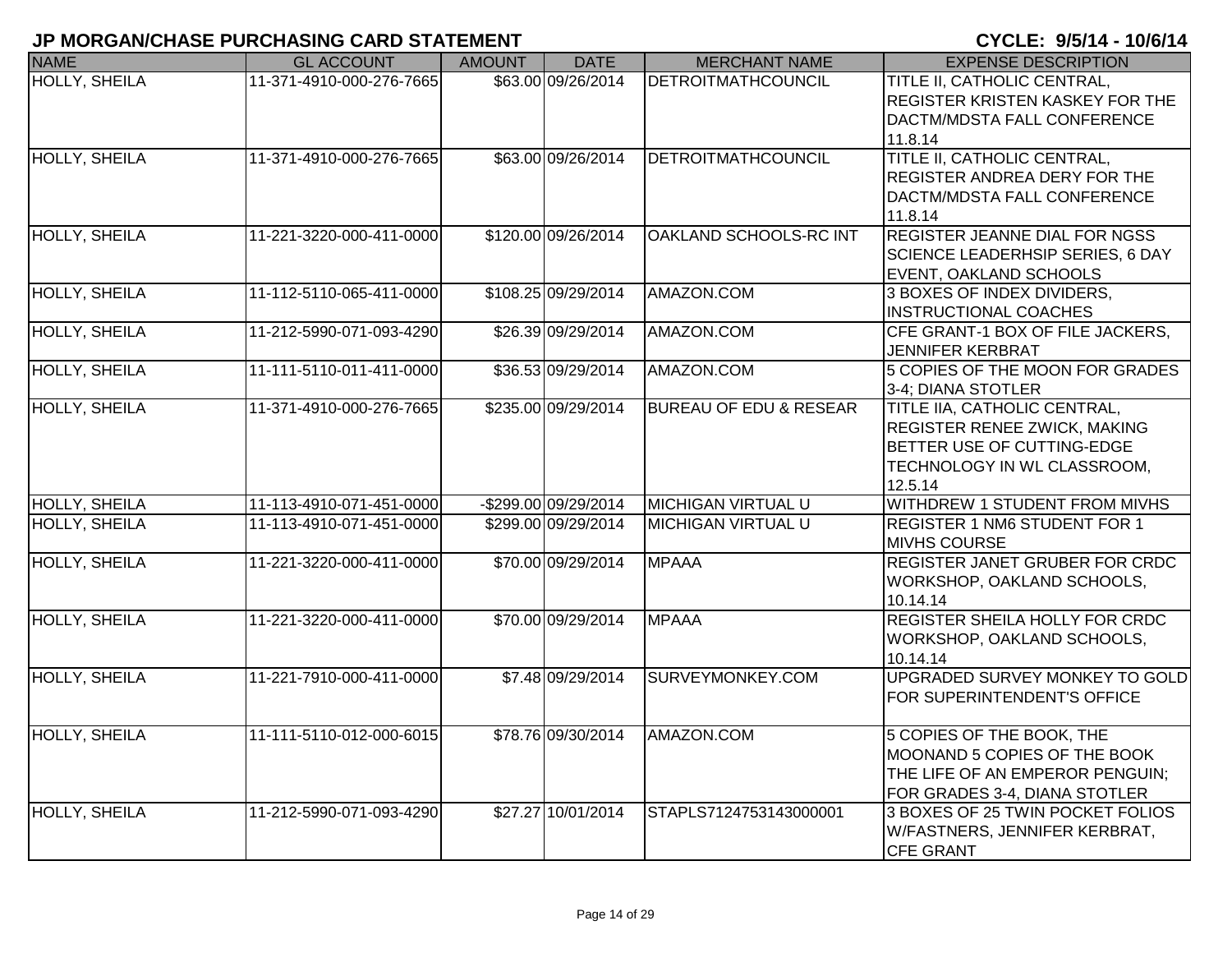## JP MORGAN/CHASE PURCHASING CARD STATEMENT

**CYCLE: 9/5/14 - 10/6/14**

| NAME | GL ACCOUNT | AMOUNT | DATE | MERCHANT NAME | EXPENSE DESCRIPTION |
|---|---|---|---|---|---|
| HOLLY, SHEILA | 11-371-4910-000-276-7665 | $63.00 | 09/26/2014 | DETROITMATHCOUNCIL | TITLE II, CATHOLIC CENTRAL, REGISTER KRISTEN KASKEY FOR THE DACTM/MDSTA FALL CONFERENCE 11.8.14 |
| HOLLY, SHEILA | 11-371-4910-000-276-7665 | $63.00 | 09/26/2014 | DETROITMATHCOUNCIL | TITLE II, CATHOLIC CENTRAL, REGISTER ANDREA DERY FOR THE DACTM/MDSTA FALL CONFERENCE 11.8.14 |
| HOLLY, SHEILA | 11-221-3220-000-411-0000 | $120.00 | 09/26/2014 | OAKLAND SCHOOLS-RC INT | REGISTER JEANNE DIAL FOR NGSS SCIENCE LEADERHSIP SERIES, 6 DAY EVENT, OAKLAND SCHOOLS |
| HOLLY, SHEILA | 11-112-5110-065-411-0000 | $108.25 | 09/29/2014 | AMAZON.COM | 3 BOXES OF INDEX DIVIDERS, INSTRUCTIONAL COACHES |
| HOLLY, SHEILA | 11-212-5990-071-093-4290 | $26.39 | 09/29/2014 | AMAZON.COM | CFE GRANT-1 BOX OF FILE JACKERS, JENNIFER KERBRAT |
| HOLLY, SHEILA | 11-111-5110-011-411-0000 | $36.53 | 09/29/2014 | AMAZON.COM | 5 COPIES OF THE MOON FOR GRADES 3-4; DIANA STOTLER |
| HOLLY, SHEILA | 11-371-4910-000-276-7665 | $235.00 | 09/29/2014 | BUREAU OF EDU & RESEAR | TITLE IIA, CATHOLIC CENTRAL, REGISTER RENEE ZWICK, MAKING BETTER USE OF CUTTING-EDGE TECHNOLOGY IN WL CLASSROOM, 12.5.14 |
| HOLLY, SHEILA | 11-113-4910-071-451-0000 | -$299.00 | 09/29/2014 | MICHIGAN VIRTUAL U | WITHDREW 1 STUDENT FROM MIVHS |
| HOLLY, SHEILA | 11-113-4910-071-451-0000 | $299.00 | 09/29/2014 | MICHIGAN VIRTUAL U | REGISTER 1 NM6 STUDENT FOR 1 MIVHS COURSE |
| HOLLY, SHEILA | 11-221-3220-000-411-0000 | $70.00 | 09/29/2014 | MPAAA | REGISTER JANET GRUBER FOR CRDC WORKSHOP, OAKLAND SCHOOLS, 10.14.14 |
| HOLLY, SHEILA | 11-221-3220-000-411-0000 | $70.00 | 09/29/2014 | MPAAA | REGISTER SHEILA HOLLY FOR CRDC WORKSHOP, OAKLAND SCHOOLS, 10.14.14 |
| HOLLY, SHEILA | 11-221-7910-000-411-0000 | $7.48 | 09/29/2014 | SURVEYMONKEY.COM | UPGRADED SURVEY MONKEY TO GOLD FOR SUPERINTENDENT'S OFFICE |
| HOLLY, SHEILA | 11-111-5110-012-000-6015 | $78.76 | 09/30/2014 | AMAZON.COM | 5 COPIES OF THE BOOK, THE MOONAND 5 COPIES OF THE BOOK THE LIFE OF AN EMPEROR PENGUIN; FOR GRADES 3-4, DIANA STOTLER |
| HOLLY, SHEILA | 11-212-5990-071-093-4290 | $27.27 | 10/01/2014 | STAPLS7124753143000001 | 3 BOXES OF 25 TWIN POCKET FOLIOS W/FASTNERS, JENNIFER KERBRAT, CFE GRANT |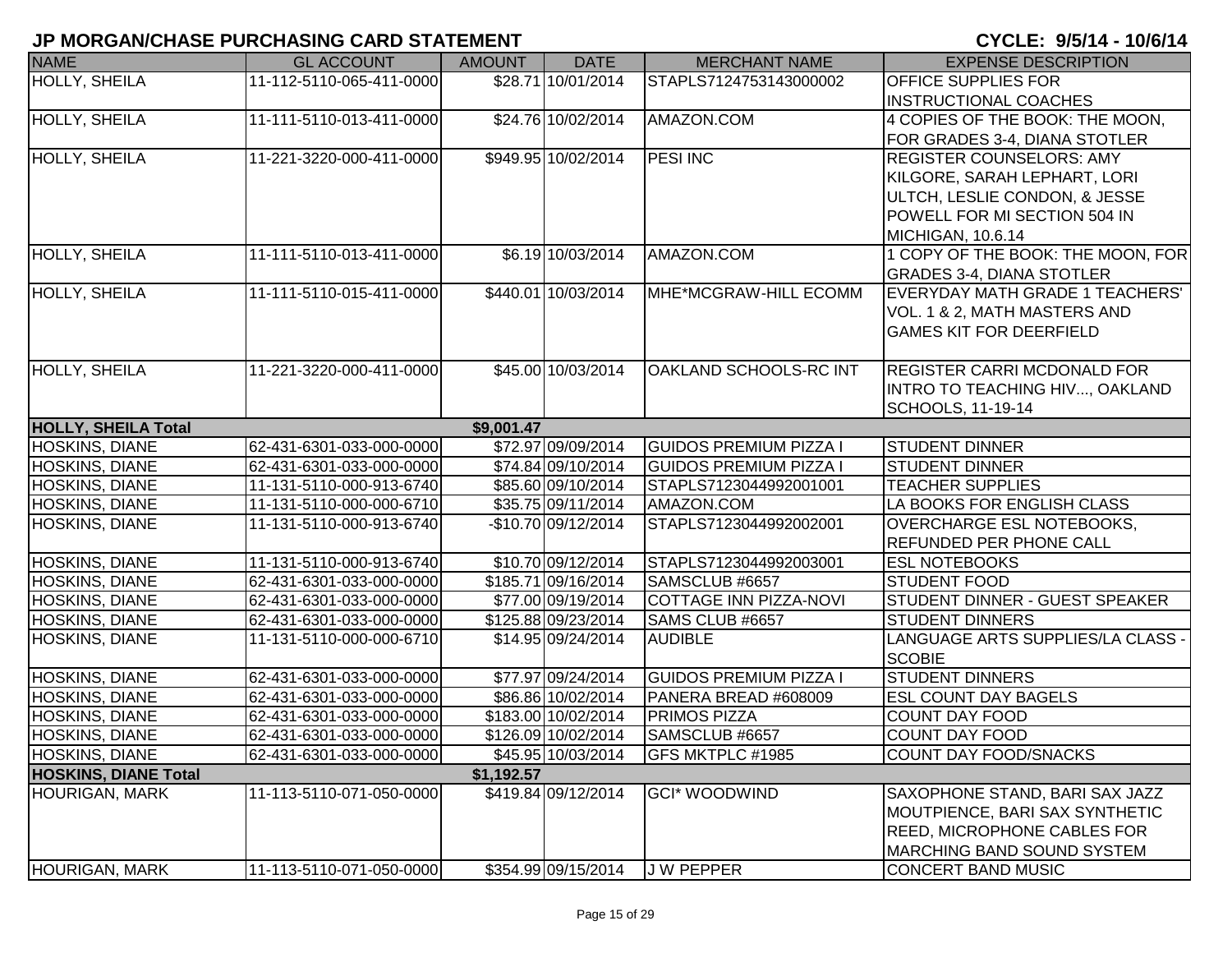## JP MORGAN/CHASE PURCHASING CARD STATEMENT

**CYCLE: 9/5/14 - 10/6/14**

| NAME | GL ACCOUNT | AMOUNT | DATE | MERCHANT NAME | EXPENSE DESCRIPTION |
|---|---|---|---|---|---|
| HOLLY, SHEILA | 11-112-5110-065-411-0000 | $28.71 | 10/01/2014 | STAPLS7124753143000002 | OFFICE SUPPLIES FOR INSTRUCTIONAL COACHES |
| HOLLY, SHEILA | 11-111-5110-013-411-0000 | $24.76 | 10/02/2014 | AMAZON.COM | 4 COPIES OF THE BOOK: THE MOON, FOR GRADES 3-4, DIANA STOTLER |
| HOLLY, SHEILA | 11-221-3220-000-411-0000 | $949.95 | 10/02/2014 | PESI INC | REGISTER COUNSELORS: AMY KILGORE, SARAH LEPHART, LORI ULTCH, LESLIE CONDON, & JESSE POWELL FOR MI SECTION 504 IN MICHIGAN, 10.6.14 |
| HOLLY, SHEILA | 11-111-5110-013-411-0000 | $6.19 | 10/03/2014 | AMAZON.COM | 1 COPY OF THE BOOK: THE MOON, FOR GRADES 3-4, DIANA STOTLER |
| HOLLY, SHEILA | 11-111-5110-015-411-0000 | $440.01 | 10/03/2014 | MHE*MCGRAW-HILL ECOMM | EVERYDAY MATH GRADE 1 TEACHERS' VOL. 1 & 2, MATH MASTERS AND GAMES KIT FOR DEERFIELD |
| HOLLY, SHEILA | 11-221-3220-000-411-0000 | $45.00 | 10/03/2014 | OAKLAND SCHOOLS-RC INT | REGISTER CARRI MCDONALD FOR INTRO TO TEACHING HIV..., OAKLAND SCHOOLS, 11-19-14 |
| **HOLLY, SHEILA Total** | | **$9,001.47** | | | |
| HOSKINS, DIANE | 62-431-6301-033-000-0000 | $72.97 | 09/09/2014 | GUIDOS PREMIUM PIZZA I | STUDENT DINNER |
| HOSKINS, DIANE | 62-431-6301-033-000-0000 | $74.84 | 09/10/2014 | GUIDOS PREMIUM PIZZA I | STUDENT DINNER |
| HOSKINS, DIANE | 11-131-5110-000-913-6740 | $85.60 | 09/10/2014 | STAPLS7123044992001001 | TEACHER SUPPLIES |
| HOSKINS, DIANE | 11-131-5110-000-000-6710 | $35.75 | 09/11/2014 | AMAZON.COM | LA BOOKS FOR ENGLISH CLASS |
| HOSKINS, DIANE | 11-131-5110-000-913-6740 | -$10.70 | 09/12/2014 | STAPLS7123044992002001 | OVERCHARGE ESL NOTEBOOKS, REFUNDED PER PHONE CALL |
| HOSKINS, DIANE | 11-131-5110-000-913-6740 | $10.70 | 09/12/2014 | STAPLS7123044992003001 | ESL NOTEBOOKS |
| HOSKINS, DIANE | 62-431-6301-033-000-0000 | $185.71 | 09/16/2014 | SAMSCLUB #6657 | STUDENT FOOD |
| HOSKINS, DIANE | 62-431-6301-033-000-0000 | $77.00 | 09/19/2014 | COTTAGE INN PIZZA-NOVI | STUDENT DINNER - GUEST SPEAKER |
| HOSKINS, DIANE | 62-431-6301-033-000-0000 | $125.88 | 09/23/2014 | SAMS CLUB #6657 | STUDENT DINNERS |
| HOSKINS, DIANE | 11-131-5110-000-000-6710 | $14.95 | 09/24/2014 | AUDIBLE | LANGUAGE ARTS SUPPLIES/LA CLASS - SCOBIE |
| HOSKINS, DIANE | 62-431-6301-033-000-0000 | $77.97 | 09/24/2014 | GUIDOS PREMIUM PIZZA I | STUDENT DINNERS |
| HOSKINS, DIANE | 62-431-6301-033-000-0000 | $86.86 | 10/02/2014 | PANERA BREAD #608009 | ESL COUNT DAY BAGELS |
| HOSKINS, DIANE | 62-431-6301-033-000-0000 | $183.00 | 10/02/2014 | PRIMOS PIZZA | COUNT DAY FOOD |
| HOSKINS, DIANE | 62-431-6301-033-000-0000 | $126.09 | 10/02/2014 | SAMSCLUB #6657 | COUNT DAY FOOD |
| HOSKINS, DIANE | 62-431-6301-033-000-0000 | $45.95 | 10/03/2014 | GFS MKTPLC #1985 | COUNT DAY FOOD/SNACKS |
| **HOSKINS, DIANE Total** | | **$1,192.57** | | | |
| HOURIGAN, MARK | 11-113-5110-071-050-0000 | $419.84 | 09/12/2014 | GCI* WOODWIND | SAXOPHONE STAND, BARI SAX JAZZ MOUTPIENCE, BARI SAX SYNTHETIC REED, MICROPHONE CABLES FOR MARCHING BAND SOUND SYSTEM |
| HOURIGAN, MARK | 11-113-5110-071-050-0000 | $354.99 | 09/15/2014 | J W PEPPER | CONCERT BAND MUSIC |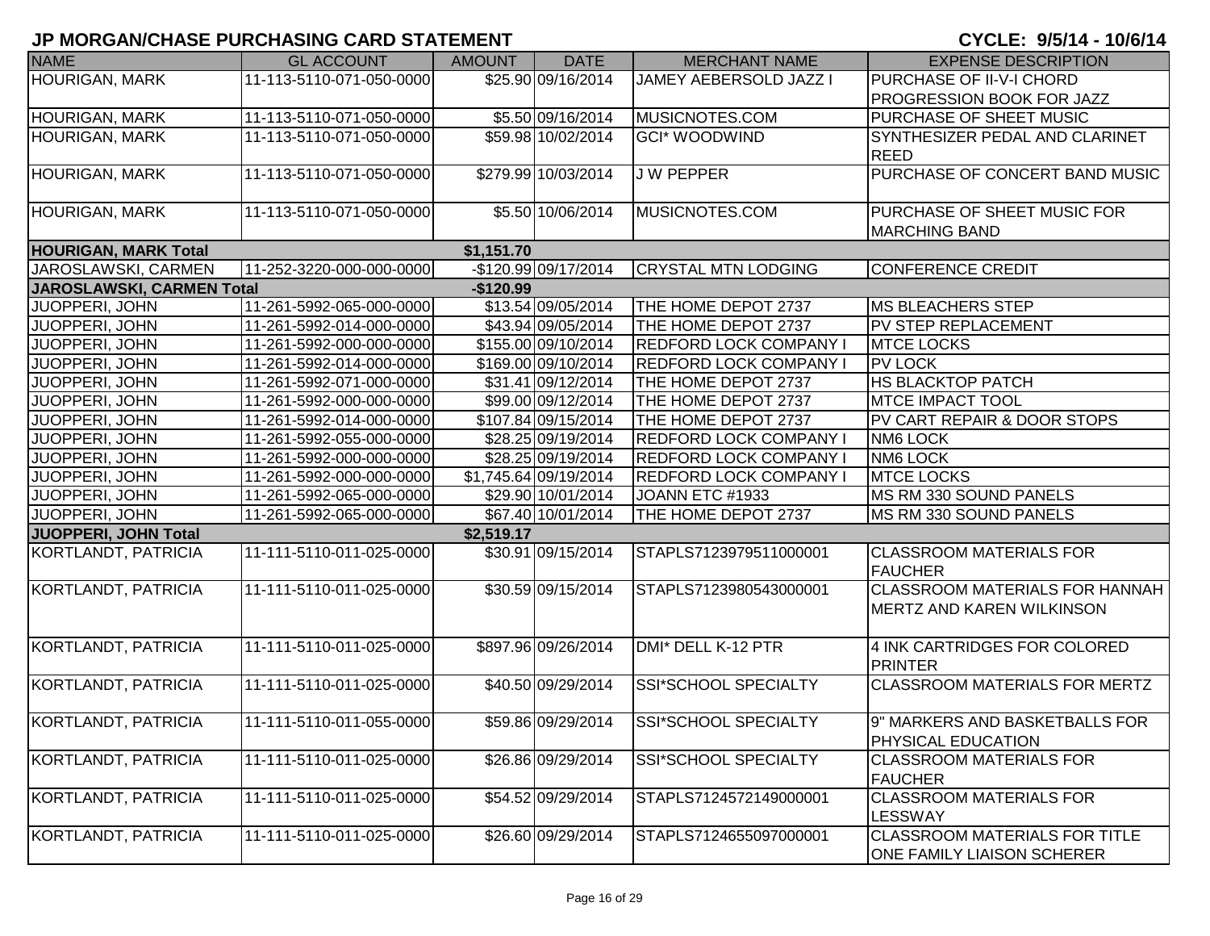# JP MORGAN/CHASE PURCHASING CARD STATEMENT

**CYCLE: 9/5/14 - 10/6/14**

| NAME | GL ACCOUNT | AMOUNT | DATE | MERCHANT NAME | EXPENSE DESCRIPTION |
|---|---|---|---|---|---|
| HOURIGAN, MARK | 11-113-5110-071-050-0000 | $25.90 | 09/16/2014 | JAMEY AEBERSOLD JAZZ I | PURCHASE OF II-V-I CHORD PROGRESSION BOOK FOR JAZZ |
| HOURIGAN, MARK | 11-113-5110-071-050-0000 | $5.50 | 09/16/2014 | MUSICNOTES.COM | PURCHASE OF SHEET MUSIC |
| HOURIGAN, MARK | 11-113-5110-071-050-0000 | $59.98 | 10/02/2014 | GCI* WOODWIND | SYNTHESIZER PEDAL AND CLARINET REED |
| HOURIGAN, MARK | 11-113-5110-071-050-0000 | $279.99 | 10/03/2014 | J W PEPPER | PURCHASE OF CONCERT BAND MUSIC |
| HOURIGAN, MARK | 11-113-5110-071-050-0000 | $5.50 | 10/06/2014 | MUSICNOTES.COM | PURCHASE OF SHEET MUSIC FOR MARCHING BAND |
| **HOURIGAN, MARK Total** | | **$1,151.70** | | | |
| JAROSLAWSKI, CARMEN | 11-252-3220-000-000-0000 | -$120.99 | 09/17/2014 | CRYSTAL MTN LODGING | CONFERENCE CREDIT |
| **JAROSLAWSKI, CARMEN Total** | | **-$120.99** | | | |
| JUOPPERI, JOHN | 11-261-5992-065-000-0000 | $13.54 | 09/05/2014 | THE HOME DEPOT 2737 | MS BLEACHERS STEP |
| JUOPPERI, JOHN | 11-261-5992-014-000-0000 | $43.94 | 09/05/2014 | THE HOME DEPOT 2737 | PV STEP REPLACEMENT |
| JUOPPERI, JOHN | 11-261-5992-000-000-0000 | $155.00 | 09/10/2014 | REDFORD LOCK COMPANY I | MTCE LOCKS |
| JUOPPERI, JOHN | 11-261-5992-014-000-0000 | $169.00 | 09/10/2014 | REDFORD LOCK COMPANY I | PV LOCK |
| JUOPPERI, JOHN | 11-261-5992-071-000-0000 | $31.41 | 09/12/2014 | THE HOME DEPOT 2737 | HS BLACKTOP PATCH |
| JUOPPERI, JOHN | 11-261-5992-000-000-0000 | $99.00 | 09/12/2014 | THE HOME DEPOT 2737 | MTCE IMPACT TOOL |
| JUOPPERI, JOHN | 11-261-5992-014-000-0000 | $107.84 | 09/15/2014 | THE HOME DEPOT 2737 | PV CART REPAIR & DOOR STOPS |
| JUOPPERI, JOHN | 11-261-5992-055-000-0000 | $28.25 | 09/19/2014 | REDFORD LOCK COMPANY I | NM6 LOCK |
| JUOPPERI, JOHN | 11-261-5992-000-000-0000 | $28.25 | 09/19/2014 | REDFORD LOCK COMPANY I | NM6 LOCK |
| JUOPPERI, JOHN | 11-261-5992-000-000-0000 | $1,745.64 | 09/19/2014 | REDFORD LOCK COMPANY I | MTCE LOCKS |
| JUOPPERI, JOHN | 11-261-5992-065-000-0000 | $29.90 | 10/01/2014 | JOANN ETC #1933 | MS RM 330 SOUND PANELS |
| JUOPPERI, JOHN | 11-261-5992-065-000-0000 | $67.40 | 10/01/2014 | THE HOME DEPOT 2737 | MS RM 330 SOUND PANELS |
| **JUOPPERI, JOHN Total** | | **$2,519.17** | | | |
| KORTLANDT, PATRICIA | 11-111-5110-011-025-0000 | $30.91 | 09/15/2014 | STAPLS7123979511000001 | CLASSROOM MATERIALS FOR FAUCHER |
| KORTLANDT, PATRICIA | 11-111-5110-011-025-0000 | $30.59 | 09/15/2014 | STAPLS7123980543000001 | CLASSROOM MATERIALS FOR HANNAH MERTZ AND KAREN WILKINSON |
| KORTLANDT, PATRICIA | 11-111-5110-011-025-0000 | $897.96 | 09/26/2014 | DMI* DELL K-12 PTR | 4 INK CARTRIDGES FOR COLORED PRINTER |
| KORTLANDT, PATRICIA | 11-111-5110-011-025-0000 | $40.50 | 09/29/2014 | SSI*SCHOOL SPECIALTY | CLASSROOM MATERIALS FOR MERTZ |
| KORTLANDT, PATRICIA | 11-111-5110-011-055-0000 | $59.86 | 09/29/2014 | SSI*SCHOOL SPECIALTY | 9" MARKERS AND BASKETBALLS FOR PHYSICAL EDUCATION |
| KORTLANDT, PATRICIA | 11-111-5110-011-025-0000 | $26.86 | 09/29/2014 | SSI*SCHOOL SPECIALTY | CLASSROOM MATERIALS FOR FAUCHER |
| KORTLANDT, PATRICIA | 11-111-5110-011-025-0000 | $54.52 | 09/29/2014 | STAPLS7124572149000001 | CLASSROOM MATERIALS FOR LESSWAY |
| KORTLANDT, PATRICIA | 11-111-5110-011-025-0000 | $26.60 | 09/29/2014 | STAPLS7124655097000001 | CLASSROOM MATERIALS FOR TITLE ONE FAMILY LIAISON SCHERER |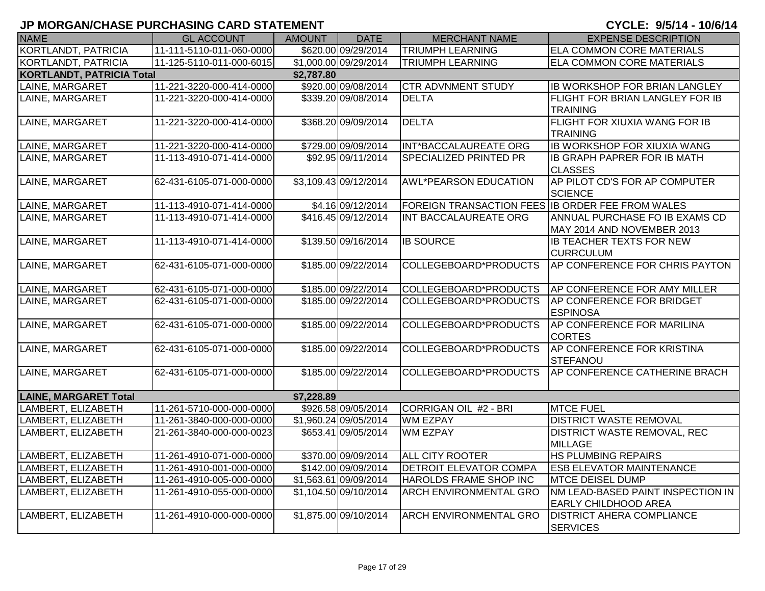## JP MORGAN/CHASE PURCHASING CARD STATEMENT

**CYCLE: 9/5/14 - 10/6/14**

| NAME | GL ACCOUNT | AMOUNT | DATE | MERCHANT NAME | EXPENSE DESCRIPTION |
|---|---|---|---|---|---|
| KORTLANDT, PATRICIA | 11-111-5110-011-060-0000 | $620.00 | 09/29/2014 | TRIUMPH LEARNING | ELA COMMON CORE MATERIALS |
| KORTLANDT, PATRICIA | 11-125-5110-011-000-6015 | $1,000.00 | 09/29/2014 | TRIUMPH LEARNING | ELA COMMON CORE MATERIALS |
| **KORTLANDT, PATRICIA Total** | | **$2,787.80** | | | |
| LAINE, MARGARET | 11-221-3220-000-414-0000 | $920.00 | 09/08/2014 | CTR ADVNMENT STUDY | IB WORKSHOP FOR BRIAN LANGLEY |
| LAINE, MARGARET | 11-221-3220-000-414-0000 | $339.20 | 09/08/2014 | DELTA | FLIGHT FOR BRIAN LANGLEY FOR IB TRAINING |
| LAINE, MARGARET | 11-221-3220-000-414-0000 | $368.20 | 09/09/2014 | DELTA | FLIGHT FOR XIUXIA WANG FOR IB TRAINING |
| LAINE, MARGARET | 11-221-3220-000-414-0000 | $729.00 | 09/09/2014 | INT*BACCALAUREATE ORG | IB WORKSHOP FOR XIUXIA WANG |
| LAINE, MARGARET | 11-113-4910-071-414-0000 | $92.95 | 09/11/2014 | SPECIALIZED PRINTED PR | IB GRAPH PAPRER FOR IB MATH CLASSES |
| LAINE, MARGARET | 62-431-6105-071-000-0000 | $3,109.43 | 09/12/2014 | AWL*PEARSON EDUCATION | AP PILOT CD'S FOR AP COMPUTER SCIENCE |
| LAINE, MARGARET | 11-113-4910-071-414-0000 | $4.16 | 09/12/2014 | FOREIGN TRANSACTION FEES | IB ORDER FEE FROM WALES |
| LAINE, MARGARET | 11-113-4910-071-414-0000 | $416.45 | 09/12/2014 | INT BACCALAUREATE ORG | ANNUAL PURCHASE FO IB EXAMS CD MAY 2014 AND NOVEMBER 2013 |
| LAINE, MARGARET | 11-113-4910-071-414-0000 | $139.50 | 09/16/2014 | IB SOURCE | IB TEACHER TEXTS FOR NEW CURRCULUM |
| LAINE, MARGARET | 62-431-6105-071-000-0000 | $185.00 | 09/22/2014 | COLLEGEBOARD*PRODUCTS | AP CONFERENCE FOR CHRIS PAYTON |
| LAINE, MARGARET | 62-431-6105-071-000-0000 | $185.00 | 09/22/2014 | COLLEGEBOARD*PRODUCTS | AP CONFERENCE FOR AMY MILLER |
| LAINE, MARGARET | 62-431-6105-071-000-0000 | $185.00 | 09/22/2014 | COLLEGEBOARD*PRODUCTS | AP CONFERENCE FOR BRIDGET ESPINOSA |
| LAINE, MARGARET | 62-431-6105-071-000-0000 | $185.00 | 09/22/2014 | COLLEGEBOARD*PRODUCTS | AP CONFERENCE FOR MARILINA CORTES |
| LAINE, MARGARET | 62-431-6105-071-000-0000 | $185.00 | 09/22/2014 | COLLEGEBOARD*PRODUCTS | AP CONFERENCE FOR KRISTINA STEFANOU |
| LAINE, MARGARET | 62-431-6105-071-000-0000 | $185.00 | 09/22/2014 | COLLEGEBOARD*PRODUCTS | AP CONFERENCE CATHERINE BRACH |
| **LAINE, MARGARET Total** | | **$7,228.89** | | | |
| LAMBERT, ELIZABETH | 11-261-5710-000-000-0000 | $926.58 | 09/05/2014 | CORRIGAN OIL #2 - BRI | MTCE FUEL |
| LAMBERT, ELIZABETH | 11-261-3840-000-000-0000 | $1,960.24 | 09/05/2014 | WM EZPAY | DISTRICT WASTE REMOVAL |
| LAMBERT, ELIZABETH | 21-261-3840-000-000-0023 | $653.41 | 09/05/2014 | WM EZPAY | DISTRICT WASTE REMOVAL, REC MILLAGE |
| LAMBERT, ELIZABETH | 11-261-4910-071-000-0000 | $370.00 | 09/09/2014 | ALL CITY ROOTER | HS PLUMBING REPAIRS |
| LAMBERT, ELIZABETH | 11-261-4910-001-000-0000 | $142.00 | 09/09/2014 | DETROIT ELEVATOR COMPA | ESB ELEVATOR MAINTENANCE |
| LAMBERT, ELIZABETH | 11-261-4910-005-000-0000 | $1,563.61 | 09/09/2014 | HAROLDS FRAME SHOP INC | MTCE DEISEL DUMP |
| LAMBERT, ELIZABETH | 11-261-4910-055-000-0000 | $1,104.50 | 09/10/2014 | ARCH ENVIRONMENTAL GRO | NM LEAD-BASED PAINT INSPECTION IN EARLY CHILDHOOD AREA |
| LAMBERT, ELIZABETH | 11-261-4910-000-000-0000 | $1,875.00 | 09/10/2014 | ARCH ENVIRONMENTAL GRO | DISTRICT AHERA COMPLIANCE SERVICES |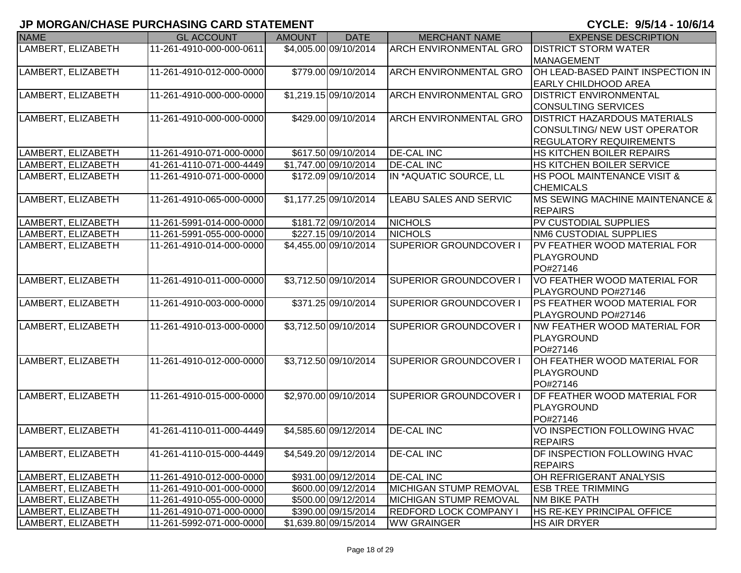# JP MORGAN/CHASE PURCHASING CARD STATEMENT

**CYCLE: 9/5/14 - 10/6/14**

| NAME | GL ACCOUNT | AMOUNT | DATE | MERCHANT NAME | EXPENSE DESCRIPTION |
|---|---|---|---|---|---|
| LAMBERT, ELIZABETH | 11-261-4910-000-000-0611 | $4,005.00 | 09/10/2014 | ARCH ENVIRONMENTAL GRO | DISTRICT STORM WATER MANAGEMENT |
| LAMBERT, ELIZABETH | 11-261-4910-012-000-0000 | $779.00 | 09/10/2014 | ARCH ENVIRONMENTAL GRO | OH LEAD-BASED PAINT INSPECTION IN EARLY CHILDHOOD AREA |
| LAMBERT, ELIZABETH | 11-261-4910-000-000-0000 | $1,219.15 | 09/10/2014 | ARCH ENVIRONMENTAL GRO | DISTRICT ENVIRONMENTAL CONSULTING SERVICES |
| LAMBERT, ELIZABETH | 11-261-4910-000-000-0000 | $429.00 | 09/10/2014 | ARCH ENVIRONMENTAL GRO | DISTRICT HAZARDOUS MATERIALS CONSULTING/ NEW UST OPERATOR REGULATORY REQUIREMENTS |
| LAMBERT, ELIZABETH | 11-261-4910-071-000-0000 | $617.50 | 09/10/2014 | DE-CAL INC | HS KITCHEN BOILER REPAIRS |
| LAMBERT, ELIZABETH | 41-261-4110-071-000-4449 | $1,747.00 | 09/10/2014 | DE-CAL INC | HS KITCHEN BOILER SERVICE |
| LAMBERT, ELIZABETH | 11-261-4910-071-000-0000 | $172.09 | 09/10/2014 | IN *AQUATIC SOURCE, LL | HS POOL MAINTENANCE VISIT & CHEMICALS |
| LAMBERT, ELIZABETH | 11-261-4910-065-000-0000 | $1,177.25 | 09/10/2014 | LEABU SALES AND SERVIC | MS SEWING MACHINE MAINTENANCE & REPAIRS |
| LAMBERT, ELIZABETH | 11-261-5991-014-000-0000 | $181.72 | 09/10/2014 | NICHOLS | PV CUSTODIAL SUPPLIES |
| LAMBERT, ELIZABETH | 11-261-5991-055-000-0000 | $227.15 | 09/10/2014 | NICHOLS | NM6 CUSTODIAL SUPPLIES |
| LAMBERT, ELIZABETH | 11-261-4910-014-000-0000 | $4,455.00 | 09/10/2014 | SUPERIOR GROUNDCOVER I | PV FEATHER WOOD MATERIAL FOR PLAYGROUND PO#27146 |
| LAMBERT, ELIZABETH | 11-261-4910-011-000-0000 | $3,712.50 | 09/10/2014 | SUPERIOR GROUNDCOVER I | VO FEATHER WOOD MATERIAL FOR PLAYGROUND PO#27146 |
| LAMBERT, ELIZABETH | 11-261-4910-003-000-0000 | $371.25 | 09/10/2014 | SUPERIOR GROUNDCOVER I | PS FEATHER WOOD MATERIAL FOR PLAYGROUND PO#27146 |
| LAMBERT, ELIZABETH | 11-261-4910-013-000-0000 | $3,712.50 | 09/10/2014 | SUPERIOR GROUNDCOVER I | NW FEATHER WOOD MATERIAL FOR PLAYGROUND PO#27146 |
| LAMBERT, ELIZABETH | 11-261-4910-012-000-0000 | $3,712.50 | 09/10/2014 | SUPERIOR GROUNDCOVER I | OH FEATHER WOOD MATERIAL FOR PLAYGROUND PO#27146 |
| LAMBERT, ELIZABETH | 11-261-4910-015-000-0000 | $2,970.00 | 09/10/2014 | SUPERIOR GROUNDCOVER I | DF FEATHER WOOD MATERIAL FOR PLAYGROUND PO#27146 |
| LAMBERT, ELIZABETH | 41-261-4110-011-000-4449 | $4,585.60 | 09/12/2014 | DE-CAL INC | VO INSPECTION FOLLOWING HVAC REPAIRS |
| LAMBERT, ELIZABETH | 41-261-4110-015-000-4449 | $4,549.20 | 09/12/2014 | DE-CAL INC | DF INSPECTION FOLLOWING HVAC REPAIRS |
| LAMBERT, ELIZABETH | 11-261-4910-012-000-0000 | $931.00 | 09/12/2014 | DE-CAL INC | OH REFRIGERANT ANALYSIS |
| LAMBERT, ELIZABETH | 11-261-4910-001-000-0000 | $600.00 | 09/12/2014 | MICHIGAN STUMP REMOVAL | ESB TREE TRIMMING |
| LAMBERT, ELIZABETH | 11-261-4910-055-000-0000 | $500.00 | 09/12/2014 | MICHIGAN STUMP REMOVAL | NM BIKE PATH |
| LAMBERT, ELIZABETH | 11-261-4910-071-000-0000 | $390.00 | 09/15/2014 | REDFORD LOCK COMPANY I | HS RE-KEY PRINCIPAL OFFICE |
| LAMBERT, ELIZABETH | 11-261-5992-071-000-0000 | $1,639.80 | 09/15/2014 | WW GRAINGER | HS AIR DRYER |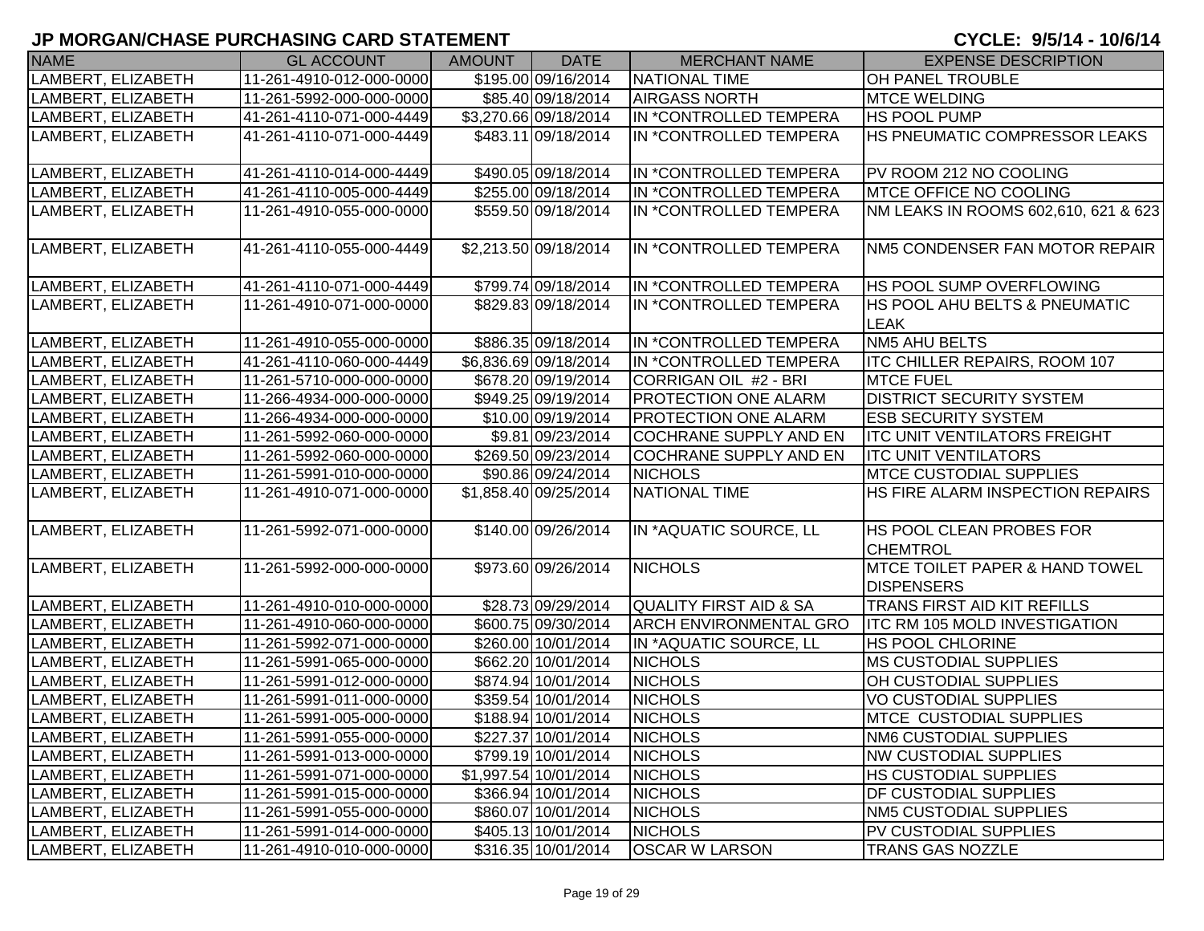# JP MORGAN/CHASE PURCHASING CARD STATEMENT

**CYCLE: 9/5/14 - 10/6/14**

| NAME | GL ACCOUNT | AMOUNT | DATE | MERCHANT NAME | EXPENSE DESCRIPTION |
|---|---|---|---|---|---|
| LAMBERT, ELIZABETH | 11-261-4910-012-000-0000 | $195.00 | 09/16/2014 | NATIONAL TIME | OH PANEL TROUBLE |
| LAMBERT, ELIZABETH | 11-261-5992-000-000-0000 | $85.40 | 09/18/2014 | AIRGASS NORTH | MTCE WELDING |
| LAMBERT, ELIZABETH | 41-261-4110-071-000-4449 | $3,270.66 | 09/18/2014 | IN *CONTROLLED TEMPERA | HS POOL PUMP |
| LAMBERT, ELIZABETH | 41-261-4110-071-000-4449 | $483.11 | 09/18/2014 | IN *CONTROLLED TEMPERA | HS PNEUMATIC COMPRESSOR LEAKS |
| LAMBERT, ELIZABETH | 41-261-4110-014-000-4449 | $490.05 | 09/18/2014 | IN *CONTROLLED TEMPERA | PV ROOM 212 NO COOLING |
| LAMBERT, ELIZABETH | 41-261-4110-005-000-4449 | $255.00 | 09/18/2014 | IN *CONTROLLED TEMPERA | MTCE OFFICE NO COOLING |
| LAMBERT, ELIZABETH | 11-261-4910-055-000-0000 | $559.50 | 09/18/2014 | IN *CONTROLLED TEMPERA | NM LEAKS IN ROOMS 602,610, 621 & 623 |
| LAMBERT, ELIZABETH | 41-261-4110-055-000-4449 | $2,213.50 | 09/18/2014 | IN *CONTROLLED TEMPERA | NM5 CONDENSER FAN MOTOR REPAIR |
| LAMBERT, ELIZABETH | 41-261-4110-071-000-4449 | $799.74 | 09/18/2014 | IN *CONTROLLED TEMPERA | HS POOL SUMP OVERFLOWING |
| LAMBERT, ELIZABETH | 11-261-4910-071-000-0000 | $829.83 | 09/18/2014 | IN *CONTROLLED TEMPERA | HS POOL AHU BELTS & PNEUMATIC LEAK |
| LAMBERT, ELIZABETH | 11-261-4910-055-000-0000 | $886.35 | 09/18/2014 | IN *CONTROLLED TEMPERA | NM5 AHU BELTS |
| LAMBERT, ELIZABETH | 41-261-4110-060-000-4449 | $6,836.69 | 09/18/2014 | IN *CONTROLLED TEMPERA | ITC CHILLER REPAIRS, ROOM 107 |
| LAMBERT, ELIZABETH | 11-261-5710-000-000-0000 | $678.20 | 09/19/2014 | CORRIGAN OIL #2 - BRI | MTCE FUEL |
| LAMBERT, ELIZABETH | 11-266-4934-000-000-0000 | $949.25 | 09/19/2014 | PROTECTION ONE ALARM | DISTRICT SECURITY SYSTEM |
| LAMBERT, ELIZABETH | 11-266-4934-000-000-0000 | $10.00 | 09/19/2014 | PROTECTION ONE ALARM | ESB SECURITY SYSTEM |
| LAMBERT, ELIZABETH | 11-261-5992-060-000-0000 | $9.81 | 09/23/2014 | COCHRANE SUPPLY AND EN | ITC UNIT VENTILATORS FREIGHT |
| LAMBERT, ELIZABETH | 11-261-5992-060-000-0000 | $269.50 | 09/23/2014 | COCHRANE SUPPLY AND EN | ITC UNIT VENTILATORS |
| LAMBERT, ELIZABETH | 11-261-5991-010-000-0000 | $90.86 | 09/24/2014 | NICHOLS | MTCE CUSTODIAL SUPPLIES |
| LAMBERT, ELIZABETH | 11-261-4910-071-000-0000 | $1,858.40 | 09/25/2014 | NATIONAL TIME | HS FIRE ALARM INSPECTION REPAIRS |
| LAMBERT, ELIZABETH | 11-261-5992-071-000-0000 | $140.00 | 09/26/2014 | IN *AQUATIC SOURCE, LL | HS POOL CLEAN PROBES FOR CHEMTROL |
| LAMBERT, ELIZABETH | 11-261-5992-000-000-0000 | $973.60 | 09/26/2014 | NICHOLS | MTCE TOILET PAPER & HAND TOWEL DISPENSERS |
| LAMBERT, ELIZABETH | 11-261-4910-010-000-0000 | $28.73 | 09/29/2014 | QUALITY FIRST AID & SA | TRANS FIRST AID KIT REFILLS |
| LAMBERT, ELIZABETH | 11-261-4910-060-000-0000 | $600.75 | 09/30/2014 | ARCH ENVIRONMENTAL GRO | ITC RM 105 MOLD INVESTIGATION |
| LAMBERT, ELIZABETH | 11-261-5992-071-000-0000 | $260.00 | 10/01/2014 | IN *AQUATIC SOURCE, LL | HS POOL CHLORINE |
| LAMBERT, ELIZABETH | 11-261-5991-065-000-0000 | $662.20 | 10/01/2014 | NICHOLS | MS CUSTODIAL SUPPLIES |
| LAMBERT, ELIZABETH | 11-261-5991-012-000-0000 | $874.94 | 10/01/2014 | NICHOLS | OH CUSTODIAL SUPPLIES |
| LAMBERT, ELIZABETH | 11-261-5991-011-000-0000 | $359.54 | 10/01/2014 | NICHOLS | VO CUSTODIAL SUPPLIES |
| LAMBERT, ELIZABETH | 11-261-5991-005-000-0000 | $188.94 | 10/01/2014 | NICHOLS | MTCE CUSTODIAL SUPPLIES |
| LAMBERT, ELIZABETH | 11-261-5991-055-000-0000 | $227.37 | 10/01/2014 | NICHOLS | NM6 CUSTODIAL SUPPLIES |
| LAMBERT, ELIZABETH | 11-261-5991-013-000-0000 | $799.19 | 10/01/2014 | NICHOLS | NW CUSTODIAL SUPPLIES |
| LAMBERT, ELIZABETH | 11-261-5991-071-000-0000 | $1,997.54 | 10/01/2014 | NICHOLS | HS CUSTODIAL SUPPLIES |
| LAMBERT, ELIZABETH | 11-261-5991-015-000-0000 | $366.94 | 10/01/2014 | NICHOLS | DF CUSTODIAL SUPPLIES |
| LAMBERT, ELIZABETH | 11-261-5991-055-000-0000 | $860.07 | 10/01/2014 | NICHOLS | NM5 CUSTODIAL SUPPLIES |
| LAMBERT, ELIZABETH | 11-261-5991-014-000-0000 | $405.13 | 10/01/2014 | NICHOLS | PV CUSTODIAL SUPPLIES |
| LAMBERT, ELIZABETH | 11-261-4910-010-000-0000 | $316.35 | 10/01/2014 | OSCAR W LARSON | TRANS GAS NOZZLE |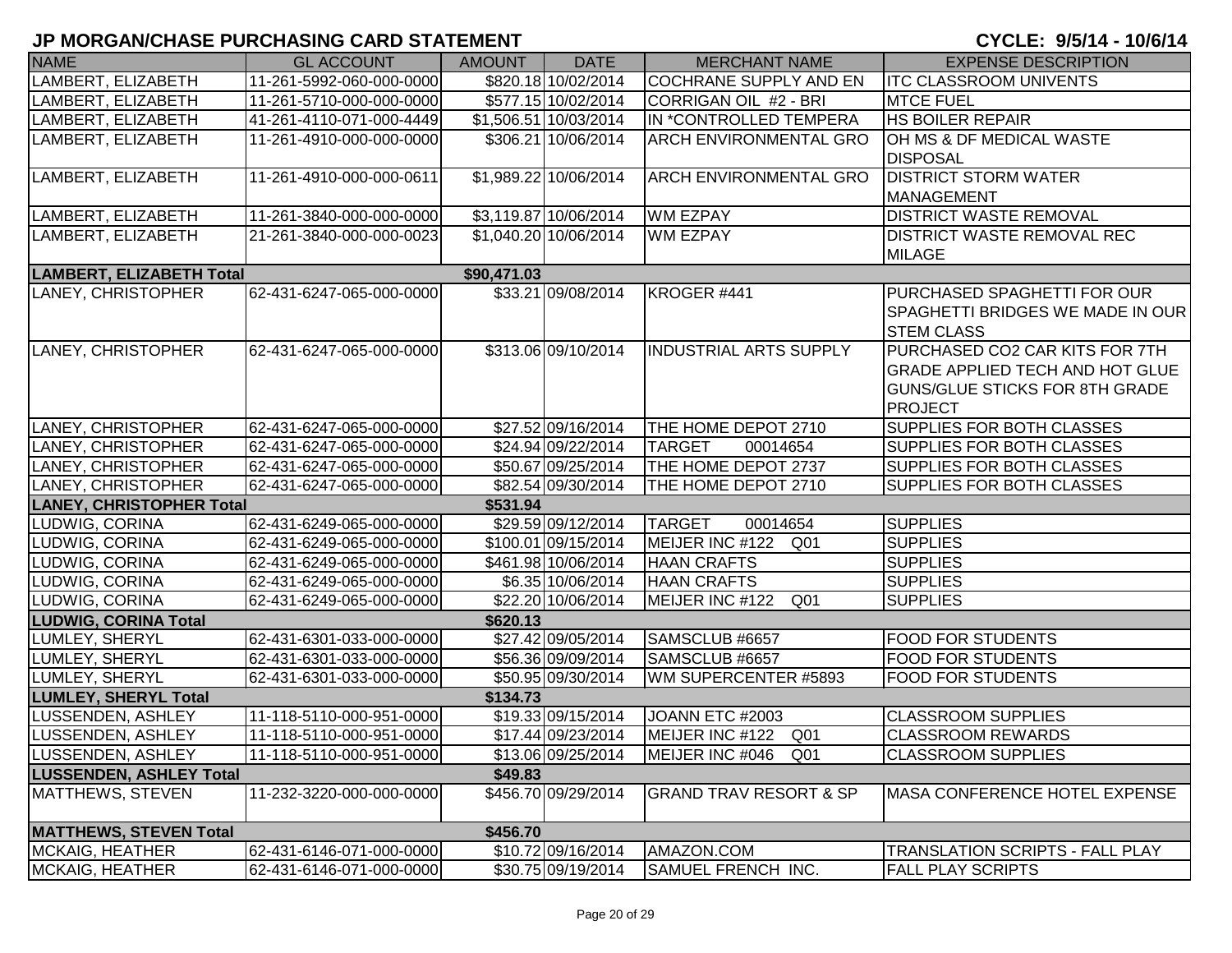# JP MORGAN/CHASE PURCHASING CARD STATEMENT

**CYCLE: 9/5/14 - 10/6/14**

| NAME | GL ACCOUNT | AMOUNT | DATE | MERCHANT NAME | EXPENSE DESCRIPTION |
|---|---|---|---|---|---|
| LAMBERT, ELIZABETH | 11-261-5992-060-000-0000 | $820.18 | 10/02/2014 | COCHRANE SUPPLY AND EN | ITC CLASSROOM UNIVENTS |
| LAMBERT, ELIZABETH | 11-261-5710-000-000-0000 | $577.15 | 10/02/2014 | CORRIGAN OIL #2 - BRI | MTCE FUEL |
| LAMBERT, ELIZABETH | 41-261-4110-071-000-4449 | $1,506.51 | 10/03/2014 | IN *CONTROLLED TEMPERA | HS BOILER REPAIR |
| LAMBERT, ELIZABETH | 11-261-4910-000-000-0000 | $306.21 | 10/06/2014 | ARCH ENVIRONMENTAL GRO | OH MS & DF MEDICAL WASTE DISPOSAL |
| LAMBERT, ELIZABETH | 11-261-4910-000-000-0611 | $1,989.22 | 10/06/2014 | ARCH ENVIRONMENTAL GRO | DISTRICT STORM WATER MANAGEMENT |
| LAMBERT, ELIZABETH | 11-261-3840-000-000-0000 | $3,119.87 | 10/06/2014 | WM EZPAY | DISTRICT WASTE REMOVAL |
| LAMBERT, ELIZABETH | 21-261-3840-000-000-0023 | $1,040.20 | 10/06/2014 | WM EZPAY | DISTRICT WASTE REMOVAL REC MILAGE |
| **LAMBERT, ELIZABETH Total** | | **$90,471.03** | | | |
| LANEY, CHRISTOPHER | 62-431-6247-065-000-0000 | $33.21 | 09/08/2014 | KROGER #441 | PURCHASED SPAGHETTI FOR OUR SPAGHETTI BRIDGES WE MADE IN OUR STEM CLASS |
| LANEY, CHRISTOPHER | 62-431-6247-065-000-0000 | $313.06 | 09/10/2014 | INDUSTRIAL ARTS SUPPLY | PURCHASED CO2 CAR KITS FOR 7TH GRADE APPLIED TECH AND HOT GLUE GUNS/GLUE STICKS FOR 8TH GRADE PROJECT |
| LANEY, CHRISTOPHER | 62-431-6247-065-000-0000 | $27.52 | 09/16/2014 | THE HOME DEPOT 2710 | SUPPLIES FOR BOTH CLASSES |
| LANEY, CHRISTOPHER | 62-431-6247-065-000-0000 | $24.94 | 09/22/2014 | TARGET 00014654 | SUPPLIES FOR BOTH CLASSES |
| LANEY, CHRISTOPHER | 62-431-6247-065-000-0000 | $50.67 | 09/25/2014 | THE HOME DEPOT 2737 | SUPPLIES FOR BOTH CLASSES |
| LANEY, CHRISTOPHER | 62-431-6247-065-000-0000 | $82.54 | 09/30/2014 | THE HOME DEPOT 2710 | SUPPLIES FOR BOTH CLASSES |
| **LANEY, CHRISTOPHER Total** | | **$531.94** | | | |
| LUDWIG, CORINA | 62-431-6249-065-000-0000 | $29.59 | 09/12/2014 | TARGET 00014654 | SUPPLIES |
| LUDWIG, CORINA | 62-431-6249-065-000-0000 | $100.01 | 09/15/2014 | MEIJER INC #122 Q01 | SUPPLIES |
| LUDWIG, CORINA | 62-431-6249-065-000-0000 | $461.98 | 10/06/2014 | HAAN CRAFTS | SUPPLIES |
| LUDWIG, CORINA | 62-431-6249-065-000-0000 | $6.35 | 10/06/2014 | HAAN CRAFTS | SUPPLIES |
| LUDWIG, CORINA | 62-431-6249-065-000-0000 | $22.20 | 10/06/2014 | MEIJER INC #122 Q01 | SUPPLIES |
| **LUDWIG, CORINA Total** | | **$620.13** | | | |
| LUMLEY, SHERYL | 62-431-6301-033-000-0000 | $27.42 | 09/05/2014 | SAMSCLUB #6657 | FOOD FOR STUDENTS |
| LUMLEY, SHERYL | 62-431-6301-033-000-0000 | $56.36 | 09/09/2014 | SAMSCLUB #6657 | FOOD FOR STUDENTS |
| LUMLEY, SHERYL | 62-431-6301-033-000-0000 | $50.95 | 09/30/2014 | WM SUPERCENTER #5893 | FOOD FOR STUDENTS |
| **LUMLEY, SHERYL Total** | | **$134.73** | | | |
| LUSSENDEN, ASHLEY | 11-118-5110-000-951-0000 | $19.33 | 09/15/2014 | JOANN ETC #2003 | CLASSROOM SUPPLIES |
| LUSSENDEN, ASHLEY | 11-118-5110-000-951-0000 | $17.44 | 09/23/2014 | MEIJER INC #122 Q01 | CLASSROOM REWARDS |
| LUSSENDEN, ASHLEY | 11-118-5110-000-951-0000 | $13.06 | 09/25/2014 | MEIJER INC #046 Q01 | CLASSROOM SUPPLIES |
| **LUSSENDEN, ASHLEY Total** | | **$49.83** | | | |
| MATTHEWS, STEVEN | 11-232-3220-000-000-0000 | $456.70 | 09/29/2014 | GRAND TRAV RESORT & SP | MASA CONFERENCE HOTEL EXPENSE |
| **MATTHEWS, STEVEN Total** | | **$456.70** | | | |
| MCKAIG, HEATHER | 62-431-6146-071-000-0000 | $10.72 | 09/16/2014 | AMAZON.COM | TRANSLATION SCRIPTS - FALL PLAY |
| MCKAIG, HEATHER | 62-431-6146-071-000-0000 | $30.75 | 09/19/2014 | SAMUEL FRENCH INC. | FALL PLAY SCRIPTS |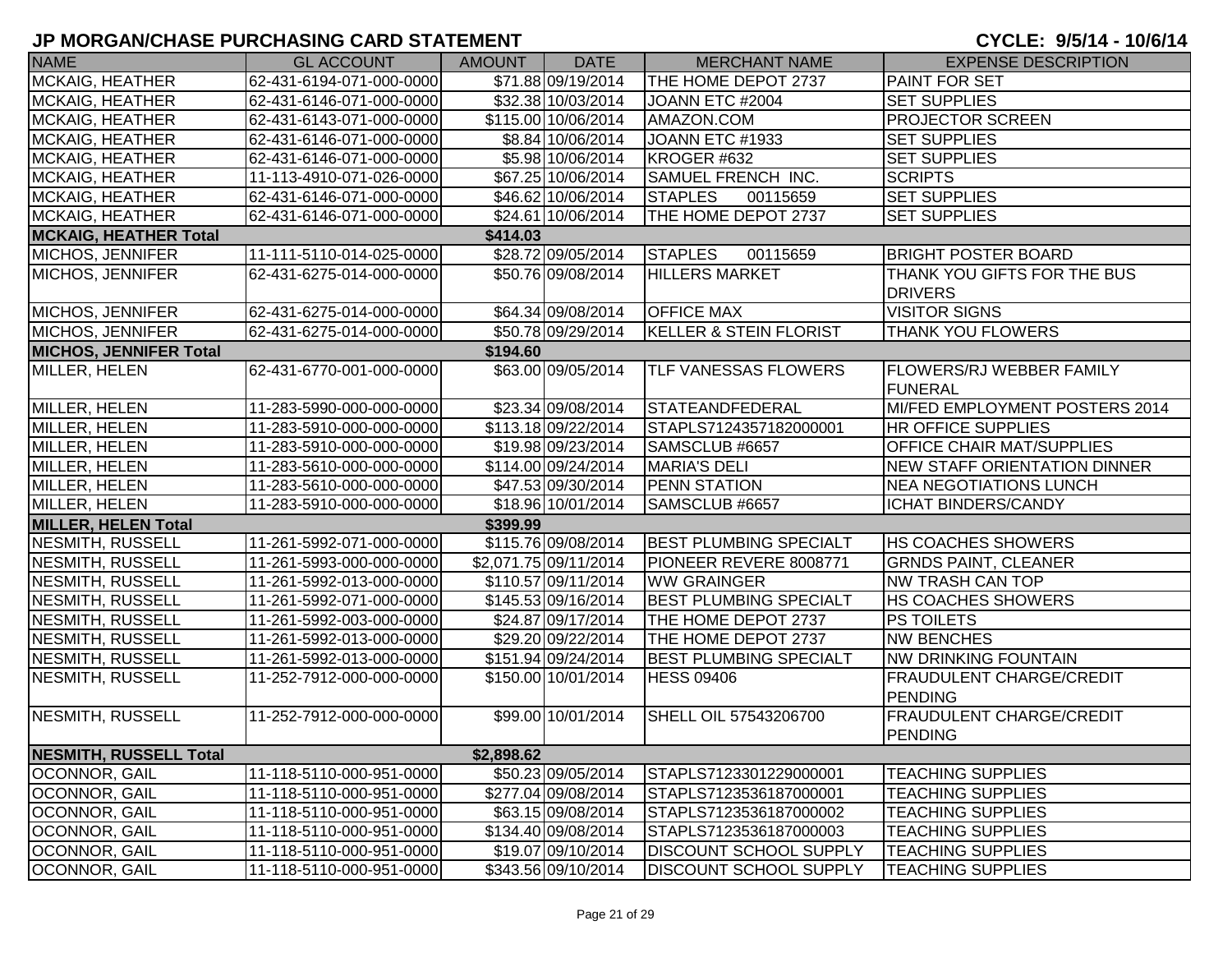# JP MORGAN/CHASE PURCHASING CARD STATEMENT

**CYCLE: 9/5/14 - 10/6/14**

| NAME | GL ACCOUNT | AMOUNT | DATE | MERCHANT NAME | EXPENSE DESCRIPTION |
|---|---|---|---|---|---|
| MCKAIG, HEATHER | 62-431-6194-071-000-0000 | $71.88 | 09/19/2014 | THE HOME DEPOT 2737 | PAINT FOR SET |
| MCKAIG, HEATHER | 62-431-6146-071-000-0000 | $32.38 | 10/03/2014 | JOANN ETC #2004 | SET SUPPLIES |
| MCKAIG, HEATHER | 62-431-6143-071-000-0000 | $115.00 | 10/06/2014 | AMAZON.COM | PROJECTOR SCREEN |
| MCKAIG, HEATHER | 62-431-6146-071-000-0000 | $8.84 | 10/06/2014 | JOANN ETC #1933 | SET SUPPLIES |
| MCKAIG, HEATHER | 62-431-6146-071-000-0000 | $5.98 | 10/06/2014 | KROGER #632 | SET SUPPLIES |
| MCKAIG, HEATHER | 11-113-4910-071-026-0000 | $67.25 | 10/06/2014 | SAMUEL FRENCH INC. | SCRIPTS |
| MCKAIG, HEATHER | 62-431-6146-071-000-0000 | $46.62 | 10/06/2014 | STAPLES 00115659 | SET SUPPLIES |
| MCKAIG, HEATHER | 62-431-6146-071-000-0000 | $24.61 | 10/06/2014 | THE HOME DEPOT 2737 | SET SUPPLIES |
| **MCKAIG, HEATHER Total** | | **$414.03** | | | |
| MICHOS, JENNIFER | 11-111-5110-014-025-0000 | $28.72 | 09/05/2014 | STAPLES 00115659 | BRIGHT POSTER BOARD |
| MICHOS, JENNIFER | 62-431-6275-014-000-0000 | $50.76 | 09/08/2014 | HILLERS MARKET | THANK YOU GIFTS FOR THE BUS DRIVERS |
| MICHOS, JENNIFER | 62-431-6275-014-000-0000 | $64.34 | 09/08/2014 | OFFICE MAX | VISITOR SIGNS |
| MICHOS, JENNIFER | 62-431-6275-014-000-0000 | $50.78 | 09/29/2014 | KELLER & STEIN FLORIST | THANK YOU FLOWERS |
| **MICHOS, JENNIFER Total** | | **$194.60** | | | |
| MILLER, HELEN | 62-431-6770-001-000-0000 | $63.00 | 09/05/2014 | TLF VANESSAS FLOWERS | FLOWERS/RJ WEBBER FAMILY FUNERAL |
| MILLER, HELEN | 11-283-5990-000-000-0000 | $23.34 | 09/08/2014 | STATEANDFEDERAL | MI/FED EMPLOYMENT POSTERS 2014 |
| MILLER, HELEN | 11-283-5910-000-000-0000 | $113.18 | 09/22/2014 | STAPLS7124357182000001 | HR OFFICE SUPPLIES |
| MILLER, HELEN | 11-283-5910-000-000-0000 | $19.98 | 09/23/2014 | SAMSCLUB #6657 | OFFICE CHAIR MAT/SUPPLIES |
| MILLER, HELEN | 11-283-5610-000-000-0000 | $114.00 | 09/24/2014 | MARIA'S DELI | NEW STAFF ORIENTATION DINNER |
| MILLER, HELEN | 11-283-5610-000-000-0000 | $47.53 | 09/30/2014 | PENN STATION | NEA NEGOTIATIONS LUNCH |
| MILLER, HELEN | 11-283-5910-000-000-0000 | $18.96 | 10/01/2014 | SAMSCLUB #6657 | ICHAT BINDERS/CANDY |
| **MILLER, HELEN Total** | | **$399.99** | | | |
| NESMITH, RUSSELL | 11-261-5992-071-000-0000 | $115.76 | 09/08/2014 | BEST PLUMBING SPECIALT | HS COACHES SHOWERS |
| NESMITH, RUSSELL | 11-261-5993-000-000-0000 | $2,071.75 | 09/11/2014 | PIONEER REVERE 8008771 | GRNDS PAINT, CLEANER |
| NESMITH, RUSSELL | 11-261-5992-013-000-0000 | $110.57 | 09/11/2014 | WW GRAINGER | NW TRASH CAN TOP |
| NESMITH, RUSSELL | 11-261-5992-071-000-0000 | $145.53 | 09/16/2014 | BEST PLUMBING SPECIALT | HS COACHES SHOWERS |
| NESMITH, RUSSELL | 11-261-5992-003-000-0000 | $24.87 | 09/17/2014 | THE HOME DEPOT 2737 | PS TOILETS |
| NESMITH, RUSSELL | 11-261-5992-013-000-0000 | $29.20 | 09/22/2014 | THE HOME DEPOT 2737 | NW BENCHES |
| NESMITH, RUSSELL | 11-261-5992-013-000-0000 | $151.94 | 09/24/2014 | BEST PLUMBING SPECIALT | NW DRINKING FOUNTAIN |
| NESMITH, RUSSELL | 11-252-7912-000-000-0000 | $150.00 | 10/01/2014 | HESS 09406 | FRAUDULENT CHARGE/CREDIT PENDING |
| NESMITH, RUSSELL | 11-252-7912-000-000-0000 | $99.00 | 10/01/2014 | SHELL OIL 57543206700 | FRAUDULENT CHARGE/CREDIT PENDING |
| **NESMITH, RUSSELL Total** | | **$2,898.62** | | | |
| OCONNOR, GAIL | 11-118-5110-000-951-0000 | $50.23 | 09/05/2014 | STAPLS7123301229000001 | TEACHING SUPPLIES |
| OCONNOR, GAIL | 11-118-5110-000-951-0000 | $277.04 | 09/08/2014 | STAPLS7123536187000001 | TEACHING SUPPLIES |
| OCONNOR, GAIL | 11-118-5110-000-951-0000 | $63.15 | 09/08/2014 | STAPLS7123536187000002 | TEACHING SUPPLIES |
| OCONNOR, GAIL | 11-118-5110-000-951-0000 | $134.40 | 09/08/2014 | STAPLS7123536187000003 | TEACHING SUPPLIES |
| OCONNOR, GAIL | 11-118-5110-000-951-0000 | $19.07 | 09/10/2014 | DISCOUNT SCHOOL SUPPLY | TEACHING SUPPLIES |
| OCONNOR, GAIL | 11-118-5110-000-951-0000 | $343.56 | 09/10/2014 | DISCOUNT SCHOOL SUPPLY | TEACHING SUPPLIES |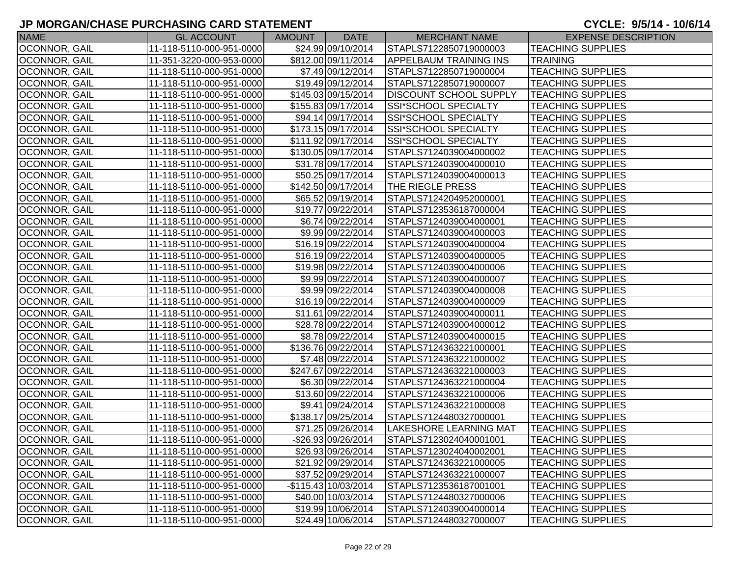## JP MORGAN/CHASE PURCHASING CARD STATEMENT

**CYCLE: 9/5/14 - 10/6/14**

| NAME | GL ACCOUNT | AMOUNT | DATE | MERCHANT NAME | EXPENSE DESCRIPTION |
|---|---|---|---|---|---|
| OCONNOR, GAIL | 11-118-5110-000-951-0000 | $24.99 | 09/10/2014 | STAPLS7122850719000003 | TEACHING SUPPLIES |
| OCONNOR, GAIL | 11-351-3220-000-953-0000 | $812.00 | 09/11/2014 | APPELBAUM TRAINING INS | TRAINING |
| OCONNOR, GAIL | 11-118-5110-000-951-0000 | $7.49 | 09/12/2014 | STAPLS7122850719000004 | TEACHING SUPPLIES |
| OCONNOR, GAIL | 11-118-5110-000-951-0000 | $19.49 | 09/12/2014 | STAPLS7122850719000007 | TEACHING SUPPLIES |
| OCONNOR, GAIL | 11-118-5110-000-951-0000 | $145.03 | 09/15/2014 | DISCOUNT SCHOOL SUPPLY | TEACHING SUPPLIES |
| OCONNOR, GAIL | 11-118-5110-000-951-0000 | $155.83 | 09/17/2014 | SSI*SCHOOL SPECIALTY | TEACHING SUPPLIES |
| OCONNOR, GAIL | 11-118-5110-000-951-0000 | $94.14 | 09/17/2014 | SSI*SCHOOL SPECIALTY | TEACHING SUPPLIES |
| OCONNOR, GAIL | 11-118-5110-000-951-0000 | $173.15 | 09/17/2014 | SSI*SCHOOL SPECIALTY | TEACHING SUPPLIES |
| OCONNOR, GAIL | 11-118-5110-000-951-0000 | $111.92 | 09/17/2014 | SSI*SCHOOL SPECIALTY | TEACHING SUPPLIES |
| OCONNOR, GAIL | 11-118-5110-000-951-0000 | $130.05 | 09/17/2014 | STAPLS7124039004000002 | TEACHING SUPPLIES |
| OCONNOR, GAIL | 11-118-5110-000-951-0000 | $31.78 | 09/17/2014 | STAPLS7124039004000010 | TEACHING SUPPLIES |
| OCONNOR, GAIL | 11-118-5110-000-951-0000 | $50.25 | 09/17/2014 | STAPLS7124039004000013 | TEACHING SUPPLIES |
| OCONNOR, GAIL | 11-118-5110-000-951-0000 | $142.50 | 09/17/2014 | THE RIEGLE PRESS | TEACHING SUPPLIES |
| OCONNOR, GAIL | 11-118-5110-000-951-0000 | $65.52 | 09/19/2014 | STAPLS7124204952000001 | TEACHING SUPPLIES |
| OCONNOR, GAIL | 11-118-5110-000-951-0000 | $19.77 | 09/22/2014 | STAPLS7123536187000004 | TEACHING SUPPLIES |
| OCONNOR, GAIL | 11-118-5110-000-951-0000 | $6.74 | 09/22/2014 | STAPLS7124039004000001 | TEACHING SUPPLIES |
| OCONNOR, GAIL | 11-118-5110-000-951-0000 | $9.99 | 09/22/2014 | STAPLS7124039004000003 | TEACHING SUPPLIES |
| OCONNOR, GAIL | 11-118-5110-000-951-0000 | $16.19 | 09/22/2014 | STAPLS7124039004000004 | TEACHING SUPPLIES |
| OCONNOR, GAIL | 11-118-5110-000-951-0000 | $16.19 | 09/22/2014 | STAPLS7124039004000005 | TEACHING SUPPLIES |
| OCONNOR, GAIL | 11-118-5110-000-951-0000 | $19.98 | 09/22/2014 | STAPLS7124039004000006 | TEACHING SUPPLIES |
| OCONNOR, GAIL | 11-118-5110-000-951-0000 | $9.99 | 09/22/2014 | STAPLS7124039004000007 | TEACHING SUPPLIES |
| OCONNOR, GAIL | 11-118-5110-000-951-0000 | $9.99 | 09/22/2014 | STAPLS7124039004000008 | TEACHING SUPPLIES |
| OCONNOR, GAIL | 11-118-5110-000-951-0000 | $16.19 | 09/22/2014 | STAPLS7124039004000009 | TEACHING SUPPLIES |
| OCONNOR, GAIL | 11-118-5110-000-951-0000 | $11.61 | 09/22/2014 | STAPLS7124039004000011 | TEACHING SUPPLIES |
| OCONNOR, GAIL | 11-118-5110-000-951-0000 | $28.78 | 09/22/2014 | STAPLS7124039004000012 | TEACHING SUPPLIES |
| OCONNOR, GAIL | 11-118-5110-000-951-0000 | $8.78 | 09/22/2014 | STAPLS7124039004000015 | TEACHING SUPPLIES |
| OCONNOR, GAIL | 11-118-5110-000-951-0000 | $136.76 | 09/22/2014 | STAPLS7124363221000001 | TEACHING SUPPLIES |
| OCONNOR, GAIL | 11-118-5110-000-951-0000 | $7.48 | 09/22/2014 | STAPLS7124363221000002 | TEACHING SUPPLIES |
| OCONNOR, GAIL | 11-118-5110-000-951-0000 | $247.67 | 09/22/2014 | STAPLS7124363221000003 | TEACHING SUPPLIES |
| OCONNOR, GAIL | 11-118-5110-000-951-0000 | $6.30 | 09/22/2014 | STAPLS7124363221000004 | TEACHING SUPPLIES |
| OCONNOR, GAIL | 11-118-5110-000-951-0000 | $13.60 | 09/22/2014 | STAPLS7124363221000006 | TEACHING SUPPLIES |
| OCONNOR, GAIL | 11-118-5110-000-951-0000 | $9.41 | 09/24/2014 | STAPLS7124363221000008 | TEACHING SUPPLIES |
| OCONNOR, GAIL | 11-118-5110-000-951-0000 | $138.17 | 09/25/2014 | STAPLS7124480327000001 | TEACHING SUPPLIES |
| OCONNOR, GAIL | 11-118-5110-000-951-0000 | $71.25 | 09/26/2014 | LAKESHORE LEARNING MAT | TEACHING SUPPLIES |
| OCONNOR, GAIL | 11-118-5110-000-951-0000 | -$26.93 | 09/26/2014 | STAPLS7123024040001001 | TEACHING SUPPLIES |
| OCONNOR, GAIL | 11-118-5110-000-951-0000 | $26.93 | 09/26/2014 | STAPLS7123024040002001 | TEACHING SUPPLIES |
| OCONNOR, GAIL | 11-118-5110-000-951-0000 | $21.92 | 09/29/2014 | STAPLS7124363221000005 | TEACHING SUPPLIES |
| OCONNOR, GAIL | 11-118-5110-000-951-0000 | $37.52 | 09/29/2014 | STAPLS7124363221000007 | TEACHING SUPPLIES |
| OCONNOR, GAIL | 11-118-5110-000-951-0000 | -$115.43 | 10/03/2014 | STAPLS7123536187001001 | TEACHING SUPPLIES |
| OCONNOR, GAIL | 11-118-5110-000-951-0000 | $40.00 | 10/03/2014 | STAPLS7124480327000006 | TEACHING SUPPLIES |
| OCONNOR, GAIL | 11-118-5110-000-951-0000 | $19.99 | 10/06/2014 | STAPLS7124039004000014 | TEACHING SUPPLIES |
| OCONNOR, GAIL | 11-118-5110-000-951-0000 | $24.49 | 10/06/2014 | STAPLS7124480327000007 | TEACHING SUPPLIES |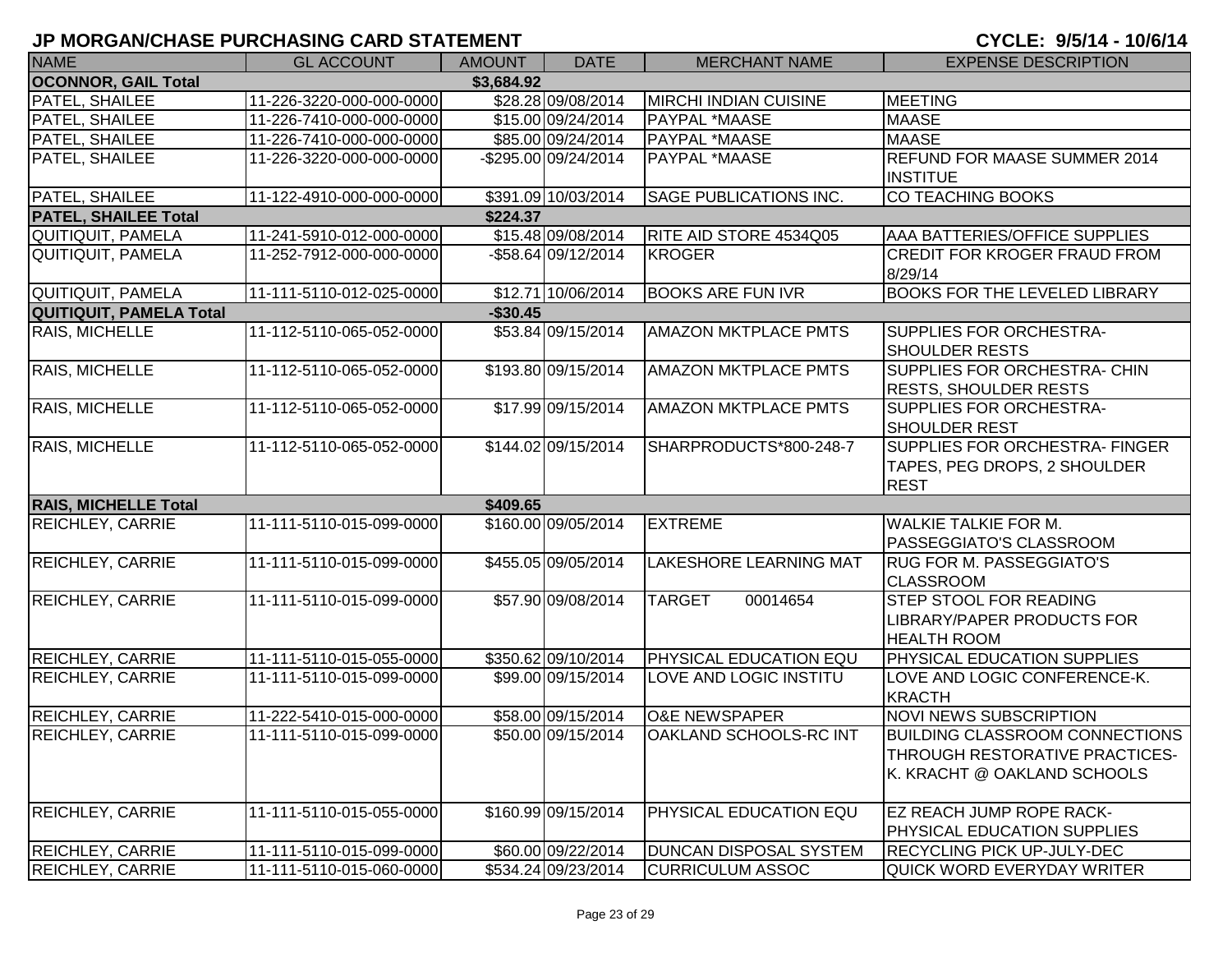# JP MORGAN/CHASE PURCHASING CARD STATEMENT

**CYCLE: 9/5/14 - 10/6/14**

| NAME | GL ACCOUNT | AMOUNT | DATE | MERCHANT NAME | EXPENSE DESCRIPTION |
|---|---|---|---|---|---|
| **OCONNOR, GAIL Total** | | **$3,684.92** | | | |
| PATEL, SHAILEE | 11-226-3220-000-000-0000 | $28.28 | 09/08/2014 | MIRCHI INDIAN CUISINE | MEETING |
| PATEL, SHAILEE | 11-226-7410-000-000-0000 | $15.00 | 09/24/2014 | PAYPAL *MAASE | MAASE |
| PATEL, SHAILEE | 11-226-7410-000-000-0000 | $85.00 | 09/24/2014 | PAYPAL *MAASE | MAASE |
| PATEL, SHAILEE | 11-226-3220-000-000-0000 | -$295.00 | 09/24/2014 | PAYPAL *MAASE | REFUND FOR MAASE SUMMER 2014 INSTITUE |
| PATEL, SHAILEE | 11-122-4910-000-000-0000 | $391.09 | 10/03/2014 | SAGE PUBLICATIONS INC. | CO TEACHING BOOKS |
| **PATEL, SHAILEE Total** | | **$224.37** | | | |
| QUITIQUIT, PAMELA | 11-241-5910-012-000-0000 | $15.48 | 09/08/2014 | RITE AID STORE 4534Q05 | AAA BATTERIES/OFFICE SUPPLIES |
| QUITIQUIT, PAMELA | 11-252-7912-000-000-0000 | -$58.64 | 09/12/2014 | KROGER | CREDIT FOR KROGER FRAUD FROM 8/29/14 |
| QUITIQUIT, PAMELA | 11-111-5110-012-025-0000 | $12.71 | 10/06/2014 | BOOKS ARE FUN IVR | BOOKS FOR THE LEVELED LIBRARY |
| **QUITIQUIT, PAMELA Total** | | **-$30.45** | | | |
| RAIS, MICHELLE | 11-112-5110-065-052-0000 | $53.84 | 09/15/2014 | AMAZON MKTPLACE PMTS | SUPPLIES FOR ORCHESTRA- SHOULDER RESTS |
| RAIS, MICHELLE | 11-112-5110-065-052-0000 | $193.80 | 09/15/2014 | AMAZON MKTPLACE PMTS | SUPPLIES FOR ORCHESTRA- CHIN RESTS, SHOULDER RESTS |
| RAIS, MICHELLE | 11-112-5110-065-052-0000 | $17.99 | 09/15/2014 | AMAZON MKTPLACE PMTS | SUPPLIES FOR ORCHESTRA- SHOULDER REST |
| RAIS, MICHELLE | 11-112-5110-065-052-0000 | $144.02 | 09/15/2014 | SHARPRODUCTS*800-248-7 | SUPPLIES FOR ORCHESTRA- FINGER TAPES, PEG DROPS, 2 SHOULDER REST |
| **RAIS, MICHELLE Total** | | **$409.65** | | | |
| REICHLEY, CARRIE | 11-111-5110-015-099-0000 | $160.00 | 09/05/2014 | EXTREME | WALKIE TALKIE FOR M. PASSEGGIATO'S CLASSROOM |
| REICHLEY, CARRIE | 11-111-5110-015-099-0000 | $455.05 | 09/05/2014 | LAKESHORE LEARNING MAT | RUG FOR M. PASSEGGIATO'S CLASSROOM |
| REICHLEY, CARRIE | 11-111-5110-015-099-0000 | $57.90 | 09/08/2014 | TARGET 00014654 | STEP STOOL FOR READING LIBRARY/PAPER PRODUCTS FOR HEALTH ROOM |
| REICHLEY, CARRIE | 11-111-5110-015-055-0000 | $350.62 | 09/10/2014 | PHYSICAL EDUCATION EQU | PHYSICAL EDUCATION SUPPLIES |
| REICHLEY, CARRIE | 11-111-5110-015-099-0000 | $99.00 | 09/15/2014 | LOVE AND LOGIC INSTITU | LOVE AND LOGIC CONFERENCE-K. KRACTH |
| REICHLEY, CARRIE | 11-222-5410-015-000-0000 | $58.00 | 09/15/2014 | O&E NEWSPAPER | NOVI NEWS SUBSCRIPTION |
| REICHLEY, CARRIE | 11-111-5110-015-099-0000 | $50.00 | 09/15/2014 | OAKLAND SCHOOLS-RC INT | BUILDING CLASSROOM CONNECTIONS THROUGH RESTORATIVE PRACTICES- K. KRACHT @ OAKLAND SCHOOLS |
| REICHLEY, CARRIE | 11-111-5110-015-055-0000 | $160.99 | 09/15/2014 | PHYSICAL EDUCATION EQU | EZ REACH JUMP ROPE RACK- PHYSICAL EDUCATION SUPPLIES |
| REICHLEY, CARRIE | 11-111-5110-015-099-0000 | $60.00 | 09/22/2014 | DUNCAN DISPOSAL SYSTEM | RECYCLING PICK UP-JULY-DEC |
| REICHLEY, CARRIE | 11-111-5110-015-060-0000 | $534.24 | 09/23/2014 | CURRICULUM ASSOC | QUICK WORD EVERYDAY WRITER |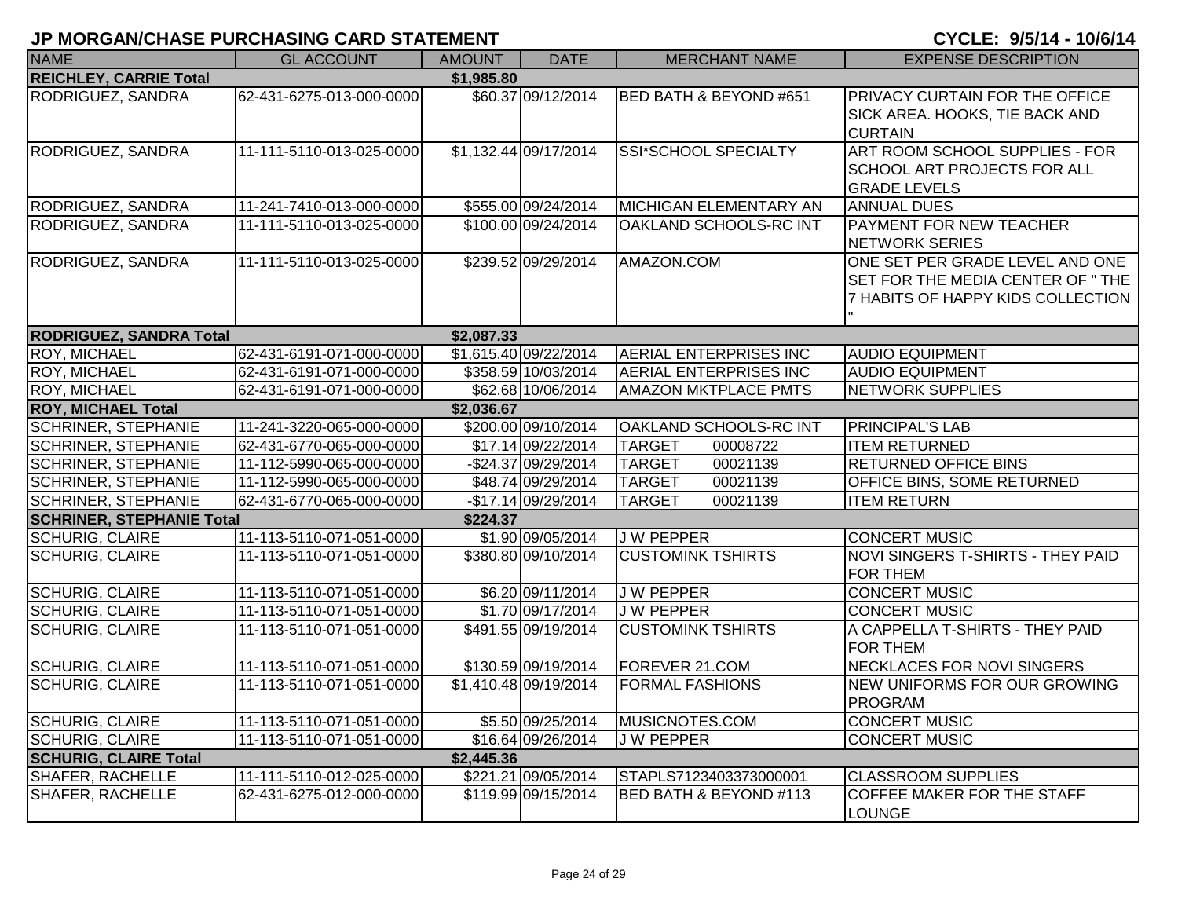## JP MORGAN/CHASE PURCHASING CARD STATEMENT

**CYCLE: 9/5/14 - 10/6/14**

| NAME | GL ACCOUNT | AMOUNT | DATE | MERCHANT NAME | EXPENSE DESCRIPTION |
|---|---|---|---|---|---|
| **REICHLEY, CARRIE Total** | | **$1,985.80** | | | |
| RODRIGUEZ, SANDRA | 62-431-6275-013-000-0000 | $60.37 | 09/12/2014 | BED BATH & BEYOND #651 | PRIVACY CURTAIN FOR THE OFFICE SICK AREA. HOOKS, TIE BACK AND CURTAIN |
| RODRIGUEZ, SANDRA | 11-111-5110-013-025-0000 | $1,132.44 | 09/17/2014 | SSI*SCHOOL SPECIALTY | ART ROOM SCHOOL SUPPLIES - FOR SCHOOL ART PROJECTS FOR ALL GRADE LEVELS |
| RODRIGUEZ, SANDRA | 11-241-7410-013-000-0000 | $555.00 | 09/24/2014 | MICHIGAN ELEMENTARY AN | ANNUAL DUES |
| RODRIGUEZ, SANDRA | 11-111-5110-013-025-0000 | $100.00 | 09/24/2014 | OAKLAND SCHOOLS-RC INT | PAYMENT FOR NEW TEACHER NETWORK SERIES |
| RODRIGUEZ, SANDRA | 11-111-5110-013-025-0000 | $239.52 | 09/29/2014 | AMAZON.COM | ONE SET PER GRADE LEVEL AND ONE SET FOR THE MEDIA CENTER OF " THE 7 HABITS OF HAPPY KIDS COLLECTION " |
| **RODRIGUEZ, SANDRA Total** | | **$2,087.33** | | | |
| ROY, MICHAEL | 62-431-6191-071-000-0000 | $1,615.40 | 09/22/2014 | AERIAL ENTERPRISES INC | AUDIO EQUIPMENT |
| ROY, MICHAEL | 62-431-6191-071-000-0000 | $358.59 | 10/03/2014 | AERIAL ENTERPRISES INC | AUDIO EQUIPMENT |
| ROY, MICHAEL | 62-431-6191-071-000-0000 | $62.68 | 10/06/2014 | AMAZON MKTPLACE PMTS | NETWORK SUPPLIES |
| **ROY, MICHAEL Total** | | **$2,036.67** | | | |
| SCHRINER, STEPHANIE | 11-241-3220-065-000-0000 | $200.00 | 09/10/2014 | OAKLAND SCHOOLS-RC INT | PRINCIPAL'S LAB |
| SCHRINER, STEPHANIE | 62-431-6770-065-000-0000 | $17.14 | 09/22/2014 | TARGET 00008722 | ITEM RETURNED |
| SCHRINER, STEPHANIE | 11-112-5990-065-000-0000 | -$24.37 | 09/29/2014 | TARGET 00021139 | RETURNED OFFICE BINS |
| SCHRINER, STEPHANIE | 11-112-5990-065-000-0000 | $48.74 | 09/29/2014 | TARGET 00021139 | OFFICE BINS, SOME RETURNED |
| SCHRINER, STEPHANIE | 62-431-6770-065-000-0000 | -$17.14 | 09/29/2014 | TARGET 00021139 | ITEM RETURN |
| **SCHRINER, STEPHANIE Total** | | **$224.37** | | | |
| SCHURIG, CLAIRE | 11-113-5110-071-051-0000 | $1.90 | 09/05/2014 | J W PEPPER | CONCERT MUSIC |
| SCHURIG, CLAIRE | 11-113-5110-071-051-0000 | $380.80 | 09/10/2014 | CUSTOMINK TSHIRTS | NOVI SINGERS T-SHIRTS - THEY PAID FOR THEM |
| SCHURIG, CLAIRE | 11-113-5110-071-051-0000 | $6.20 | 09/11/2014 | J W PEPPER | CONCERT MUSIC |
| SCHURIG, CLAIRE | 11-113-5110-071-051-0000 | $1.70 | 09/17/2014 | J W PEPPER | CONCERT MUSIC |
| SCHURIG, CLAIRE | 11-113-5110-071-051-0000 | $491.55 | 09/19/2014 | CUSTOMINK TSHIRTS | A CAPPELLA T-SHIRTS - THEY PAID FOR THEM |
| SCHURIG, CLAIRE | 11-113-5110-071-051-0000 | $130.59 | 09/19/2014 | FOREVER 21.COM | NECKLACES FOR NOVI SINGERS |
| SCHURIG, CLAIRE | 11-113-5110-071-051-0000 | $1,410.48 | 09/19/2014 | FORMAL FASHIONS | NEW UNIFORMS FOR OUR GROWING PROGRAM |
| SCHURIG, CLAIRE | 11-113-5110-071-051-0000 | $5.50 | 09/25/2014 | MUSICNOTES.COM | CONCERT MUSIC |
| SCHURIG, CLAIRE | 11-113-5110-071-051-0000 | $16.64 | 09/26/2014 | J W PEPPER | CONCERT MUSIC |
| **SCHURIG, CLAIRE Total** | | **$2,445.36** | | | |
| SHAFER, RACHELLE | 11-111-5110-012-025-0000 | $221.21 | 09/05/2014 | STAPLS7123403373000001 | CLASSROOM SUPPLIES |
| SHAFER, RACHELLE | 62-431-6275-012-000-0000 | $119.99 | 09/15/2014 | BED BATH & BEYOND #113 | COFFEE MAKER FOR THE STAFF LOUNGE |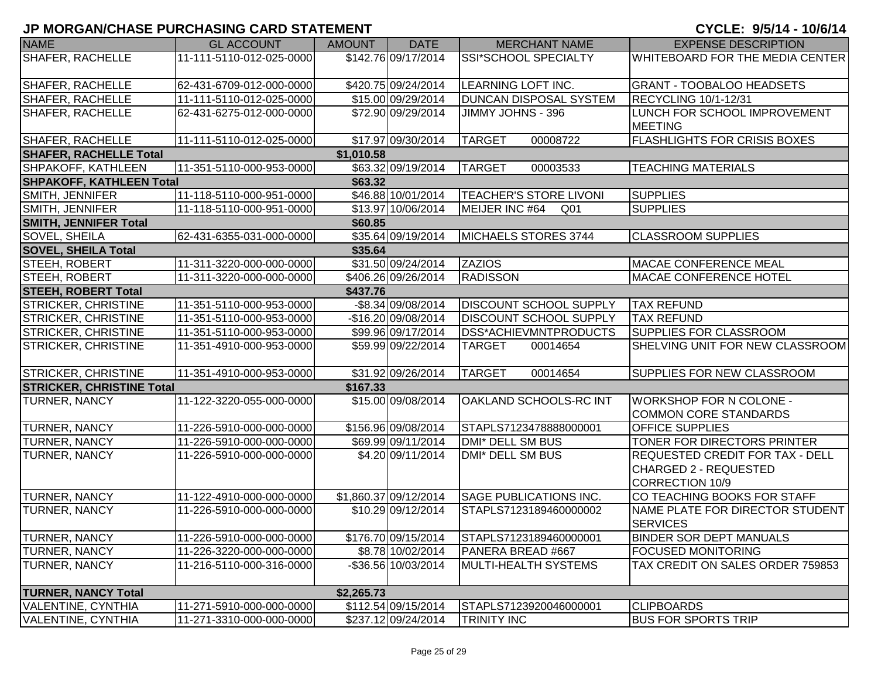## JP MORGAN/CHASE PURCHASING CARD STATEMENT

**CYCLE: 9/5/14 - 10/6/14**

| NAME | GL ACCOUNT | AMOUNT | DATE | MERCHANT NAME | EXPENSE DESCRIPTION |
|---|---|---|---|---|---|
| SHAFER, RACHELLE | 11-111-5110-012-025-0000 | $142.76 | 09/17/2014 | SSI*SCHOOL SPECIALTY | WHITEBOARD FOR THE MEDIA CENTER |
| SHAFER, RACHELLE | 62-431-6709-012-000-0000 | $420.75 | 09/24/2014 | LEARNING LOFT INC. | GRANT - TOOBALOO HEADSETS |
| SHAFER, RACHELLE | 11-111-5110-012-025-0000 | $15.00 | 09/29/2014 | DUNCAN DISPOSAL SYSTEM | RECYCLING 10/1-12/31 |
| SHAFER, RACHELLE | 62-431-6275-012-000-0000 | $72.90 | 09/29/2014 | JIMMY JOHNS - 396 | LUNCH FOR SCHOOL IMPROVEMENT MEETING |
| SHAFER, RACHELLE | 11-111-5110-012-025-0000 | $17.97 | 09/30/2014 | TARGET 00008722 | FLASHLIGHTS FOR CRISIS BOXES |
| **SHAFER, RACHELLE Total** | | **$1,010.58** | | | |
| SHPAKOFF, KATHLEEN | 11-351-5110-000-953-0000 | $63.32 | 09/19/2014 | TARGET 00003533 | TEACHING MATERIALS |
| **SHPAKOFF, KATHLEEN Total** | | **$63.32** | | | |
| SMITH, JENNIFER | 11-118-5110-000-951-0000 | $46.88 | 10/01/2014 | TEACHER'S STORE LIVONI | SUPPLIES |
| SMITH, JENNIFER | 11-118-5110-000-951-0000 | $13.97 | 10/06/2014 | MEIJER INC #64 Q01 | SUPPLIES |
| **SMITH, JENNIFER Total** | | **$60.85** | | | |
| SOVEL, SHEILA | 62-431-6355-031-000-0000 | $35.64 | 09/19/2014 | MICHAELS STORES 3744 | CLASSROOM SUPPLIES |
| **SOVEL, SHEILA Total** | | **$35.64** | | | |
| STEEH, ROBERT | 11-311-3220-000-000-0000 | $31.50 | 09/24/2014 | ZAZIOS | MACAE CONFERENCE MEAL |
| STEEH, ROBERT | 11-311-3220-000-000-0000 | $406.26 | 09/26/2014 | RADISSON | MACAE CONFERENCE HOTEL |
| **STEEH, ROBERT Total** | | **$437.76** | | | |
| STRICKER, CHRISTINE | 11-351-5110-000-953-0000 | -$8.34 | 09/08/2014 | DISCOUNT SCHOOL SUPPLY | TAX REFUND |
| STRICKER, CHRISTINE | 11-351-5110-000-953-0000 | -$16.20 | 09/08/2014 | DISCOUNT SCHOOL SUPPLY | TAX REFUND |
| STRICKER, CHRISTINE | 11-351-5110-000-953-0000 | $99.96 | 09/17/2014 | DSS*ACHIEVMNTPRODUCTS | SUPPLIES FOR CLASSROOM |
| STRICKER, CHRISTINE | 11-351-4910-000-953-0000 | $59.99 | 09/22/2014 | TARGET 00014654 | SHELVING UNIT FOR NEW CLASSROOM |
| STRICKER, CHRISTINE | 11-351-4910-000-953-0000 | $31.92 | 09/26/2014 | TARGET 00014654 | SUPPLIES FOR NEW CLASSROOM |
| **STRICKER, CHRISTINE Total** | | **$167.33** | | | |
| TURNER, NANCY | 11-122-3220-055-000-0000 | $15.00 | 09/08/2014 | OAKLAND SCHOOLS-RC INT | WORKSHOP FOR N COLONE - COMMON CORE STANDARDS |
| TURNER, NANCY | 11-226-5910-000-000-0000 | $156.96 | 09/08/2014 | STAPLS7123478888000001 | OFFICE SUPPLIES |
| TURNER, NANCY | 11-226-5910-000-000-0000 | $69.99 | 09/11/2014 | DMI* DELL SM BUS | TONER FOR DIRECTORS PRINTER |
| TURNER, NANCY | 11-226-5910-000-000-0000 | $4.20 | 09/11/2014 | DMI* DELL SM BUS | REQUESTED CREDIT FOR TAX - DELL CHARGED 2 - REQUESTED CORRECTION 10/9 |
| TURNER, NANCY | 11-122-4910-000-000-0000 | $1,860.37 | 09/12/2014 | SAGE PUBLICATIONS INC. | CO TEACHING BOOKS FOR STAFF |
| TURNER, NANCY | 11-226-5910-000-000-0000 | $10.29 | 09/12/2014 | STAPLS7123189460000002 | NAME PLATE FOR DIRECTOR STUDENT SERVICES |
| TURNER, NANCY | 11-226-5910-000-000-0000 | $176.70 | 09/15/2014 | STAPLS7123189460000001 | BINDER SOR DEPT MANUALS |
| TURNER, NANCY | 11-226-3220-000-000-0000 | $8.78 | 10/02/2014 | PANERA BREAD #667 | FOCUSED MONITORING |
| TURNER, NANCY | 11-216-5110-000-316-0000 | -$36.56 | 10/03/2014 | MULTI-HEALTH SYSTEMS | TAX CREDIT ON SALES ORDER 759853 |
| **TURNER, NANCY Total** | | **$2,265.73** | | | |
| VALENTINE, CYNTHIA | 11-271-5910-000-000-0000 | $112.54 | 09/15/2014 | STAPLS7123920046000001 | CLIPBOARDS |
| VALENTINE, CYNTHIA | 11-271-3310-000-000-0000 | $237.12 | 09/24/2014 | TRINITY INC | BUS FOR SPORTS TRIP |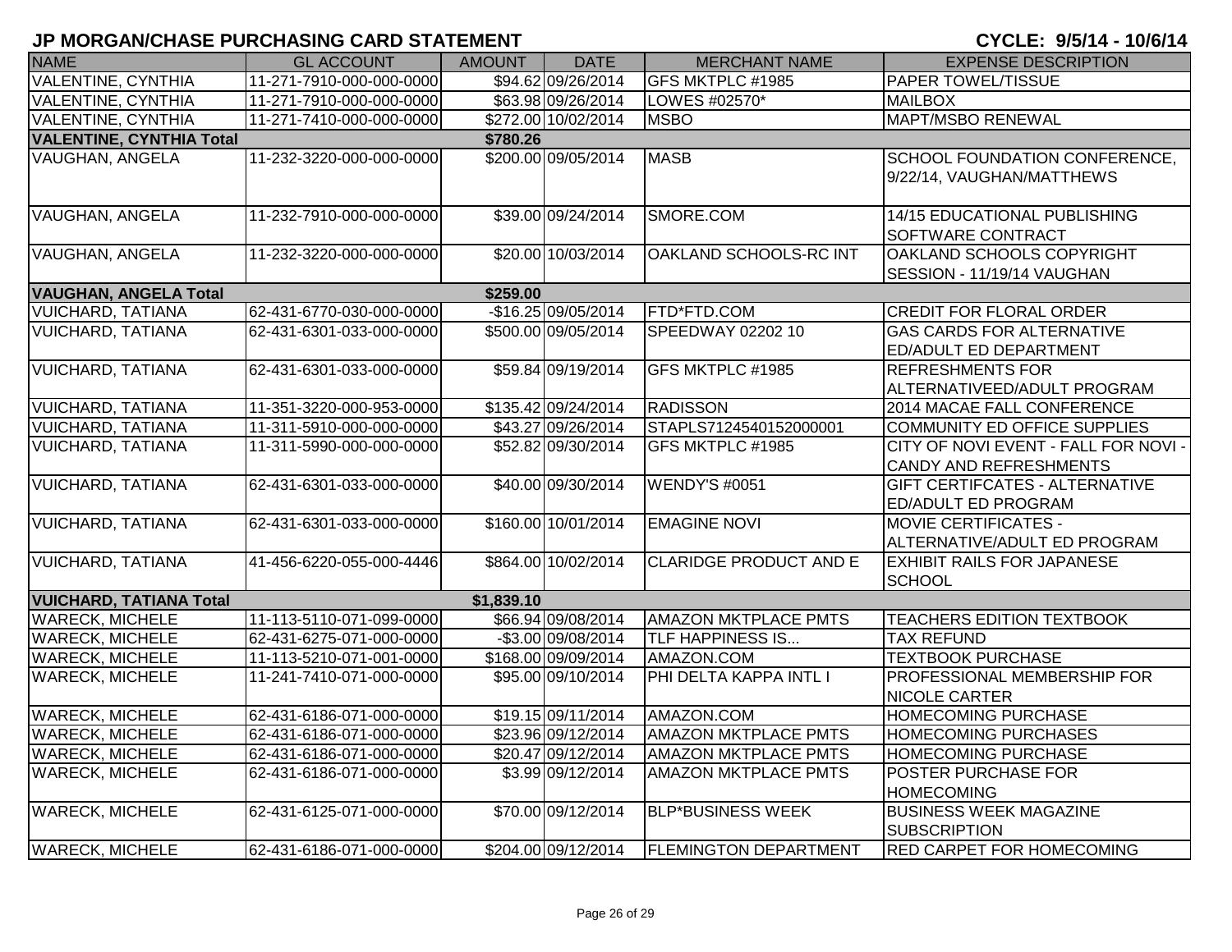## JP MORGAN/CHASE PURCHASING CARD STATEMENT

**CYCLE: 9/5/14 - 10/6/14**

| NAME | GL ACCOUNT | AMOUNT | DATE | MERCHANT NAME | EXPENSE DESCRIPTION |
|---|---|---|---|---|---|
| VALENTINE, CYNTHIA | 11-271-7910-000-000-0000 | $94.62 | 09/26/2014 | GFS MKTPLC #1985 | PAPER TOWEL/TISSUE |
| VALENTINE, CYNTHIA | 11-271-7910-000-000-0000 | $63.98 | 09/26/2014 | LOWES #02570* | MAILBOX |
| VALENTINE, CYNTHIA | 11-271-7410-000-000-0000 | $272.00 | 10/02/2014 | MSBO | MAPT/MSBO RENEWAL |
| **VALENTINE, CYNTHIA Total** | | **$780.26** | | | |
| VAUGHAN, ANGELA | 11-232-3220-000-000-0000 | $200.00 | 09/05/2014 | MASB | SCHOOL FOUNDATION CONFERENCE, 9/22/14, VAUGHAN/MATTHEWS |
| VAUGHAN, ANGELA | 11-232-7910-000-000-0000 | $39.00 | 09/24/2014 | SMORE.COM | 14/15 EDUCATIONAL PUBLISHING SOFTWARE CONTRACT |
| VAUGHAN, ANGELA | 11-232-3220-000-000-0000 | $20.00 | 10/03/2014 | OAKLAND SCHOOLS-RC INT | OAKLAND SCHOOLS COPYRIGHT SESSION - 11/19/14 VAUGHAN |
| **VAUGHAN, ANGELA Total** | | **$259.00** | | | |
| VUICHARD, TATIANA | 62-431-6770-030-000-0000 | -$16.25 | 09/05/2014 | FTD*FTD.COM | CREDIT FOR FLORAL ORDER |
| VUICHARD, TATIANA | 62-431-6301-033-000-0000 | $500.00 | 09/05/2014 | SPEEDWAY 02202 10 | GAS CARDS FOR ALTERNATIVE ED/ADULT ED DEPARTMENT |
| VUICHARD, TATIANA | 62-431-6301-033-000-0000 | $59.84 | 09/19/2014 | GFS MKTPLC #1985 | REFRESHMENTS FOR ALTERNATIVEED/ADULT PROGRAM |
| VUICHARD, TATIANA | 11-351-3220-000-953-0000 | $135.42 | 09/24/2014 | RADISSON | 2014 MACAE FALL CONFERENCE |
| VUICHARD, TATIANA | 11-311-5910-000-000-0000 | $43.27 | 09/26/2014 | STAPLS7124540152000001 | COMMUNITY ED OFFICE SUPPLIES |
| VUICHARD, TATIANA | 11-311-5990-000-000-0000 | $52.82 | 09/30/2014 | GFS MKTPLC #1985 | CITY OF NOVI EVENT - FALL FOR NOVI - CANDY AND REFRESHMENTS |
| VUICHARD, TATIANA | 62-431-6301-033-000-0000 | $40.00 | 09/30/2014 | WENDY'S #0051 | GIFT CERTIFCATES - ALTERNATIVE ED/ADULT ED PROGRAM |
| VUICHARD, TATIANA | 62-431-6301-033-000-0000 | $160.00 | 10/01/2014 | EMAGINE NOVI | MOVIE CERTIFICATES - ALTERNATIVE/ADULT ED PROGRAM |
| VUICHARD, TATIANA | 41-456-6220-055-000-4446 | $864.00 | 10/02/2014 | CLARIDGE PRODUCT AND E | EXHIBIT RAILS FOR JAPANESE SCHOOL |
| **VUICHARD, TATIANA Total** | | **$1,839.10** | | | |
| WARECK, MICHELE | 11-113-5110-071-099-0000 | $66.94 | 09/08/2014 | AMAZON MKTPLACE PMTS | TEACHERS EDITION TEXTBOOK |
| WARECK, MICHELE | 62-431-6275-071-000-0000 | -$3.00 | 09/08/2014 | TLF HAPPINESS IS... | TAX REFUND |
| WARECK, MICHELE | 11-113-5210-071-001-0000 | $168.00 | 09/09/2014 | AMAZON.COM | TEXTBOOK PURCHASE |
| WARECK, MICHELE | 11-241-7410-071-000-0000 | $95.00 | 09/10/2014 | PHI DELTA KAPPA INTL I | PROFESSIONAL MEMBERSHIP FOR NICOLE CARTER |
| WARECK, MICHELE | 62-431-6186-071-000-0000 | $19.15 | 09/11/2014 | AMAZON.COM | HOMECOMING PURCHASE |
| WARECK, MICHELE | 62-431-6186-071-000-0000 | $23.96 | 09/12/2014 | AMAZON MKTPLACE PMTS | HOMECOMING PURCHASES |
| WARECK, MICHELE | 62-431-6186-071-000-0000 | $20.47 | 09/12/2014 | AMAZON MKTPLACE PMTS | HOMECOMING PURCHASE |
| WARECK, MICHELE | 62-431-6186-071-000-0000 | $3.99 | 09/12/2014 | AMAZON MKTPLACE PMTS | POSTER PURCHASE FOR HOMECOMING |
| WARECK, MICHELE | 62-431-6125-071-000-0000 | $70.00 | 09/12/2014 | BLP*BUSINESS WEEK | BUSINESS WEEK MAGAZINE SUBSCRIPTION |
| WARECK, MICHELE | 62-431-6186-071-000-0000 | $204.00 | 09/12/2014 | FLEMINGTON DEPARTMENT | RED CARPET FOR HOMECOMING |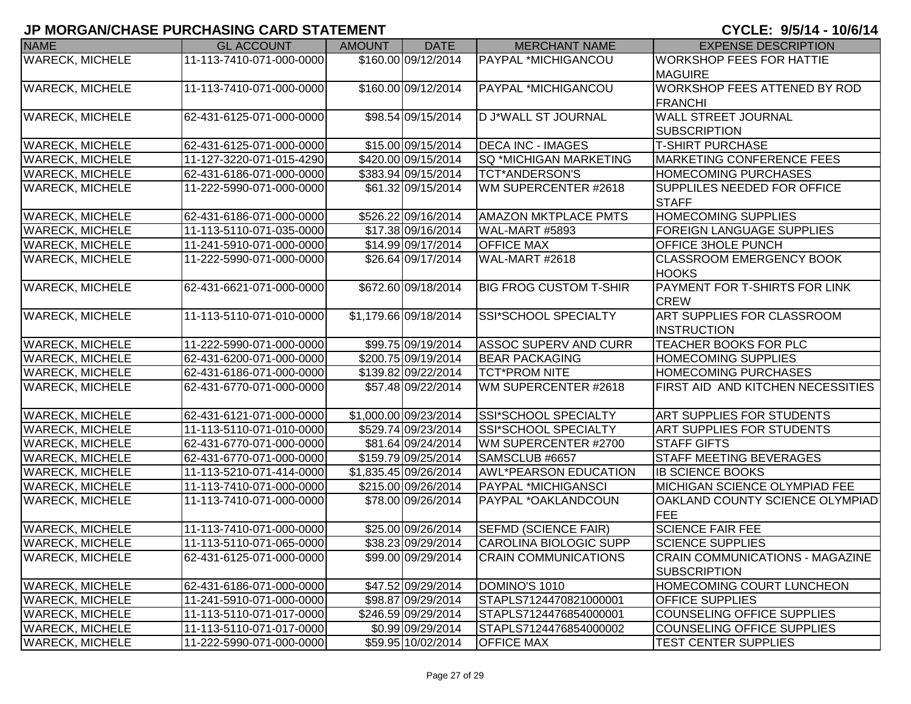# JP MORGAN/CHASE PURCHASING CARD STATEMENT

**CYCLE: 9/5/14 - 10/6/14**

| NAME | GL ACCOUNT | AMOUNT | DATE | MERCHANT NAME | EXPENSE DESCRIPTION |
|---|---|---|---|---|---|
| WARECK, MICHELE | 11-113-7410-071-000-0000 | $160.00 | 09/12/2014 | PAYPAL *MICHIGANCOU | WORKSHOP FEES FOR HATTIE MAGUIRE |
| WARECK, MICHELE | 11-113-7410-071-000-0000 | $160.00 | 09/12/2014 | PAYPAL *MICHIGANCOU | WORKSHOP FEES ATTENED BY ROD FRANCHI |
| WARECK, MICHELE | 62-431-6125-071-000-0000 | $98.54 | 09/15/2014 | D J*WALL ST JOURNAL | WALL STREET JOURNAL SUBSCRIPTION |
| WARECK, MICHELE | 62-431-6125-071-000-0000 | $15.00 | 09/15/2014 | DECA INC - IMAGES | T-SHIRT PURCHASE |
| WARECK, MICHELE | 11-127-3220-071-015-4290 | $420.00 | 09/15/2014 | SQ *MICHIGAN MARKETING | MARKETING CONFERENCE FEES |
| WARECK, MICHELE | 62-431-6186-071-000-0000 | $383.94 | 09/15/2014 | TCT*ANDERSON'S | HOMECOMING PURCHASES |
| WARECK, MICHELE | 11-222-5990-071-000-0000 | $61.32 | 09/15/2014 | WM SUPERCENTER #2618 | SUPPLILES NEEDED FOR OFFICE STAFF |
| WARECK, MICHELE | 62-431-6186-071-000-0000 | $526.22 | 09/16/2014 | AMAZON MKTPLACE PMTS | HOMECOMING SUPPLIES |
| WARECK, MICHELE | 11-113-5110-071-035-0000 | $17.38 | 09/16/2014 | WAL-MART #5893 | FOREIGN LANGUAGE SUPPLIES |
| WARECK, MICHELE | 11-241-5910-071-000-0000 | $14.99 | 09/17/2014 | OFFICE MAX | OFFICE 3HOLE PUNCH |
| WARECK, MICHELE | 11-222-5990-071-000-0000 | $26.64 | 09/17/2014 | WAL-MART #2618 | CLASSROOM EMERGENCY BOOK HOOKS |
| WARECK, MICHELE | 62-431-6621-071-000-0000 | $672.60 | 09/18/2014 | BIG FROG CUSTOM T-SHIR | PAYMENT FOR T-SHIRTS FOR LINK CREW |
| WARECK, MICHELE | 11-113-5110-071-010-0000 | $1,179.66 | 09/18/2014 | SSI*SCHOOL SPECIALTY | ART SUPPLIES FOR CLASSROOM INSTRUCTION |
| WARECK, MICHELE | 11-222-5990-071-000-0000 | $99.75 | 09/19/2014 | ASSOC SUPERV AND CURR | TEACHER BOOKS FOR PLC |
| WARECK, MICHELE | 62-431-6200-071-000-0000 | $200.75 | 09/19/2014 | BEAR PACKAGING | HOMECOMING SUPPLIES |
| WARECK, MICHELE | 62-431-6186-071-000-0000 | $139.82 | 09/22/2014 | TCT*PROM NITE | HOMECOMING PURCHASES |
| WARECK, MICHELE | 62-431-6770-071-000-0000 | $57.48 | 09/22/2014 | WM SUPERCENTER #2618 | FIRST AID AND KITCHEN NECESSITIES |
| WARECK, MICHELE | 62-431-6121-071-000-0000 | $1,000.00 | 09/23/2014 | SSI*SCHOOL SPECIALTY | ART SUPPLIES FOR STUDENTS |
| WARECK, MICHELE | 11-113-5110-071-010-0000 | $529.74 | 09/23/2014 | SSI*SCHOOL SPECIALTY | ART SUPPLIES FOR STUDENTS |
| WARECK, MICHELE | 62-431-6770-071-000-0000 | $81.64 | 09/24/2014 | WM SUPERCENTER #2700 | STAFF GIFTS |
| WARECK, MICHELE | 62-431-6770-071-000-0000 | $159.79 | 09/25/2014 | SAMSCLUB #6657 | STAFF MEETING BEVERAGES |
| WARECK, MICHELE | 11-113-5210-071-414-0000 | $1,835.45 | 09/26/2014 | AWL*PEARSON EDUCATION | IB SCIENCE BOOKS |
| WARECK, MICHELE | 11-113-7410-071-000-0000 | $215.00 | 09/26/2014 | PAYPAL *MICHIGANSCI | MICHIGAN SCIENCE OLYMPIAD FEE |
| WARECK, MICHELE | 11-113-7410-071-000-0000 | $78.00 | 09/26/2014 | PAYPAL *OAKLANDCOUN | OAKLAND COUNTY SCIENCE OLYMPIAD FEE |
| WARECK, MICHELE | 11-113-7410-071-000-0000 | $25.00 | 09/26/2014 | SEFMD (SCIENCE FAIR) | SCIENCE FAIR FEE |
| WARECK, MICHELE | 11-113-5110-071-065-0000 | $38.23 | 09/29/2014 | CAROLINA BIOLOGIC SUPP | SCIENCE SUPPLIES |
| WARECK, MICHELE | 62-431-6125-071-000-0000 | $99.00 | 09/29/2014 | CRAIN COMMUNICATIONS | CRAIN COMMUNICATIONS - MAGAZINE SUBSCRIPTION |
| WARECK, MICHELE | 62-431-6186-071-000-0000 | $47.52 | 09/29/2014 | DOMINO'S 1010 | HOMECOMING COURT LUNCHEON |
| WARECK, MICHELE | 11-241-5910-071-000-0000 | $98.87 | 09/29/2014 | STAPLS7124470821000001 | OFFICE SUPPLIES |
| WARECK, MICHELE | 11-113-5110-071-017-0000 | $246.59 | 09/29/2014 | STAPLS7124476854000001 | COUNSELING OFFICE SUPPLIES |
| WARECK, MICHELE | 11-113-5110-071-017-0000 | $0.99 | 09/29/2014 | STAPLS7124476854000002 | COUNSELING OFFICE SUPPLIES |
| WARECK, MICHELE | 11-222-5990-071-000-0000 | $59.95 | 10/02/2014 | OFFICE MAX | TEST CENTER SUPPLIES |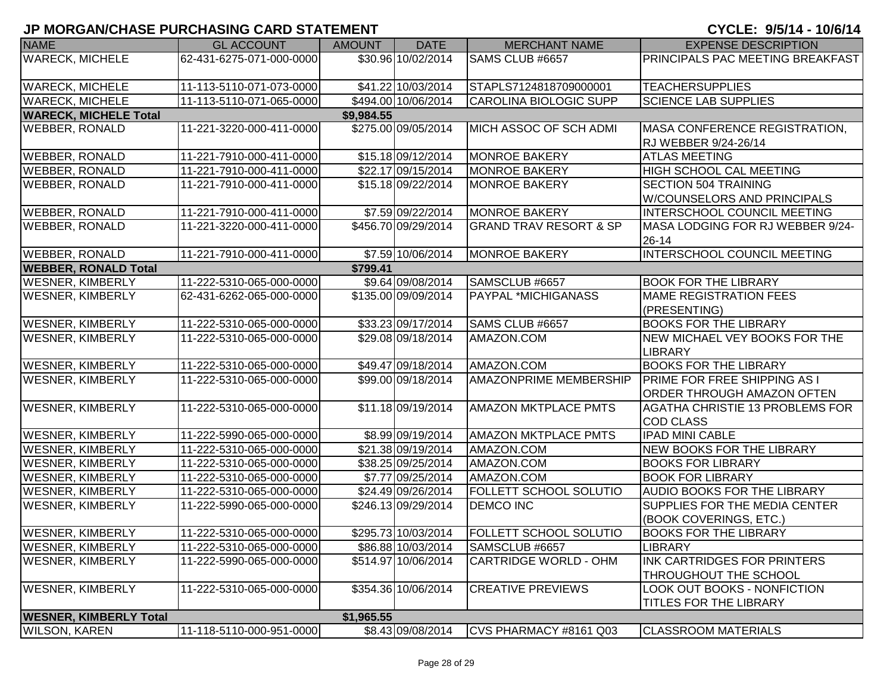## JP MORGAN/CHASE PURCHASING CARD STATEMENT

**CYCLE: 9/5/14 - 10/6/14**

| NAME | GL ACCOUNT | AMOUNT | DATE | MERCHANT NAME | EXPENSE DESCRIPTION |
|---|---|---|---|---|---|
| WARECK, MICHELE | 62-431-6275-071-000-0000 | $30.96 | 10/02/2014 | SAMS CLUB #6657 | PRINCIPALS PAC MEETING BREAKFAST |
| WARECK, MICHELE | 11-113-5110-071-073-0000 | $41.22 | 10/03/2014 | STAPLS7124818709000001 | TEACHERSUPPLIES |
| WARECK, MICHELE | 11-113-5110-071-065-0000 | $494.00 | 10/06/2014 | CAROLINA BIOLOGIC SUPP | SCIENCE LAB SUPPLIES |
| **WARECK, MICHELE Total** | | **$9,984.55** | | | |
| WEBBER, RONALD | 11-221-3220-000-411-0000 | $275.00 | 09/05/2014 | MICH ASSOC OF SCH ADMI | MASA CONFERENCE REGISTRATION, RJ WEBBER 9/24-26/14 |
| WEBBER, RONALD | 11-221-7910-000-411-0000 | $15.18 | 09/12/2014 | MONROE BAKERY | ATLAS MEETING |
| WEBBER, RONALD | 11-221-7910-000-411-0000 | $22.17 | 09/15/2014 | MONROE BAKERY | HIGH SCHOOL CAL MEETING |
| WEBBER, RONALD | 11-221-7910-000-411-0000 | $15.18 | 09/22/2014 | MONROE BAKERY | SECTION 504 TRAINING W/COUNSELORS AND PRINCIPALS |
| WEBBER, RONALD | 11-221-7910-000-411-0000 | $7.59 | 09/22/2014 | MONROE BAKERY | INTERSCHOOL COUNCIL MEETING |
| WEBBER, RONALD | 11-221-3220-000-411-0000 | $456.70 | 09/29/2014 | GRAND TRAV RESORT & SP | MASA LODGING FOR RJ WEBBER 9/24-26-14 |
| WEBBER, RONALD | 11-221-7910-000-411-0000 | $7.59 | 10/06/2014 | MONROE BAKERY | INTERSCHOOL COUNCIL MEETING |
| **WEBBER, RONALD Total** | | **$799.41** | | | |
| WESNER, KIMBERLY | 11-222-5310-065-000-0000 | $9.64 | 09/08/2014 | SAMSCLUB #6657 | BOOK FOR THE LIBRARY |
| WESNER, KIMBERLY | 62-431-6262-065-000-0000 | $135.00 | 09/09/2014 | PAYPAL *MICHIGANASS | MAME REGISTRATION FEES (PRESENTING) |
| WESNER, KIMBERLY | 11-222-5310-065-000-0000 | $33.23 | 09/17/2014 | SAMS CLUB #6657 | BOOKS FOR THE LIBRARY |
| WESNER, KIMBERLY | 11-222-5310-065-000-0000 | $29.08 | 09/18/2014 | AMAZON.COM | NEW MICHAEL VEY BOOKS FOR THE LIBRARY |
| WESNER, KIMBERLY | 11-222-5310-065-000-0000 | $49.47 | 09/18/2014 | AMAZON.COM | BOOKS FOR THE LIBRARY |
| WESNER, KIMBERLY | 11-222-5310-065-000-0000 | $99.00 | 09/18/2014 | AMAZONPRIME MEMBERSHIP | PRIME FOR FREE SHIPPING AS I ORDER THROUGH AMAZON OFTEN |
| WESNER, KIMBERLY | 11-222-5310-065-000-0000 | $11.18 | 09/19/2014 | AMAZON MKTPLACE PMTS | AGATHA CHRISTIE 13 PROBLEMS FOR COD CLASS |
| WESNER, KIMBERLY | 11-222-5990-065-000-0000 | $8.99 | 09/19/2014 | AMAZON MKTPLACE PMTS | IPAD MINI CABLE |
| WESNER, KIMBERLY | 11-222-5310-065-000-0000 | $21.38 | 09/19/2014 | AMAZON.COM | NEW BOOKS FOR THE LIBRARY |
| WESNER, KIMBERLY | 11-222-5310-065-000-0000 | $38.25 | 09/25/2014 | AMAZON.COM | BOOKS FOR LIBRARY |
| WESNER, KIMBERLY | 11-222-5310-065-000-0000 | $7.77 | 09/25/2014 | AMAZON.COM | BOOK FOR LIBRARY |
| WESNER, KIMBERLY | 11-222-5310-065-000-0000 | $24.49 | 09/26/2014 | FOLLETT SCHOOL SOLUTIO | AUDIO BOOKS FOR THE LIBRARY |
| WESNER, KIMBERLY | 11-222-5990-065-000-0000 | $246.13 | 09/29/2014 | DEMCO INC | SUPPLIES FOR THE MEDIA CENTER (BOOK COVERINGS, ETC.) |
| WESNER, KIMBERLY | 11-222-5310-065-000-0000 | $295.73 | 10/03/2014 | FOLLETT SCHOOL SOLUTIO | BOOKS FOR THE LIBRARY |
| WESNER, KIMBERLY | 11-222-5310-065-000-0000 | $86.88 | 10/03/2014 | SAMSCLUB #6657 | LIBRARY |
| WESNER, KIMBERLY | 11-222-5990-065-000-0000 | $514.97 | 10/06/2014 | CARTRIDGE WORLD - OHM | INK CARTRIDGES FOR PRINTERS THROUGHOUT THE SCHOOL |
| WESNER, KIMBERLY | 11-222-5310-065-000-0000 | $354.36 | 10/06/2014 | CREATIVE PREVIEWS | LOOK OUT BOOKS - NONFICTION TITLES FOR THE LIBRARY |
| **WESNER, KIMBERLY Total** | | **$1,965.55** | | | |
| WILSON, KAREN | 11-118-5110-000-951-0000 | $8.43 | 09/08/2014 | CVS PHARMACY #8161 Q03 | CLASSROOM MATERIALS |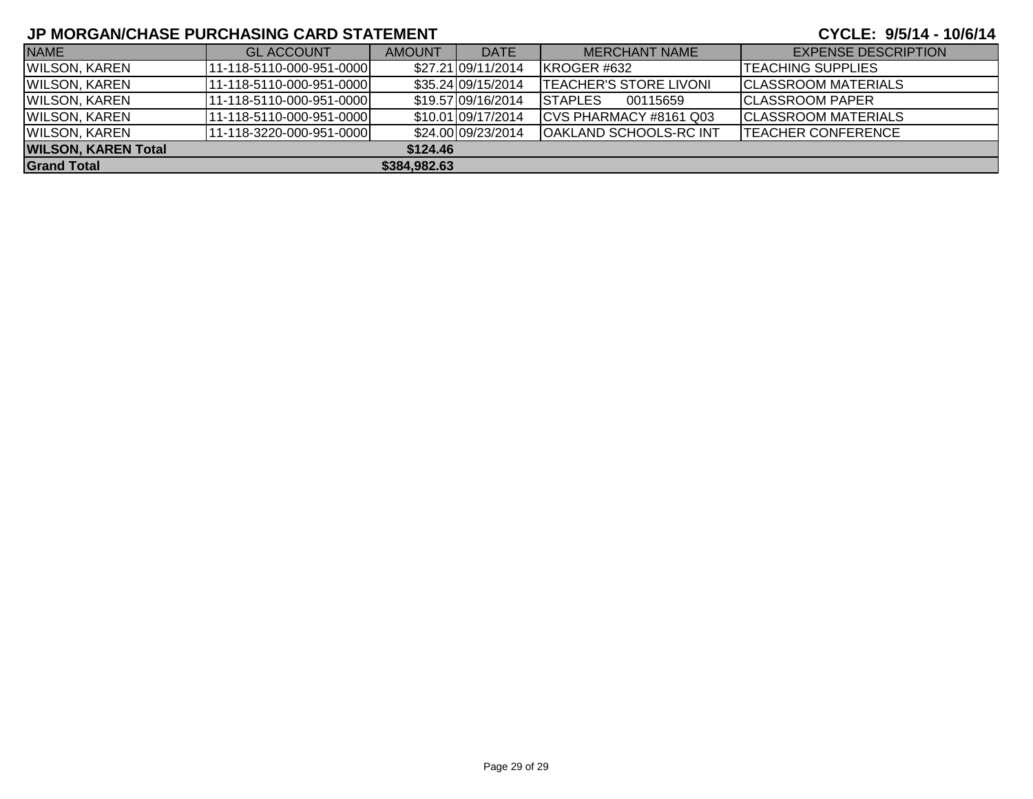## JP MORGAN/CHASE PURCHASING CARD STATEMENT

**CYCLE: 9/5/14 - 10/6/14**

| NAME | GL ACCOUNT | AMOUNT | DATE | MERCHANT NAME | EXPENSE DESCRIPTION |
|---|---|---|---|---|---|
| WILSON, KAREN | 11-118-5110-000-951-0000 | $27.21 | 09/11/2014 | KROGER #632 | TEACHING SUPPLIES |
| WILSON, KAREN | 11-118-5110-000-951-0000 | $35.24 | 09/15/2014 | TEACHER'S STORE LIVONI | CLASSROOM MATERIALS |
| WILSON, KAREN | 11-118-5110-000-951-0000 | $19.57 | 09/16/2014 | STAPLES 00115659 | CLASSROOM PAPER |
| WILSON, KAREN | 11-118-5110-000-951-0000 | $10.01 | 09/17/2014 | CVS PHARMACY #8161 Q03 | CLASSROOM MATERIALS |
| WILSON, KAREN | 11-118-3220-000-951-0000 | $24.00 | 09/23/2014 | OAKLAND SCHOOLS-RC INT | TEACHER CONFERENCE |
| **WILSON, KAREN Total** | | **$124.46** | | | |
| **Grand Total** | | **$384,982.63** | | | |